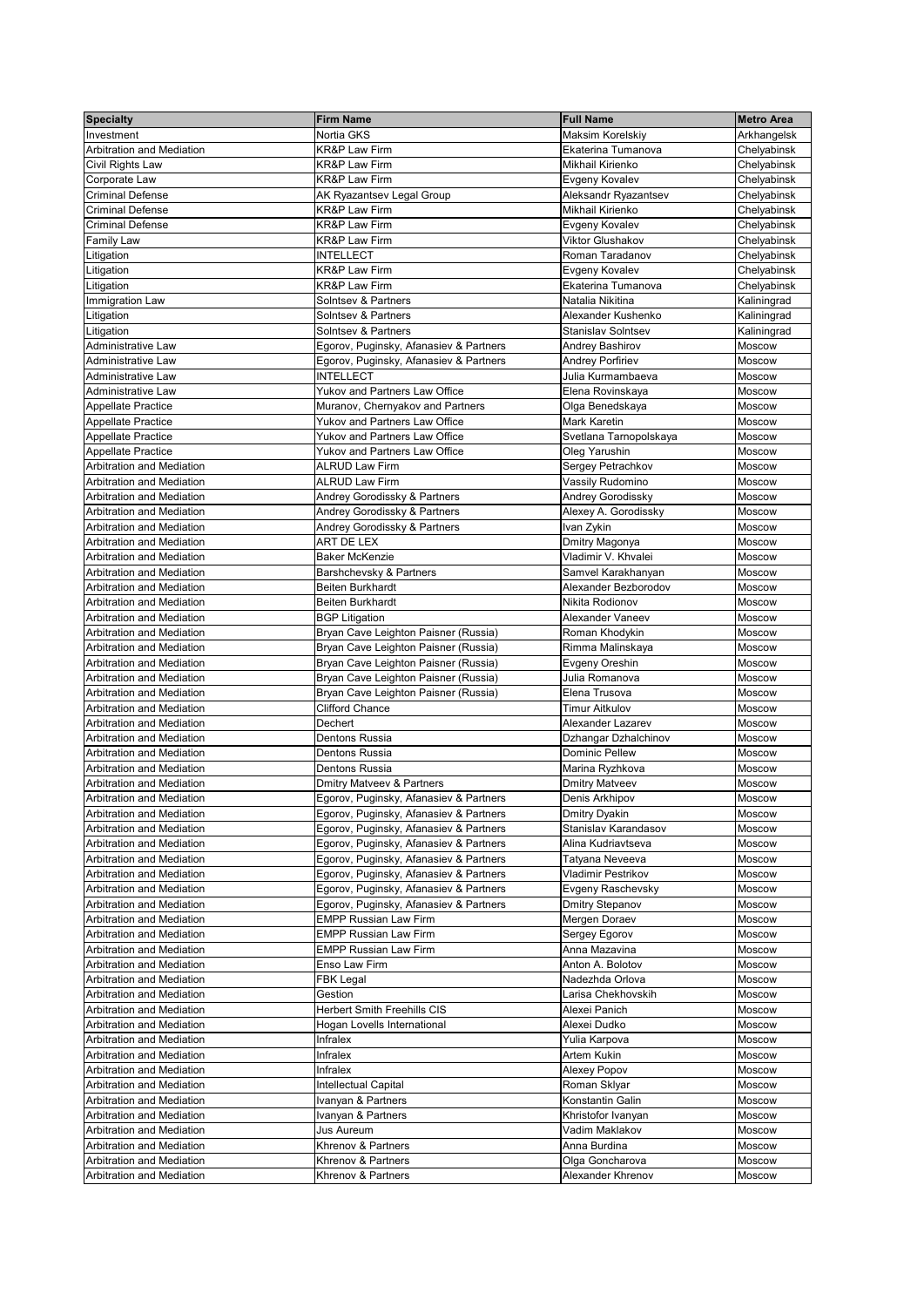| Specialty | Firm Name | Full Name | Metro Area |
|---|---|---|---|
| Investment | Nortia GKS | Maksim Korelskiy | Arkhangelsk |
| Arbitration and Mediation | KR&P Law Firm | Ekaterina Tumanova | Chelyabinsk |
| Civil Rights Law | KR&P Law Firm | Mikhail Kirienko | Chelyabinsk |
| Corporate Law | KR&P Law Firm | Evgeny Kovalev | Chelyabinsk |
| Criminal Defense | AK Ryazantsev Legal Group | Aleksandr Ryazantsev | Chelyabinsk |
| Criminal Defense | KR&P Law Firm | Mikhail Kirienko | Chelyabinsk |
| Criminal Defense | KR&P Law Firm | Evgeny Kovalev | Chelyabinsk |
| Family Law | KR&P Law Firm | Viktor Glushakov | Chelyabinsk |
| Litigation | INTELLECT | Roman Taradanov | Chelyabinsk |
| Litigation | KR&P Law Firm | Evgeny Kovalev | Chelyabinsk |
| Litigation | KR&P Law Firm | Ekaterina Tumanova | Chelyabinsk |
| Immigration Law | Solntsev & Partners | Natalia Nikitina | Kaliningrad |
| Litigation | Solntsev & Partners | Alexander Kushenko | Kaliningrad |
| Litigation | Solntsev & Partners | Stanislav Solntsev | Kaliningrad |
| Administrative Law | Egorov, Puginsky, Afanasiev & Partners | Andrey Bashirov | Moscow |
| Administrative Law | Egorov, Puginsky, Afanasiev & Partners | Andrey Porfiriev | Moscow |
| Administrative Law | INTELLECT | Julia Kurmambaeva | Moscow |
| Administrative Law | Yukov and Partners Law Office | Elena Rovinskaya | Moscow |
| Appellate Practice | Muranov, Chernyakov and Partners | Olga Benedskaya | Moscow |
| Appellate Practice | Yukov and Partners Law Office | Mark Karetin | Moscow |
| Appellate Practice | Yukov and Partners Law Office | Svetlana Tarnopolskaya | Moscow |
| Appellate Practice | Yukov and Partners Law Office | Oleg Yarushin | Moscow |
| Arbitration and Mediation | ALRUD Law Firm | Sergey Petrachkov | Moscow |
| Arbitration and Mediation | ALRUD Law Firm | Vassily Rudomino | Moscow |
| Arbitration and Mediation | Andrey Gorodissky & Partners | Andrey Gorodissky | Moscow |
| Arbitration and Mediation | Andrey Gorodissky & Partners | Alexey A. Gorodissky | Moscow |
| Arbitration and Mediation | Andrey Gorodissky & Partners | Ivan Zykin | Moscow |
| Arbitration and Mediation | ART DE LEX | Dmitry Magonya | Moscow |
| Arbitration and Mediation | Baker McKenzie | Vladimir V. Khvalei | Moscow |
| Arbitration and Mediation | Barshchevsky & Partners | Samvel Karakhanyan | Moscow |
| Arbitration and Mediation | Beiten Burkhardt | Alexander Bezborodov | Moscow |
| Arbitration and Mediation | Beiten Burkhardt | Nikita Rodionov | Moscow |
| Arbitration and Mediation | BGP Litigation | Alexander Vaneev | Moscow |
| Arbitration and Mediation | Bryan Cave Leighton Paisner (Russia) | Roman Khodykin | Moscow |
| Arbitration and Mediation | Bryan Cave Leighton Paisner (Russia) | Rimma Malinskaya | Moscow |
| Arbitration and Mediation | Bryan Cave Leighton Paisner (Russia) | Evgeny Oreshin | Moscow |
| Arbitration and Mediation | Bryan Cave Leighton Paisner (Russia) | Julia Romanova | Moscow |
| Arbitration and Mediation | Bryan Cave Leighton Paisner (Russia) | Elena Trusova | Moscow |
| Arbitration and Mediation | Clifford Chance | Timur Aitkulov | Moscow |
| Arbitration and Mediation | Dechert | Alexander Lazarev | Moscow |
| Arbitration and Mediation | Dentons Russia | Dzhangar Dzhalchinov | Moscow |
| Arbitration and Mediation | Dentons Russia | Dominic Pellew | Moscow |
| Arbitration and Mediation | Dentons Russia | Marina Ryzhkova | Moscow |
| Arbitration and Mediation | Dmitry Matveev & Partners | Dmitry Matveev | Moscow |
| Arbitration and Mediation | Egorov, Puginsky, Afanasiev & Partners | Denis Arkhipov | Moscow |
| Arbitration and Mediation | Egorov, Puginsky, Afanasiev & Partners | Dmitry Dyakin | Moscow |
| Arbitration and Mediation | Egorov, Puginsky, Afanasiev & Partners | Stanislav Karandasov | Moscow |
| Arbitration and Mediation | Egorov, Puginsky, Afanasiev & Partners | Alina Kudriavtseva | Moscow |
| Arbitration and Mediation | Egorov, Puginsky, Afanasiev & Partners | Tatyana Neveeva | Moscow |
| Arbitration and Mediation | Egorov, Puginsky, Afanasiev & Partners | Vladimir Pestrikov | Moscow |
| Arbitration and Mediation | Egorov, Puginsky, Afanasiev & Partners | Evgeny Raschevsky | Moscow |
| Arbitration and Mediation | Egorov, Puginsky, Afanasiev & Partners | Dmitry Stepanov | Moscow |
| Arbitration and Mediation | EMPP Russian Law Firm | Mergen Doraev | Moscow |
| Arbitration and Mediation | EMPP Russian Law Firm | Sergey Egorov | Moscow |
| Arbitration and Mediation | EMPP Russian Law Firm | Anna Mazavina | Moscow |
| Arbitration and Mediation | Enso Law Firm | Anton A. Bolotov | Moscow |
| Arbitration and Mediation | FBK Legal | Nadezhda Orlova | Moscow |
| Arbitration and Mediation | Gestion | Larisa Chekhovskih | Moscow |
| Arbitration and Mediation | Herbert Smith Freehills CIS | Alexei Panich | Moscow |
| Arbitration and Mediation | Hogan Lovells International | Alexei Dudko | Moscow |
| Arbitration and Mediation | Infralex | Yulia Karpova | Moscow |
| Arbitration and Mediation | Infralex | Artem Kukin | Moscow |
| Arbitration and Mediation | Infralex | Alexey Popov | Moscow |
| Arbitration and Mediation | Intellectual Capital | Roman Sklyar | Moscow |
| Arbitration and Mediation | Ivanyan & Partners | Konstantin Galin | Moscow |
| Arbitration and Mediation | Ivanyan & Partners | Khristofor Ivanyan | Moscow |
| Arbitration and Mediation | Jus Aureum | Vadim Maklakov | Moscow |
| Arbitration and Mediation | Khrenov & Partners | Anna Burdina | Moscow |
| Arbitration and Mediation | Khrenov & Partners | Olga Goncharova | Moscow |
| Arbitration and Mediation | Khrenov & Partners | Alexander Khrenov | Moscow |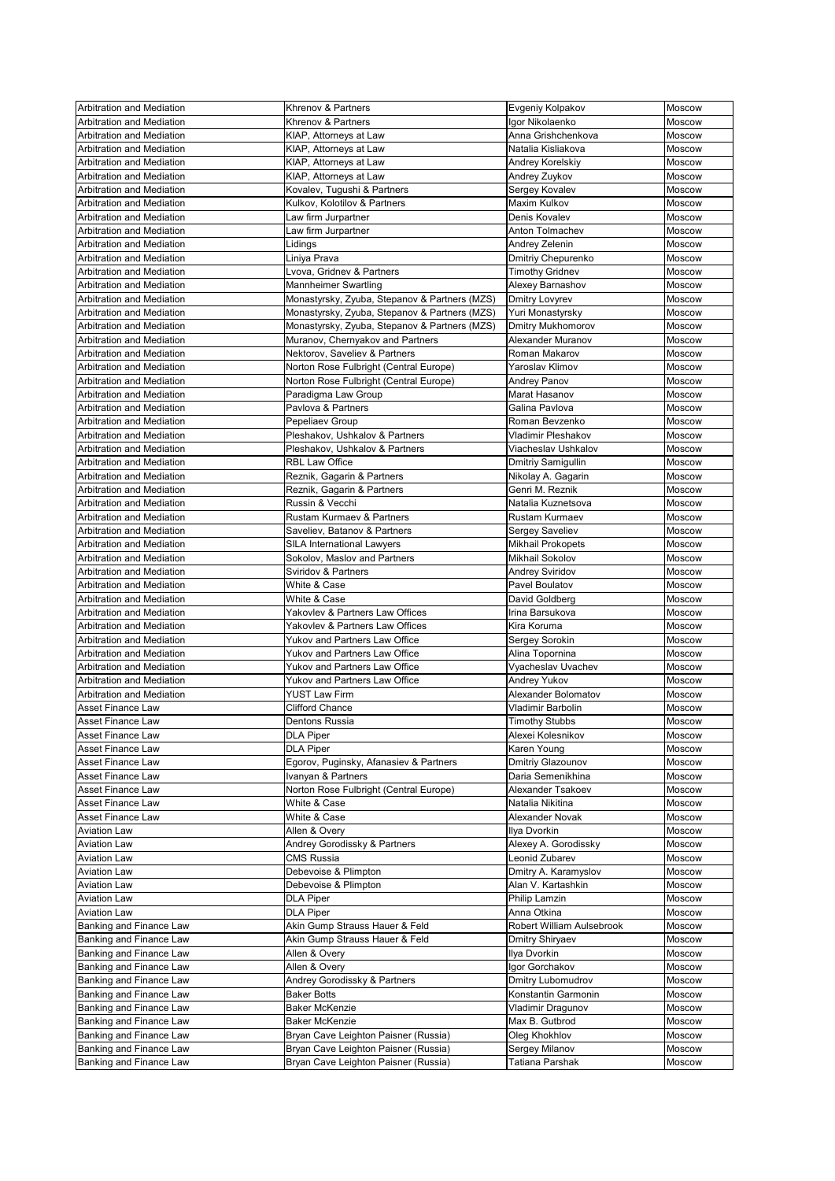| Arbitration and Mediation | Khrenov & Partners | Evgeniy Kolpakov | Moscow |
|---|---|---|---|
| Arbitration and Mediation | Khrenov & Partners | Igor Nikolaenko | Moscow |
| Arbitration and Mediation | KIAP, Attorneys at Law | Anna Grishchenkova | Moscow |
| Arbitration and Mediation | KIAP, Attorneys at Law | Natalia Kisliakova | Moscow |
| Arbitration and Mediation | KIAP, Attorneys at Law | Andrey Korelskiy | Moscow |
| Arbitration and Mediation | KIAP, Attorneys at Law | Andrey Zuykov | Moscow |
| Arbitration and Mediation | Kovalev, Tugushi & Partners | Sergey Kovalev | Moscow |
| Arbitration and Mediation | Kulkov, Kolotilov & Partners | Maxim Kulkov | Moscow |
| Arbitration and Mediation | Law firm Jurpartner | Denis Kovalev | Moscow |
| Arbitration and Mediation | Law firm Jurpartner | Anton Tolmachev | Moscow |
| Arbitration and Mediation | Lidings | Andrey Zelenin | Moscow |
| Arbitration and Mediation | Liniya Prava | Dmitriy Chepurenko | Moscow |
| Arbitration and Mediation | Lvova, Gridnev & Partners | Timothy Gridnev | Moscow |
| Arbitration and Mediation | Mannheimer Swartling | Alexey Barnashov | Moscow |
| Arbitration and Mediation | Monastyrsky, Zyuba, Stepanov & Partners (MZS) | Dmitry Lovyrev | Moscow |
| Arbitration and Mediation | Monastyrsky, Zyuba, Stepanov & Partners (MZS) | Yuri Monastyrsky | Moscow |
| Arbitration and Mediation | Monastyrsky, Zyuba, Stepanov & Partners (MZS) | Dmitry Mukhomorov | Moscow |
| Arbitration and Mediation | Muranov, Chernyakov and Partners | Alexander Muranov | Moscow |
| Arbitration and Mediation | Nektorov, Saveliev & Partners | Roman Makarov | Moscow |
| Arbitration and Mediation | Norton Rose Fulbright (Central Europe) | Yaroslav Klimov | Moscow |
| Arbitration and Mediation | Norton Rose Fulbright (Central Europe) | Andrey Panov | Moscow |
| Arbitration and Mediation | Paradigma Law Group | Marat Hasanov | Moscow |
| Arbitration and Mediation | Pavlova & Partners | Galina Pavlova | Moscow |
| Arbitration and Mediation | Pepeliaev Group | Roman Bevzenko | Moscow |
| Arbitration and Mediation | Pleshakov, Ushkalov & Partners | Vladimir Pleshakov | Moscow |
| Arbitration and Mediation | Pleshakov, Ushkalov & Partners | Viacheslav Ushkalov | Moscow |
| Arbitration and Mediation | RBL Law Office | Dmitriy Samigullin | Moscow |
| Arbitration and Mediation | Reznik, Gagarin & Partners | Nikolay A. Gagarin | Moscow |
| Arbitration and Mediation | Reznik, Gagarin & Partners | Genri M. Reznik | Moscow |
| Arbitration and Mediation | Russin & Vecchi | Natalia Kuznetsova | Moscow |
| Arbitration and Mediation | Rustam Kurmaev & Partners | Rustam Kurmaev | Moscow |
| Arbitration and Mediation | Saveliev, Batanov & Partners | Sergey Saveliev | Moscow |
| Arbitration and Mediation | SILA International Lawyers | Mikhail Prokopets | Moscow |
| Arbitration and Mediation | Sokolov, Maslov and Partners | Mikhail Sokolov | Moscow |
| Arbitration and Mediation | Sviridov & Partners | Andrey Sviridov | Moscow |
| Arbitration and Mediation | White & Case | Pavel Boulatov | Moscow |
| Arbitration and Mediation | White & Case | David Goldberg | Moscow |
| Arbitration and Mediation | Yakovlev & Partners Law Offices | Irina Barsukova | Moscow |
| Arbitration and Mediation | Yakovlev & Partners Law Offices | Kira Koruma | Moscow |
| Arbitration and Mediation | Yukov and Partners Law Office | Sergey Sorokin | Moscow |
| Arbitration and Mediation | Yukov and Partners Law Office | Alina Topornina | Moscow |
| Arbitration and Mediation | Yukov and Partners Law Office | Vyacheslav Uvachev | Moscow |
| Arbitration and Mediation | Yukov and Partners Law Office | Andrey Yukov | Moscow |
| Arbitration and Mediation | YUST Law Firm | Alexander Bolomatov | Moscow |
| Asset Finance Law | Clifford Chance | Vladimir Barbolin | Moscow |
| Asset Finance Law | Dentons Russia | Timothy Stubbs | Moscow |
| Asset Finance Law | DLA Piper | Alexei Kolesnikov | Moscow |
| Asset Finance Law | DLA Piper | Karen Young | Moscow |
| Asset Finance Law | Egorov, Puginsky, Afanasiev & Partners | Dmitriy Glazounov | Moscow |
| Asset Finance Law | Ivanyan & Partners | Daria Semenikhina | Moscow |
| Asset Finance Law | Norton Rose Fulbright (Central Europe) | Alexander Tsakoev | Moscow |
| Asset Finance Law | White & Case | Natalia Nikitina | Moscow |
| Asset Finance Law | White & Case | Alexander Novak | Moscow |
| Aviation Law | Allen & Overy | Ilya Dvorkin | Moscow |
| Aviation Law | Andrey Gorodissky & Partners | Alexey A. Gorodissky | Moscow |
| Aviation Law | CMS Russia | Leonid Zubarev | Moscow |
| Aviation Law | Debevoise & Plimpton | Dmitry A. Karamyslov | Moscow |
| Aviation Law | Debevoise & Plimpton | Alan V. Kartashkin | Moscow |
| Aviation Law | DLA Piper | Philip Lamzin | Moscow |
| Aviation Law | DLA Piper | Anna Otkina | Moscow |
| Banking and Finance Law | Akin Gump Strauss Hauer & Feld | Robert William Aulsebrook | Moscow |
| Banking and Finance Law | Akin Gump Strauss Hauer & Feld | Dmitry Shiryaev | Moscow |
| Banking and Finance Law | Allen & Overy | Ilya Dvorkin | Moscow |
| Banking and Finance Law | Allen & Overy | Igor Gorchakov | Moscow |
| Banking and Finance Law | Andrey Gorodissky & Partners | Dmitry Lubomudrov | Moscow |
| Banking and Finance Law | Baker Botts | Konstantin Garmonin | Moscow |
| Banking and Finance Law | Baker McKenzie | Vladimir Dragunov | Moscow |
| Banking and Finance Law | Baker McKenzie | Max B. Gutbrod | Moscow |
| Banking and Finance Law | Bryan Cave Leighton Paisner (Russia) | Oleg Khokhlov | Moscow |
| Banking and Finance Law | Bryan Cave Leighton Paisner (Russia) | Sergey Milanov | Moscow |
| Banking and Finance Law | Bryan Cave Leighton Paisner (Russia) | Tatiana Parshak | Moscow |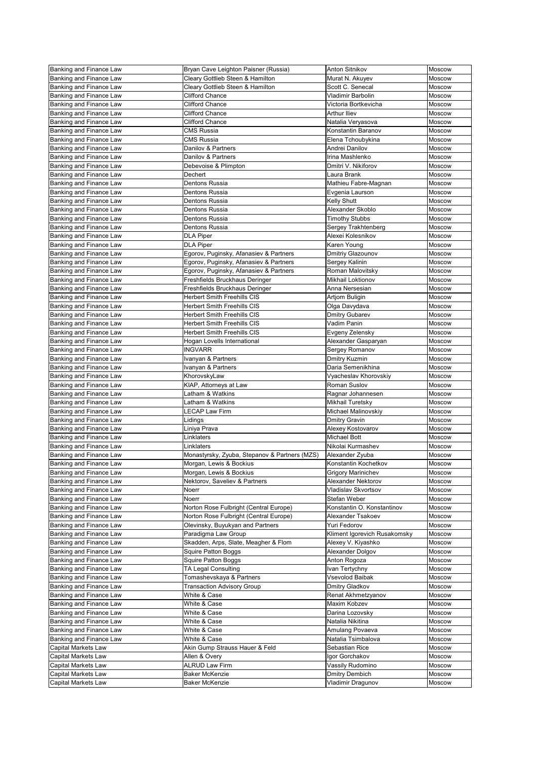| Banking and Finance Law | Bryan Cave Leighton Paisner (Russia) | Anton Sitnikov | Moscow |
|---|---|---|---|
| Banking and Finance Law | Cleary Gottlieb Steen & Hamilton | Murat N. Akuyev | Moscow |
| Banking and Finance Law | Cleary Gottlieb Steen & Hamilton | Scott C. Senecal | Moscow |
| Banking and Finance Law | Clifford Chance | Vladimir Barbolin | Moscow |
| Banking and Finance Law | Clifford Chance | Victoria Bortkevicha | Moscow |
| Banking and Finance Law | Clifford Chance | Arthur Iliev | Moscow |
| Banking and Finance Law | Clifford Chance | Natalia Veryasova | Moscow |
| Banking and Finance Law | CMS Russia | Konstantin Baranov | Moscow |
| Banking and Finance Law | CMS Russia | Elena Tchoubykina | Moscow |
| Banking and Finance Law | Danilov & Partners | Andrei Danilov | Moscow |
| Banking and Finance Law | Danilov & Partners | Irina Mashlenko | Moscow |
| Banking and Finance Law | Debevoise & Plimpton | Dmitri V. Nikiforov | Moscow |
| Banking and Finance Law | Dechert | Laura Brank | Moscow |
| Banking and Finance Law | Dentons Russia | Mathieu Fabre-Magnan | Moscow |
| Banking and Finance Law | Dentons Russia | Evgenia Laurson | Moscow |
| Banking and Finance Law | Dentons Russia | Kelly Shutt | Moscow |
| Banking and Finance Law | Dentons Russia | Alexander Skoblo | Moscow |
| Banking and Finance Law | Dentons Russia | Timothy Stubbs | Moscow |
| Banking and Finance Law | Dentons Russia | Sergey Trakhtenberg | Moscow |
| Banking and Finance Law | DLA Piper | Alexei Kolesnikov | Moscow |
| Banking and Finance Law | DLA Piper | Karen Young | Moscow |
| Banking and Finance Law | Egorov, Puginsky, Afanasiev & Partners | Dmitriy Glazounov | Moscow |
| Banking and Finance Law | Egorov, Puginsky, Afanasiev & Partners | Sergey Kalinin | Moscow |
| Banking and Finance Law | Egorov, Puginsky, Afanasiev & Partners | Roman Malovitsky | Moscow |
| Banking and Finance Law | Freshfields Bruckhaus Deringer | Mikhail Loktionov | Moscow |
| Banking and Finance Law | Freshfields Bruckhaus Deringer | Anna Nersesian | Moscow |
| Banking and Finance Law | Herbert Smith Freehills CIS | Artjom Buligin | Moscow |
| Banking and Finance Law | Herbert Smith Freehills CIS | Olga Davydava | Moscow |
| Banking and Finance Law | Herbert Smith Freehills CIS | Dmitry Gubarev | Moscow |
| Banking and Finance Law | Herbert Smith Freehills CIS | Vadim Panin | Moscow |
| Banking and Finance Law | Herbert Smith Freehills CIS | Evgeny Zelensky | Moscow |
| Banking and Finance Law | Hogan Lovells International | Alexander Gasparyan | Moscow |
| Banking and Finance Law | INGVARR | Sergey Romanov | Moscow |
| Banking and Finance Law | Ivanyan & Partners | Dmitry Kuzmin | Moscow |
| Banking and Finance Law | Ivanyan & Partners | Daria Semenikhina | Moscow |
| Banking and Finance Law | KhorovskyLaw | Vyacheslav Khorovskiy | Moscow |
| Banking and Finance Law | KIAP, Attorneys at Law | Roman Suslov | Moscow |
| Banking and Finance Law | Latham & Watkins | Ragnar Johannesen | Moscow |
| Banking and Finance Law | Latham & Watkins | Mikhail Turetsky | Moscow |
| Banking and Finance Law | LECAP Law Firm | Michael Malinovskiy | Moscow |
| Banking and Finance Law | Lidings | Dmitry Gravin | Moscow |
| Banking and Finance Law | Liniya Prava | Alexey Kostovarov | Moscow |
| Banking and Finance Law | Linklaters | Michael Bott | Moscow |
| Banking and Finance Law | Linklaters | Nikolai Kurmashev | Moscow |
| Banking and Finance Law | Monastyrsky, Zyuba, Stepanov & Partners (MZS) | Alexander Zyuba | Moscow |
| Banking and Finance Law | Morgan, Lewis & Bockius | Konstantin Kochetkov | Moscow |
| Banking and Finance Law | Morgan, Lewis & Bockius | Grigory Marinichev | Moscow |
| Banking and Finance Law | Nektorov, Saveliev & Partners | Alexander Nektorov | Moscow |
| Banking and Finance Law | Noerr | Vladislav Skvortsov | Moscow |
| Banking and Finance Law | Noerr | Stefan Weber | Moscow |
| Banking and Finance Law | Norton Rose Fulbright (Central Europe) | Konstantin O. Konstantinov | Moscow |
| Banking and Finance Law | Norton Rose Fulbright (Central Europe) | Alexander Tsakoev | Moscow |
| Banking and Finance Law | Olevinsky, Buyukyan and Partners | Yuri Fedorov | Moscow |
| Banking and Finance Law | Paradigma Law Group | Kliment Igorevich Rusakomsky | Moscow |
| Banking and Finance Law | Skadden, Arps, Slate, Meagher & Flom | Alexey V. Kiyashko | Moscow |
| Banking and Finance Law | Squire Patton Boggs | Alexander Dolgov | Moscow |
| Banking and Finance Law | Squire Patton Boggs | Anton Rogoza | Moscow |
| Banking and Finance Law | TA Legal Consulting | Ivan Tertychny | Moscow |
| Banking and Finance Law | Tomashevskaya & Partners | Vsevolod Baibak | Moscow |
| Banking and Finance Law | Transaction Advisory Group | Dmitry Gladkov | Moscow |
| Banking and Finance Law | White & Case | Renat Akhmetzyanov | Moscow |
| Banking and Finance Law | White & Case | Maxim Kobzev | Moscow |
| Banking and Finance Law | White & Case | Darina Lozovsky | Moscow |
| Banking and Finance Law | White & Case | Natalia Nikitina | Moscow |
| Banking and Finance Law | White & Case | Amulang Povaeva | Moscow |
| Banking and Finance Law | White & Case | Natalia Tsimbalova | Moscow |
| Capital Markets Law | Akin Gump Strauss Hauer & Feld | Sebastian Rice | Moscow |
| Capital Markets Law | Allen & Overy | Igor Gorchakov | Moscow |
| Capital Markets Law | ALRUD Law Firm | Vassily Rudomino | Moscow |
| Capital Markets Law | Baker McKenzie | Dmitry Dembich | Moscow |
| Capital Markets Law | Baker McKenzie | Vladimir Dragunov | Moscow |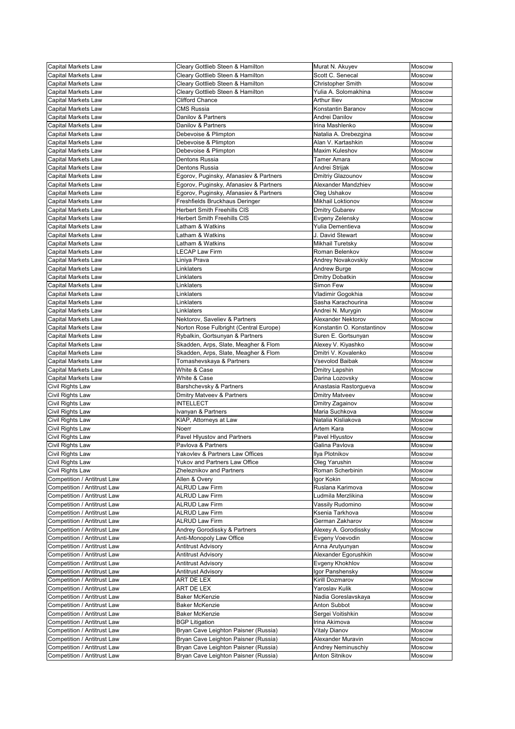| Capital Markets Law | Cleary Gottlieb Steen & Hamilton | Murat N. Akuyev | Moscow |
|---|---|---|---|
| Capital Markets Law | Cleary Gottlieb Steen & Hamilton | Scott C. Senecal | Moscow |
| Capital Markets Law | Cleary Gottlieb Steen & Hamilton | Christopher Smith | Moscow |
| Capital Markets Law | Cleary Gottlieb Steen & Hamilton | Yulia A. Solomakhina | Moscow |
| Capital Markets Law | Clifford Chance | Arthur Iliev | Moscow |
| Capital Markets Law | CMS Russia | Konstantin Baranov | Moscow |
| Capital Markets Law | Danilov & Partners | Andrei Danilov | Moscow |
| Capital Markets Law | Danilov & Partners | Irina Mashlenko | Moscow |
| Capital Markets Law | Debevoise & Plimpton | Natalia A. Drebezgina | Moscow |
| Capital Markets Law | Debevoise & Plimpton | Alan V. Kartashkin | Moscow |
| Capital Markets Law | Debevoise & Plimpton | Maxim Kuleshov | Moscow |
| Capital Markets Law | Dentons Russia | Tamer Amara | Moscow |
| Capital Markets Law | Dentons Russia | Andrei Strijak | Moscow |
| Capital Markets Law | Egorov, Puginsky, Afanasiev & Partners | Dmitriy Glazounov | Moscow |
| Capital Markets Law | Egorov, Puginsky, Afanasiev & Partners | Alexander Mandzhiev | Moscow |
| Capital Markets Law | Egorov, Puginsky, Afanasiev & Partners | Oleg Ushakov | Moscow |
| Capital Markets Law | Freshfields Bruckhaus Deringer | Mikhail Loktionov | Moscow |
| Capital Markets Law | Herbert Smith Freehills CIS | Dmitry Gubarev | Moscow |
| Capital Markets Law | Herbert Smith Freehills CIS | Evgeny Zelensky | Moscow |
| Capital Markets Law | Latham & Watkins | Yulia Dementieva | Moscow |
| Capital Markets Law | Latham & Watkins | J. David Stewart | Moscow |
| Capital Markets Law | Latham & Watkins | Mikhail Turetsky | Moscow |
| Capital Markets Law | LECAP Law Firm | Roman Belenkov | Moscow |
| Capital Markets Law | Liniya Prava | Andrey Novakovskiy | Moscow |
| Capital Markets Law | Linklaters | Andrew Burge | Moscow |
| Capital Markets Law | Linklaters | Dmitry Dobatkin | Moscow |
| Capital Markets Law | Linklaters | Simon Few | Moscow |
| Capital Markets Law | Linklaters | Vladimir Gogokhia | Moscow |
| Capital Markets Law | Linklaters | Sasha Karachourina | Moscow |
| Capital Markets Law | Linklaters | Andrei N. Murygin | Moscow |
| Capital Markets Law | Nektorov, Saveliev & Partners | Alexander Nektorov | Moscow |
| Capital Markets Law | Norton Rose Fulbright (Central Europe) | Konstantin O. Konstantinov | Moscow |
| Capital Markets Law | Rybalkin, Gortsunyan & Partners | Suren E. Gortsunyan | Moscow |
| Capital Markets Law | Skadden, Arps, Slate, Meagher & Flom | Alexey V. Kiyashko | Moscow |
| Capital Markets Law | Skadden, Arps, Slate, Meagher & Flom | Dmitri V. Kovalenko | Moscow |
| Capital Markets Law | Tomashevskaya & Partners | Vsevolod Baibak | Moscow |
| Capital Markets Law | White & Case | Dmitry Lapshin | Moscow |
| Capital Markets Law | White & Case | Darina Lozovsky | Moscow |
| Civil Rights Law | Barshchevsky & Partners | Anastasia Rastorgueva | Moscow |
| Civil Rights Law | Dmitry Matveev & Partners | Dmitry Matveev | Moscow |
| Civil Rights Law | INTELLECT | Dmitry Zagainov | Moscow |
| Civil Rights Law | Ivanyan & Partners | Maria Suchkova | Moscow |
| Civil Rights Law | KIAP, Attorneys at Law | Natalia Kisliakova | Moscow |
| Civil Rights Law | Noerr | Artem Kara | Moscow |
| Civil Rights Law | Pavel Hlyustov and Partners | Pavel Hlyustov | Moscow |
| Civil Rights Law | Pavlova & Partners | Galina Pavlova | Moscow |
| Civil Rights Law | Yakovlev & Partners Law Offices | Ilya Plotnikov | Moscow |
| Civil Rights Law | Yukov and Partners Law Office | Oleg Yarushin | Moscow |
| Civil Rights Law | Zheleznikov and Partners | Roman Scherbinin | Moscow |
| Competition / Antitrust Law | Allen & Overy | Igor Kokin | Moscow |
| Competition / Antitrust Law | ALRUD Law Firm | Ruslana Karimova | Moscow |
| Competition / Antitrust Law | ALRUD Law Firm | Ludmila Merzlikina | Moscow |
| Competition / Antitrust Law | ALRUD Law Firm | Vassily Rudomino | Moscow |
| Competition / Antitrust Law | ALRUD Law Firm | Ksenia Tarkhova | Moscow |
| Competition / Antitrust Law | ALRUD Law Firm | German Zakharov | Moscow |
| Competition / Antitrust Law | Andrey Gorodissky & Partners | Alexey A. Gorodissky | Moscow |
| Competition / Antitrust Law | Anti-Monopoly Law Office | Evgeny Voevodin | Moscow |
| Competition / Antitrust Law | Antitrust Advisory | Anna Arutyunyan | Moscow |
| Competition / Antitrust Law | Antitrust Advisory | Alexander Egorushkin | Moscow |
| Competition / Antitrust Law | Antitrust Advisory | Evgeny Khokhlov | Moscow |
| Competition / Antitrust Law | Antitrust Advisory | Igor Panshensky | Moscow |
| Competition / Antitrust Law | ART DE LEX | Kirill Dozmarov | Moscow |
| Competition / Antitrust Law | ART DE LEX | Yaroslav Kulik | Moscow |
| Competition / Antitrust Law | Baker McKenzie | Nadia Goreslavskaya | Moscow |
| Competition / Antitrust Law | Baker McKenzie | Anton Subbot | Moscow |
| Competition / Antitrust Law | Baker McKenzie | Sergei Voitishkin | Moscow |
| Competition / Antitrust Law | BGP Litigation | Irina Akimova | Moscow |
| Competition / Antitrust Law | Bryan Cave Leighton Paisner (Russia) | Vitaly Dianov | Moscow |
| Competition / Antitrust Law | Bryan Cave Leighton Paisner (Russia) | Alexander Muravin | Moscow |
| Competition / Antitrust Law | Bryan Cave Leighton Paisner (Russia) | Andrey Neminuschiy | Moscow |
| Competition / Antitrust Law | Bryan Cave Leighton Paisner (Russia) | Anton Sitnikov | Moscow |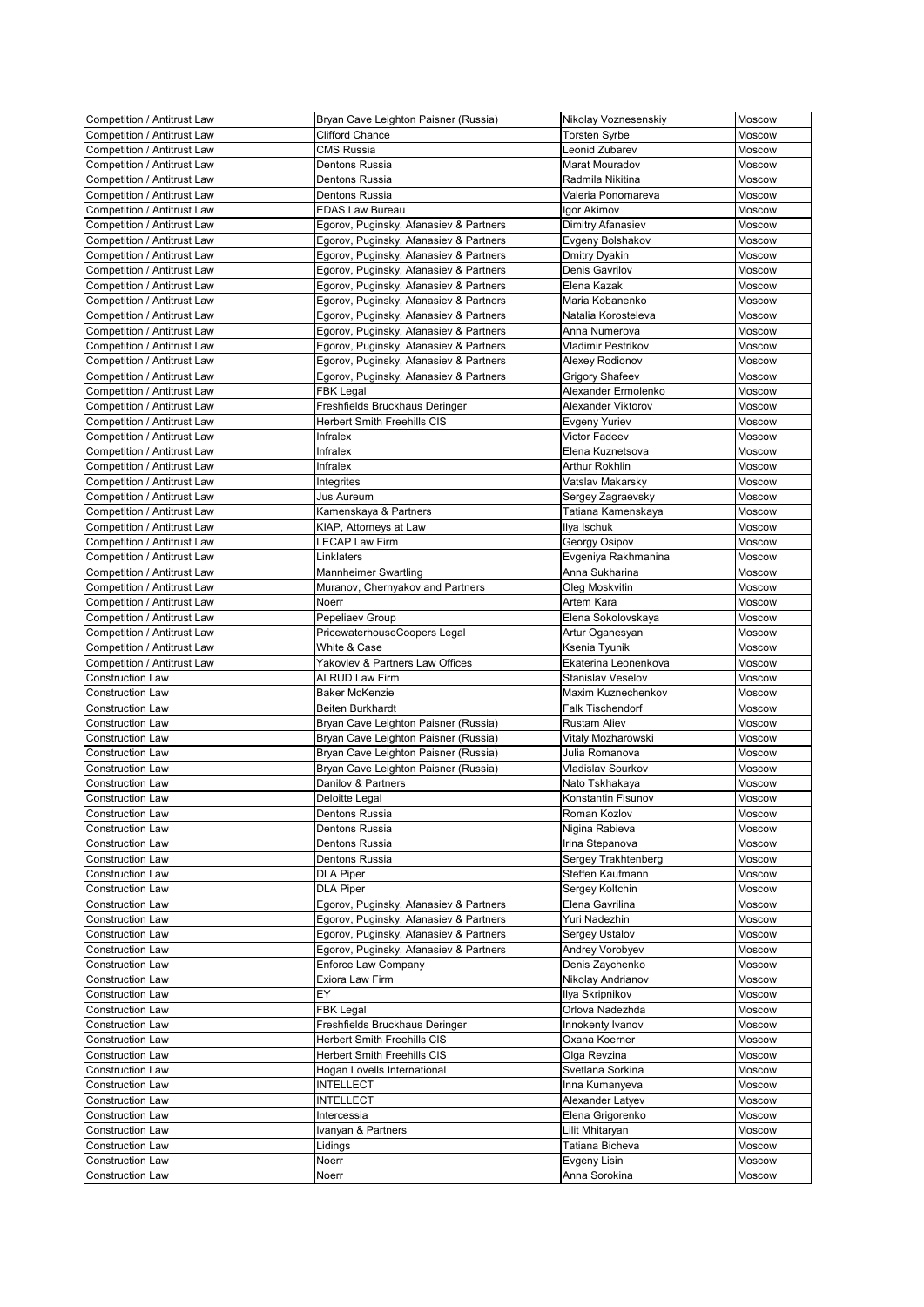| Competition / Antitrust Law | Bryan Cave Leighton Paisner (Russia) | Nikolay Voznesenskiy | Moscow |
|---|---|---|---|
| Competition / Antitrust Law | Clifford Chance | Torsten Syrbe | Moscow |
| Competition / Antitrust Law | CMS Russia | Leonid Zubarev | Moscow |
| Competition / Antitrust Law | Dentons Russia | Marat Mouradov | Moscow |
| Competition / Antitrust Law | Dentons Russia | Radmila Nikitina | Moscow |
| Competition / Antitrust Law | Dentons Russia | Valeria Ponomareva | Moscow |
| Competition / Antitrust Law | EDAS Law Bureau | Igor Akimov | Moscow |
| Competition / Antitrust Law | Egorov, Puginsky, Afanasiev & Partners | Dimitry Afanasiev | Moscow |
| Competition / Antitrust Law | Egorov, Puginsky, Afanasiev & Partners | Evgeny Bolshakov | Moscow |
| Competition / Antitrust Law | Egorov, Puginsky, Afanasiev & Partners | Dmitry Dyakin | Moscow |
| Competition / Antitrust Law | Egorov, Puginsky, Afanasiev & Partners | Denis Gavrilov | Moscow |
| Competition / Antitrust Law | Egorov, Puginsky, Afanasiev & Partners | Elena Kazak | Moscow |
| Competition / Antitrust Law | Egorov, Puginsky, Afanasiev & Partners | Maria Kobanenko | Moscow |
| Competition / Antitrust Law | Egorov, Puginsky, Afanasiev & Partners | Natalia Korosteleva | Moscow |
| Competition / Antitrust Law | Egorov, Puginsky, Afanasiev & Partners | Anna Numerova | Moscow |
| Competition / Antitrust Law | Egorov, Puginsky, Afanasiev & Partners | Vladimir Pestrikov | Moscow |
| Competition / Antitrust Law | Egorov, Puginsky, Afanasiev & Partners | Alexey Rodionov | Moscow |
| Competition / Antitrust Law | Egorov, Puginsky, Afanasiev & Partners | Grigory Shafeev | Moscow |
| Competition / Antitrust Law | FBK Legal | Alexander Ermolenko | Moscow |
| Competition / Antitrust Law | Freshfields Bruckhaus Deringer | Alexander Viktorov | Moscow |
| Competition / Antitrust Law | Herbert Smith Freehills CIS | Evgeny Yuriev | Moscow |
| Competition / Antitrust Law | Infralex | Victor Fadeev | Moscow |
| Competition / Antitrust Law | Infralex | Elena Kuznetsova | Moscow |
| Competition / Antitrust Law | Infralex | Arthur Rokhlin | Moscow |
| Competition / Antitrust Law | Integrites | Vatslav Makarsky | Moscow |
| Competition / Antitrust Law | Jus Aureum | Sergey Zagraevsky | Moscow |
| Competition / Antitrust Law | Kamenskaya & Partners | Tatiana Kamenskaya | Moscow |
| Competition / Antitrust Law | KIAP, Attorneys at Law | Ilya Ischuk | Moscow |
| Competition / Antitrust Law | LECAP Law Firm | Georgy Osipov | Moscow |
| Competition / Antitrust Law | Linklaters | Evgeniya Rakhmanina | Moscow |
| Competition / Antitrust Law | Mannheimer Swartling | Anna Sukharina | Moscow |
| Competition / Antitrust Law | Muranov, Chernyakov and Partners | Oleg Moskvitin | Moscow |
| Competition / Antitrust Law | Noerr | Artem Kara | Moscow |
| Competition / Antitrust Law | Pepeliaev Group | Elena Sokolovskaya | Moscow |
| Competition / Antitrust Law | PricewaterhouseCoopers Legal | Artur Oganesyan | Moscow |
| Competition / Antitrust Law | White & Case | Ksenia Tyunik | Moscow |
| Competition / Antitrust Law | Yakovlev & Partners Law Offices | Ekaterina Leonenkova | Moscow |
| Construction Law | ALRUD Law Firm | Stanislav Veselov | Moscow |
| Construction Law | Baker McKenzie | Maxim Kuznechenkov | Moscow |
| Construction Law | Beiten Burkhardt | Falk Tischendorf | Moscow |
| Construction Law | Bryan Cave Leighton Paisner (Russia) | Rustam Aliev | Moscow |
| Construction Law | Bryan Cave Leighton Paisner (Russia) | Vitaly Mozharowski | Moscow |
| Construction Law | Bryan Cave Leighton Paisner (Russia) | Julia Romanova | Moscow |
| Construction Law | Bryan Cave Leighton Paisner (Russia) | Vladislav Sourkov | Moscow |
| Construction Law | Danilov & Partners | Nato Tskhakaya | Moscow |
| Construction Law | Deloitte Legal | Konstantin Fisunov | Moscow |
| Construction Law | Dentons Russia | Roman Kozlov | Moscow |
| Construction Law | Dentons Russia | Nigina Rabieva | Moscow |
| Construction Law | Dentons Russia | Irina Stepanova | Moscow |
| Construction Law | Dentons Russia | Sergey Trakhtenberg | Moscow |
| Construction Law | DLA Piper | Steffen Kaufmann | Moscow |
| Construction Law | DLA Piper | Sergey Koltchin | Moscow |
| Construction Law | Egorov, Puginsky, Afanasiev & Partners | Elena Gavrilina | Moscow |
| Construction Law | Egorov, Puginsky, Afanasiev & Partners | Yuri Nadezhin | Moscow |
| Construction Law | Egorov, Puginsky, Afanasiev & Partners | Sergey Ustalov | Moscow |
| Construction Law | Egorov, Puginsky, Afanasiev & Partners | Andrey Vorobyev | Moscow |
| Construction Law | Enforce Law Company | Denis Zaychenko | Moscow |
| Construction Law | Exiora Law Firm | Nikolay Andrianov | Moscow |
| Construction Law | EY | Ilya Skripnikov | Moscow |
| Construction Law | FBK Legal | Orlova Nadezhda | Moscow |
| Construction Law | Freshfields Bruckhaus Deringer | Innokenty Ivanov | Moscow |
| Construction Law | Herbert Smith Freehills CIS | Oxana Koerner | Moscow |
| Construction Law | Herbert Smith Freehills CIS | Olga Revzina | Moscow |
| Construction Law | Hogan Lovells International | Svetlana Sorkina | Moscow |
| Construction Law | INTELLECT | Inna Kumanyeva | Moscow |
| Construction Law | INTELLECT | Alexander Latyev | Moscow |
| Construction Law | Intercessia | Elena Grigorenko | Moscow |
| Construction Law | Ivanyan & Partners | Lilit Mhitaryan | Moscow |
| Construction Law | Lidings | Tatiana Bicheva | Moscow |
| Construction Law | Noerr | Evgeny Lisin | Moscow |
| Construction Law | Noerr | Anna Sorokina | Moscow |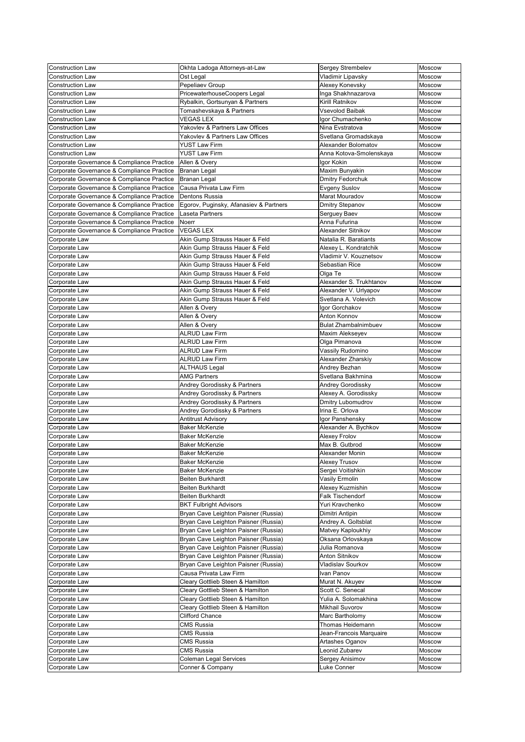| Construction Law | Okhta Ladoga Attorneys-at-Law | Sergey Strembelev | Moscow |
|---|---|---|---|
| Construction Law | Ost Legal | Vladimir Lipavsky | Moscow |
| Construction Law | Pepeliaev Group | Alexey Konevsky | Moscow |
| Construction Law | PricewaterhouseCoopers Legal | Inga Shakhnazarova | Moscow |
| Construction Law | Rybalkin, Gortsunyan & Partners | Kirill Ratnikov | Moscow |
| Construction Law | Tomashevskaya & Partners | Vsevolod Baibak | Moscow |
| Construction Law | VEGAS LEX | Igor Chumachenko | Moscow |
| Construction Law | Yakovlev & Partners Law Offices | Nina Evstratova | Moscow |
| Construction Law | Yakovlev & Partners Law Offices | Svetlana Gromadskaya | Moscow |
| Construction Law | YUST Law Firm | Alexander Bolomatov | Moscow |
| Construction Law | YUST Law Firm | Anna Kotova-Smolenskaya | Moscow |
| Corporate Governance & Compliance Practice | Allen & Overy | Igor Kokin | Moscow |
| Corporate Governance & Compliance Practice | Branan Legal | Maxim Bunyakin | Moscow |
| Corporate Governance & Compliance Practice | Branan Legal | Dmitry Fedorchuk | Moscow |
| Corporate Governance & Compliance Practice | Causa Privata Law Firm | Evgeny Suslov | Moscow |
| Corporate Governance & Compliance Practice | Dentons Russia | Marat Mouradov | Moscow |
| Corporate Governance & Compliance Practice | Egorov, Puginsky, Afanasiev & Partners | Dmitry Stepanov | Moscow |
| Corporate Governance & Compliance Practice | Laseta Partners | Serguey Baev | Moscow |
| Corporate Governance & Compliance Practice | Noerr | Anna Fufurina | Moscow |
| Corporate Governance & Compliance Practice | VEGAS LEX | Alexander Sitnikov | Moscow |
| Corporate Law | Akin Gump Strauss Hauer & Feld | Natalia R. Baratiants | Moscow |
| Corporate Law | Akin Gump Strauss Hauer & Feld | Alexey L. Kondratchik | Moscow |
| Corporate Law | Akin Gump Strauss Hauer & Feld | Vladimir V. Kouznetsov | Moscow |
| Corporate Law | Akin Gump Strauss Hauer & Feld | Sebastian Rice | Moscow |
| Corporate Law | Akin Gump Strauss Hauer & Feld | Olga Te | Moscow |
| Corporate Law | Akin Gump Strauss Hauer & Feld | Alexander S. Trukhtanov | Moscow |
| Corporate Law | Akin Gump Strauss Hauer & Feld | Alexander V. Urlyapov | Moscow |
| Corporate Law | Akin Gump Strauss Hauer & Feld | Svetlana A. Volevich | Moscow |
| Corporate Law | Allen & Overy | Igor Gorchakov | Moscow |
| Corporate Law | Allen & Overy | Anton Konnov | Moscow |
| Corporate Law | Allen & Overy | Bulat Zhambalnimbuev | Moscow |
| Corporate Law | ALRUD Law Firm | Maxim Alekseyev | Moscow |
| Corporate Law | ALRUD Law Firm | Olga Pimanova | Moscow |
| Corporate Law | ALRUD Law Firm | Vassily Rudomino | Moscow |
| Corporate Law | ALRUD Law Firm | Alexander Zharskiy | Moscow |
| Corporate Law | ALTHAUS Legal | Andrey Bezhan | Moscow |
| Corporate Law | AMG Partners | Svetlana Bakhmina | Moscow |
| Corporate Law | Andrey Gorodissky & Partners | Andrey Gorodissky | Moscow |
| Corporate Law | Andrey Gorodissky & Partners | Alexey A. Gorodissky | Moscow |
| Corporate Law | Andrey Gorodissky & Partners | Dmitry Lubomudrov | Moscow |
| Corporate Law | Andrey Gorodissky & Partners | Irina E. Orlova | Moscow |
| Corporate Law | Antitrust Advisory | Igor Panshensky | Moscow |
| Corporate Law | Baker McKenzie | Alexander A. Bychkov | Moscow |
| Corporate Law | Baker McKenzie | Alexey Frolov | Moscow |
| Corporate Law | Baker McKenzie | Max B. Gutbrod | Moscow |
| Corporate Law | Baker McKenzie | Alexander Monin | Moscow |
| Corporate Law | Baker McKenzie | Alexey Trusov | Moscow |
| Corporate Law | Baker McKenzie | Sergei Voitishkin | Moscow |
| Corporate Law | Beiten Burkhardt | Vasily Ermolin | Moscow |
| Corporate Law | Beiten Burkhardt | Alexey Kuzmishin | Moscow |
| Corporate Law | Beiten Burkhardt | Falk Tischendorf | Moscow |
| Corporate Law | BKT Fulbright Advisors | Yuri Kravchenko | Moscow |
| Corporate Law | Bryan Cave Leighton Paisner (Russia) | Dimitri Antipin | Moscow |
| Corporate Law | Bryan Cave Leighton Paisner (Russia) | Andrey A. Goltsblat | Moscow |
| Corporate Law | Bryan Cave Leighton Paisner (Russia) | Matvey Kaploukhiy | Moscow |
| Corporate Law | Bryan Cave Leighton Paisner (Russia) | Oksana Orlovskaya | Moscow |
| Corporate Law | Bryan Cave Leighton Paisner (Russia) | Julia Romanova | Moscow |
| Corporate Law | Bryan Cave Leighton Paisner (Russia) | Anton Sitnikov | Moscow |
| Corporate Law | Bryan Cave Leighton Paisner (Russia) | Vladislav Sourkov | Moscow |
| Corporate Law | Causa Privata Law Firm | Ivan Panov | Moscow |
| Corporate Law | Cleary Gottlieb Steen & Hamilton | Murat N. Akuyev | Moscow |
| Corporate Law | Cleary Gottlieb Steen & Hamilton | Scott C. Senecal | Moscow |
| Corporate Law | Cleary Gottlieb Steen & Hamilton | Yulia A. Solomakhina | Moscow |
| Corporate Law | Cleary Gottlieb Steen & Hamilton | Mikhail Suvorov | Moscow |
| Corporate Law | Clifford Chance | Marc Bartholomy | Moscow |
| Corporate Law | CMS Russia | Thomas Heidemann | Moscow |
| Corporate Law | CMS Russia | Jean-Francois Marquaire | Moscow |
| Corporate Law | CMS Russia | Artashes Oganov | Moscow |
| Corporate Law | CMS Russia | Leonid Zubarev | Moscow |
| Corporate Law | Coleman Legal Services | Sergey Anisimov | Moscow |
| Corporate Law | Conner & Company | Luke Conner | Moscow |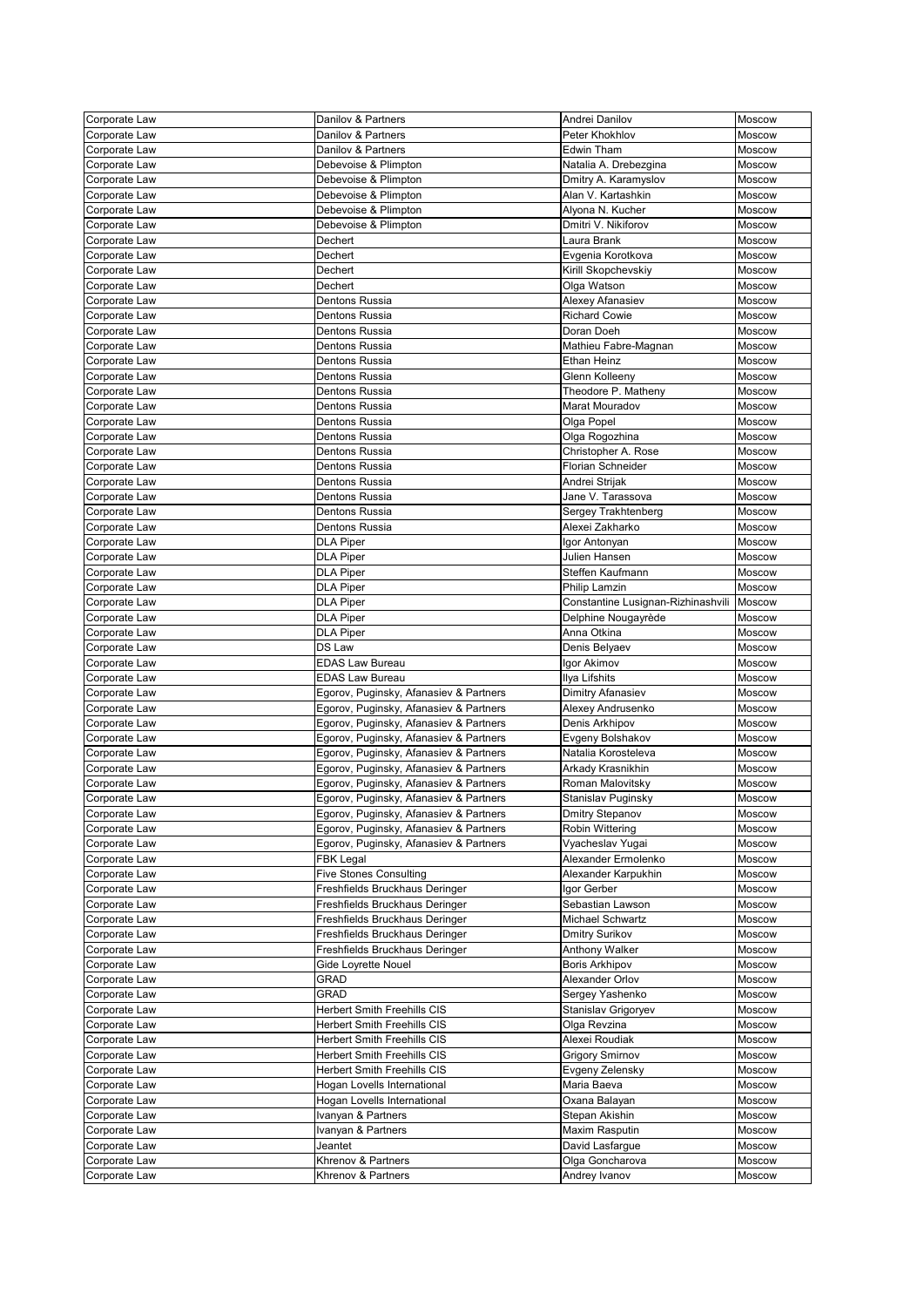| Corporate Law | Danilov & Partners | Andrei Danilov | Moscow |
|---|---|---|---|
| Corporate Law | Danilov & Partners | Peter Khokhlov | Moscow |
| Corporate Law | Danilov & Partners | Edwin Tham | Moscow |
| Corporate Law | Debevoise & Plimpton | Natalia A. Drebezgina | Moscow |
| Corporate Law | Debevoise & Plimpton | Dmitry A. Karamyslov | Moscow |
| Corporate Law | Debevoise & Plimpton | Alan V. Kartashkin | Moscow |
| Corporate Law | Debevoise & Plimpton | Alyona N. Kucher | Moscow |
| Corporate Law | Debevoise & Plimpton | Dmitri V. Nikiforov | Moscow |
| Corporate Law | Dechert | Laura Brank | Moscow |
| Corporate Law | Dechert | Evgenia Korotkova | Moscow |
| Corporate Law | Dechert | Kirill Skopchevskiy | Moscow |
| Corporate Law | Dechert | Olga Watson | Moscow |
| Corporate Law | Dentons Russia | Alexey Afanasiev | Moscow |
| Corporate Law | Dentons Russia | Richard Cowie | Moscow |
| Corporate Law | Dentons Russia | Doran Doeh | Moscow |
| Corporate Law | Dentons Russia | Mathieu Fabre-Magnan | Moscow |
| Corporate Law | Dentons Russia | Ethan Heinz | Moscow |
| Corporate Law | Dentons Russia | Glenn Kolleeny | Moscow |
| Corporate Law | Dentons Russia | Theodore P. Matheny | Moscow |
| Corporate Law | Dentons Russia | Marat Mouradov | Moscow |
| Corporate Law | Dentons Russia | Olga Popel | Moscow |
| Corporate Law | Dentons Russia | Olga Rogozhina | Moscow |
| Corporate Law | Dentons Russia | Christopher A. Rose | Moscow |
| Corporate Law | Dentons Russia | Florian Schneider | Moscow |
| Corporate Law | Dentons Russia | Andrei Strijak | Moscow |
| Corporate Law | Dentons Russia | Jane V. Tarassova | Moscow |
| Corporate Law | Dentons Russia | Sergey Trakhtenberg | Moscow |
| Corporate Law | Dentons Russia | Alexei Zakharko | Moscow |
| Corporate Law | DLA Piper | Igor Antonyan | Moscow |
| Corporate Law | DLA Piper | Julien Hansen | Moscow |
| Corporate Law | DLA Piper | Steffen Kaufmann | Moscow |
| Corporate Law | DLA Piper | Philip Lamzin | Moscow |
| Corporate Law | DLA Piper | Constantine Lusignan-Rizhinashvili | Moscow |
| Corporate Law | DLA Piper | Delphine Nougayrède | Moscow |
| Corporate Law | DLA Piper | Anna Otkina | Moscow |
| Corporate Law | DS Law | Denis Belyaev | Moscow |
| Corporate Law | EDAS Law Bureau | Igor Akimov | Moscow |
| Corporate Law | EDAS Law Bureau | Ilya Lifshits | Moscow |
| Corporate Law | Egorov, Puginsky, Afanasiev & Partners | Dimitry Afanasiev | Moscow |
| Corporate Law | Egorov, Puginsky, Afanasiev & Partners | Alexey Andrusenko | Moscow |
| Corporate Law | Egorov, Puginsky, Afanasiev & Partners | Denis Arkhipov | Moscow |
| Corporate Law | Egorov, Puginsky, Afanasiev & Partners | Evgeny Bolshakov | Moscow |
| Corporate Law | Egorov, Puginsky, Afanasiev & Partners | Natalia Korosteleva | Moscow |
| Corporate Law | Egorov, Puginsky, Afanasiev & Partners | Arkady Krasnikhin | Moscow |
| Corporate Law | Egorov, Puginsky, Afanasiev & Partners | Roman Malovitsky | Moscow |
| Corporate Law | Egorov, Puginsky, Afanasiev & Partners | Stanislav Puginsky | Moscow |
| Corporate Law | Egorov, Puginsky, Afanasiev & Partners | Dmitry Stepanov | Moscow |
| Corporate Law | Egorov, Puginsky, Afanasiev & Partners | Robin Wittering | Moscow |
| Corporate Law | Egorov, Puginsky, Afanasiev & Partners | Vyacheslav Yugai | Moscow |
| Corporate Law | FBK Legal | Alexander Ermolenko | Moscow |
| Corporate Law | Five Stones Consulting | Alexander Karpukhin | Moscow |
| Corporate Law | Freshfields Bruckhaus Deringer | Igor Gerber | Moscow |
| Corporate Law | Freshfields Bruckhaus Deringer | Sebastian Lawson | Moscow |
| Corporate Law | Freshfields Bruckhaus Deringer | Michael Schwartz | Moscow |
| Corporate Law | Freshfields Bruckhaus Deringer | Dmitry Surikov | Moscow |
| Corporate Law | Freshfields Bruckhaus Deringer | Anthony Walker | Moscow |
| Corporate Law | Gide Loyrette Nouel | Boris Arkhipov | Moscow |
| Corporate Law | GRAD | Alexander Orlov | Moscow |
| Corporate Law | GRAD | Sergey Yashenko | Moscow |
| Corporate Law | Herbert Smith Freehills CIS | Stanislav Grigoryev | Moscow |
| Corporate Law | Herbert Smith Freehills CIS | Olga Revzina | Moscow |
| Corporate Law | Herbert Smith Freehills CIS | Alexei Roudiak | Moscow |
| Corporate Law | Herbert Smith Freehills CIS | Grigory Smirnov | Moscow |
| Corporate Law | Herbert Smith Freehills CIS | Evgeny Zelensky | Moscow |
| Corporate Law | Hogan Lovells International | Maria Baeva | Moscow |
| Corporate Law | Hogan Lovells International | Oxana Balayan | Moscow |
| Corporate Law | Ivanyan & Partners | Stepan Akishin | Moscow |
| Corporate Law | Ivanyan & Partners | Maxim Rasputin | Moscow |
| Corporate Law | Jeantet | David Lasfargue | Moscow |
| Corporate Law | Khrenov & Partners | Olga Goncharova | Moscow |
| Corporate Law | Khrenov & Partners | Andrey Ivanov | Moscow |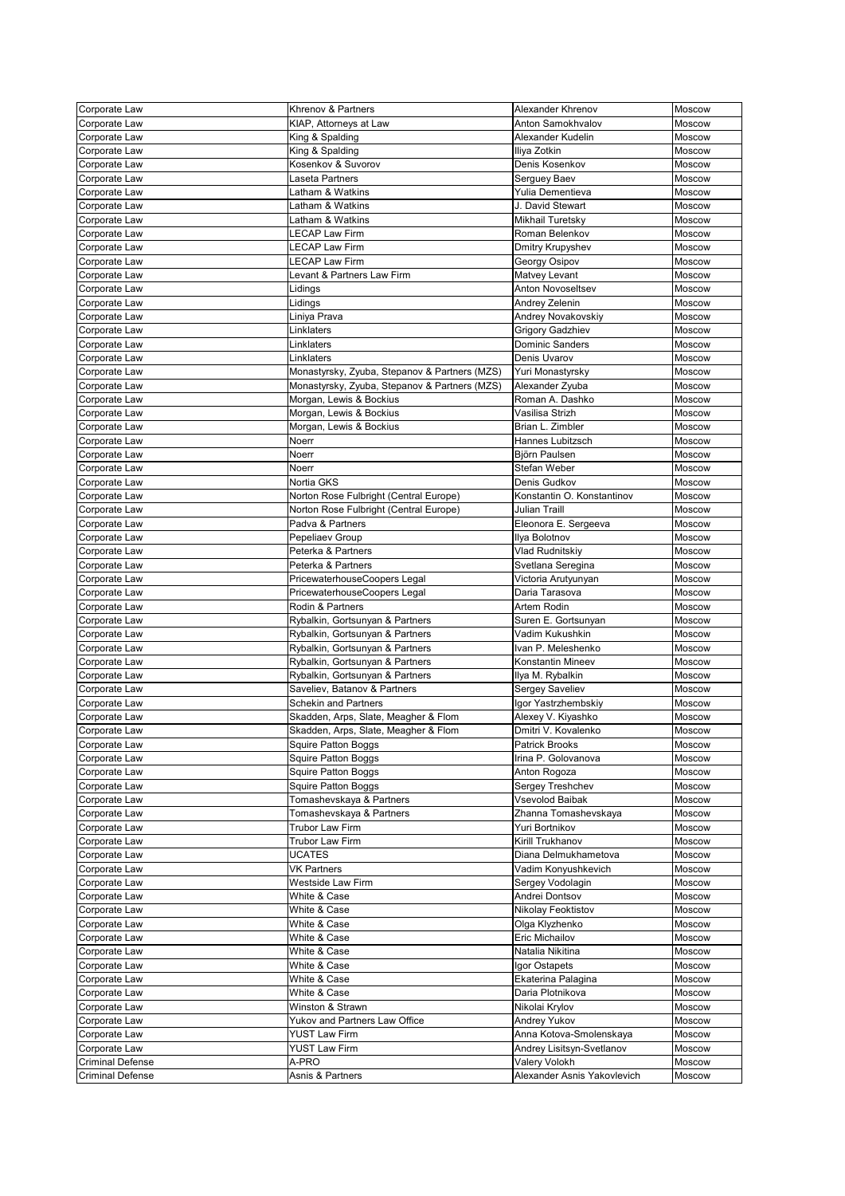| Corporate Law | Khrenov & Partners | Alexander Khrenov | Moscow |
|---|---|---|---|
| Corporate Law | KIAP, Attorneys at Law | Anton Samokhvalov | Moscow |
| Corporate Law | King & Spalding | Alexander Kudelin | Moscow |
| Corporate Law | King & Spalding | Iliya Zotkin | Moscow |
| Corporate Law | Kosenkov & Suvorov | Denis Kosenkov | Moscow |
| Corporate Law | Laseta Partners | Serguey Baev | Moscow |
| Corporate Law | Latham & Watkins | Yulia Dementieva | Moscow |
| Corporate Law | Latham & Watkins | J. David Stewart | Moscow |
| Corporate Law | Latham & Watkins | Mikhail Turetsky | Moscow |
| Corporate Law | LECAP Law Firm | Roman Belenkov | Moscow |
| Corporate Law | LECAP Law Firm | Dmitry Krupyshev | Moscow |
| Corporate Law | LECAP Law Firm | Georgy Osipov | Moscow |
| Corporate Law | Levant & Partners Law Firm | Matvey Levant | Moscow |
| Corporate Law | Lidings | Anton Novoseltsev | Moscow |
| Corporate Law | Lidings | Andrey Zelenin | Moscow |
| Corporate Law | Liniya Prava | Andrey Novakovskiy | Moscow |
| Corporate Law | Linklaters | Grigory Gadzhiev | Moscow |
| Corporate Law | Linklaters | Dominic Sanders | Moscow |
| Corporate Law | Linklaters | Denis Uvarov | Moscow |
| Corporate Law | Monastyrsky, Zyuba, Stepanov & Partners (MZS) | Yuri Monastyrsky | Moscow |
| Corporate Law | Monastyrsky, Zyuba, Stepanov & Partners (MZS) | Alexander Zyuba | Moscow |
| Corporate Law | Morgan, Lewis & Bockius | Roman A. Dashko | Moscow |
| Corporate Law | Morgan, Lewis & Bockius | Vasilisa Strizh | Moscow |
| Corporate Law | Morgan, Lewis & Bockius | Brian L. Zimbler | Moscow |
| Corporate Law | Noerr | Hannes Lubitzsch | Moscow |
| Corporate Law | Noerr | Björn Paulsen | Moscow |
| Corporate Law | Noerr | Stefan Weber | Moscow |
| Corporate Law | Nortia GKS | Denis Gudkov | Moscow |
| Corporate Law | Norton Rose Fulbright (Central Europe) | Konstantin O. Konstantinov | Moscow |
| Corporate Law | Norton Rose Fulbright (Central Europe) | Julian Traill | Moscow |
| Corporate Law | Padva & Partners | Eleonora E. Sergeeva | Moscow |
| Corporate Law | Pepeliaev Group | Ilya Bolotnov | Moscow |
| Corporate Law | Peterka & Partners | Vlad Rudnitskiy | Moscow |
| Corporate Law | Peterka & Partners | Svetlana Seregina | Moscow |
| Corporate Law | PricewaterhouseCoopers Legal | Victoria Arutyunyan | Moscow |
| Corporate Law | PricewaterhouseCoopers Legal | Daria Tarasova | Moscow |
| Corporate Law | Rodin & Partners | Artem Rodin | Moscow |
| Corporate Law | Rybalkin, Gortsunyan & Partners | Suren E. Gortsunyan | Moscow |
| Corporate Law | Rybalkin, Gortsunyan & Partners | Vadim Kukushkin | Moscow |
| Corporate Law | Rybalkin, Gortsunyan & Partners | Ivan P. Meleshenko | Moscow |
| Corporate Law | Rybalkin, Gortsunyan & Partners | Konstantin Mineev | Moscow |
| Corporate Law | Rybalkin, Gortsunyan & Partners | Ilya M. Rybalkin | Moscow |
| Corporate Law | Saveliev, Batanov & Partners | Sergey Saveliev | Moscow |
| Corporate Law | Schekin and Partners | Igor Yastrzhembskiy | Moscow |
| Corporate Law | Skadden, Arps, Slate, Meagher & Flom | Alexey V. Kiyashko | Moscow |
| Corporate Law | Skadden, Arps, Slate, Meagher & Flom | Dmitri V. Kovalenko | Moscow |
| Corporate Law | Squire Patton Boggs | Patrick Brooks | Moscow |
| Corporate Law | Squire Patton Boggs | Irina P. Golovanova | Moscow |
| Corporate Law | Squire Patton Boggs | Anton Rogoza | Moscow |
| Corporate Law | Squire Patton Boggs | Sergey Treshchev | Moscow |
| Corporate Law | Tomashevskaya & Partners | Vsevolod Baibak | Moscow |
| Corporate Law | Tomashevskaya & Partners | Zhanna Tomashevskaya | Moscow |
| Corporate Law | Trubor Law Firm | Yuri Bortnikov | Moscow |
| Corporate Law | Trubor Law Firm | Kirill Trukhanov | Moscow |
| Corporate Law | UCATES | Diana Delmukhametova | Moscow |
| Corporate Law | VK Partners | Vadim Konyushkevich | Moscow |
| Corporate Law | Westside Law Firm | Sergey Vodolagin | Moscow |
| Corporate Law | White & Case | Andrei Dontsov | Moscow |
| Corporate Law | White & Case | Nikolay Feoktistov | Moscow |
| Corporate Law | White & Case | Olga Klyzhenko | Moscow |
| Corporate Law | White & Case | Eric Michailov | Moscow |
| Corporate Law | White & Case | Natalia Nikitina | Moscow |
| Corporate Law | White & Case | Igor Ostapets | Moscow |
| Corporate Law | White & Case | Ekaterina Palagina | Moscow |
| Corporate Law | White & Case | Daria Plotnikova | Moscow |
| Corporate Law | Winston & Strawn | Nikolai Krylov | Moscow |
| Corporate Law | Yukov and Partners Law Office | Andrey Yukov | Moscow |
| Corporate Law | YUST Law Firm | Anna Kotova-Smolenskaya | Moscow |
| Corporate Law | YUST Law Firm | Andrey Lisitsyn-Svetlanov | Moscow |
| Criminal Defense | A-PRO | Valery Volokh | Moscow |
| Criminal Defense | Asnis & Partners | Alexander Asnis Yakovlevich | Moscow |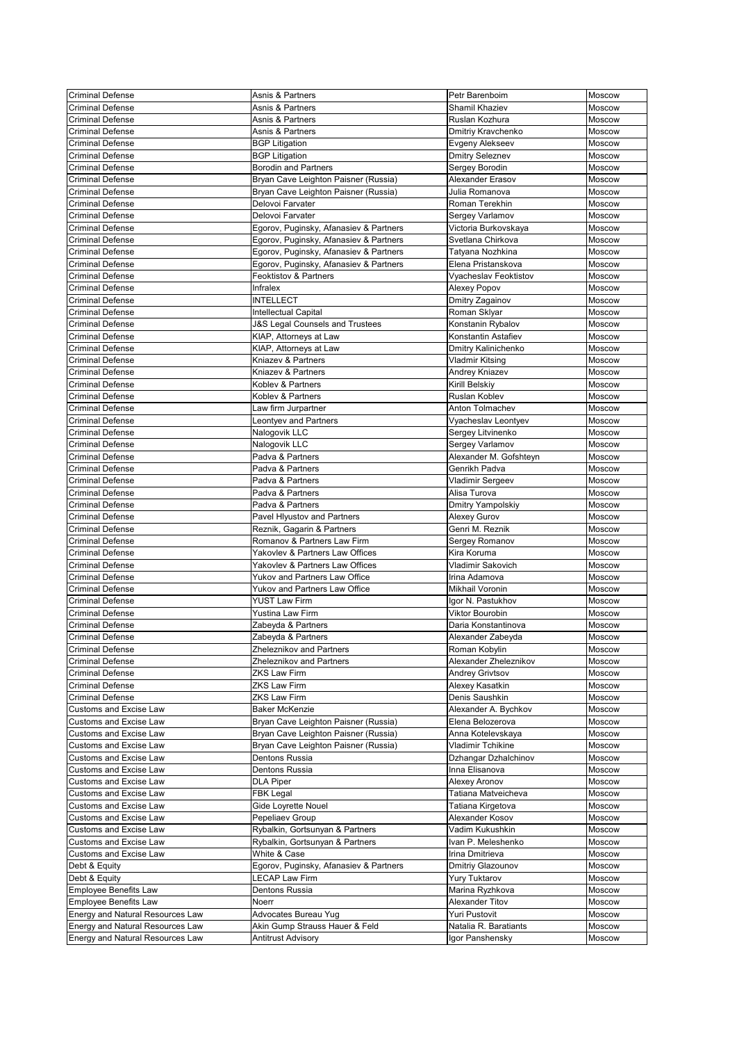| Criminal Defense | Asnis & Partners | Petr Barenboim | Moscow |
|---|---|---|---|
| Criminal Defense | Asnis & Partners | Shamil Khaziev | Moscow |
| Criminal Defense | Asnis & Partners | Ruslan Kozhura | Moscow |
| Criminal Defense | Asnis & Partners | Dmitriy Kravchenko | Moscow |
| Criminal Defense | BGP Litigation | Evgeny Alekseev | Moscow |
| Criminal Defense | BGP Litigation | Dmitry Seleznev | Moscow |
| Criminal Defense | Borodin and Partners | Sergey Borodin | Moscow |
| Criminal Defense | Bryan Cave Leighton Paisner (Russia) | Alexander Erasov | Moscow |
| Criminal Defense | Bryan Cave Leighton Paisner (Russia) | Julia Romanova | Moscow |
| Criminal Defense | Delovoi Farvater | Roman Terekhin | Moscow |
| Criminal Defense | Delovoi Farvater | Sergey Varlamov | Moscow |
| Criminal Defense | Egorov, Puginsky, Afanasiev & Partners | Victoria Burkovskaya | Moscow |
| Criminal Defense | Egorov, Puginsky, Afanasiev & Partners | Svetlana Chirkova | Moscow |
| Criminal Defense | Egorov, Puginsky, Afanasiev & Partners | Tatyana Nozhkina | Moscow |
| Criminal Defense | Egorov, Puginsky, Afanasiev & Partners | Elena Pristanskova | Moscow |
| Criminal Defense | Feoktistov & Partners | Vyacheslav Feoktistov | Moscow |
| Criminal Defense | Infralex | Alexey Popov | Moscow |
| Criminal Defense | INTELLECT | Dmitry Zagainov | Moscow |
| Criminal Defense | Intellectual Capital | Roman Sklyar | Moscow |
| Criminal Defense | J&S Legal Counsels and Trustees | Konstanin Rybalov | Moscow |
| Criminal Defense | KIAP, Attorneys at Law | Konstantin Astafiev | Moscow |
| Criminal Defense | KIAP, Attorneys at Law | Dmitry Kalinichenko | Moscow |
| Criminal Defense | Kniazev & Partners | Vladmir Kitsing | Moscow |
| Criminal Defense | Kniazev & Partners | Andrey Kniazev | Moscow |
| Criminal Defense | Koblev & Partners | Kirill Belskiy | Moscow |
| Criminal Defense | Koblev & Partners | Ruslan Koblev | Moscow |
| Criminal Defense | Law firm Jurpartner | Anton Tolmachev | Moscow |
| Criminal Defense | Leontyev and Partners | Vyacheslav Leontyev | Moscow |
| Criminal Defense | Nalogovik LLC | Sergey Litvinenko | Moscow |
| Criminal Defense | Nalogovik LLC | Sergey Varlamov | Moscow |
| Criminal Defense | Padva & Partners | Alexander M. Gofshteyn | Moscow |
| Criminal Defense | Padva & Partners | Genrikh Padva | Moscow |
| Criminal Defense | Padva & Partners | Vladimir Sergeev | Moscow |
| Criminal Defense | Padva & Partners | Alisa Turova | Moscow |
| Criminal Defense | Padva & Partners | Dmitry Yampolskiy | Moscow |
| Criminal Defense | Pavel Hlyustov and Partners | Alexey Gurov | Moscow |
| Criminal Defense | Reznik, Gagarin & Partners | Genri M. Reznik | Moscow |
| Criminal Defense | Romanov & Partners Law Firm | Sergey Romanov | Moscow |
| Criminal Defense | Yakovlev & Partners Law Offices | Kira Koruma | Moscow |
| Criminal Defense | Yakovlev & Partners Law Offices | Vladimir Sakovich | Moscow |
| Criminal Defense | Yukov and Partners Law Office | Irina Adamova | Moscow |
| Criminal Defense | Yukov and Partners Law Office | Mikhail Voronin | Moscow |
| Criminal Defense | YUST Law Firm | Igor N. Pastukhov | Moscow |
| Criminal Defense | Yustina Law Firm | Viktor Bourobin | Moscow |
| Criminal Defense | Zabeyda & Partners | Daria Konstantinova | Moscow |
| Criminal Defense | Zabeyda & Partners | Alexander Zabeyda | Moscow |
| Criminal Defense | Zheleznikov and Partners | Roman Kobylin | Moscow |
| Criminal Defense | Zheleznikov and Partners | Alexander Zheleznikov | Moscow |
| Criminal Defense | ZKS Law Firm | Andrey Grivtsov | Moscow |
| Criminal Defense | ZKS Law Firm | Alexey Kasatkin | Moscow |
| Criminal Defense | ZKS Law Firm | Denis Saushkin | Moscow |
| Customs and Excise Law | Baker McKenzie | Alexander A. Bychkov | Moscow |
| Customs and Excise Law | Bryan Cave Leighton Paisner (Russia) | Elena Belozerova | Moscow |
| Customs and Excise Law | Bryan Cave Leighton Paisner (Russia) | Anna Kotelevskaya | Moscow |
| Customs and Excise Law | Bryan Cave Leighton Paisner (Russia) | Vladimir Tchikine | Moscow |
| Customs and Excise Law | Dentons Russia | Dzhangar Dzhalchinov | Moscow |
| Customs and Excise Law | Dentons Russia | Inna Elisanova | Moscow |
| Customs and Excise Law | DLA Piper | Alexey Aronov | Moscow |
| Customs and Excise Law | FBK Legal | Tatiana Matveicheva | Moscow |
| Customs and Excise Law | Gide Loyrette Nouel | Tatiana Kirgetova | Moscow |
| Customs and Excise Law | Pepeliaev Group | Alexander Kosov | Moscow |
| Customs and Excise Law | Rybalkin, Gortsunyan & Partners | Vadim Kukushkin | Moscow |
| Customs and Excise Law | Rybalkin, Gortsunyan & Partners | Ivan P. Meleshenko | Moscow |
| Customs and Excise Law | White & Case | Irina Dmitrieva | Moscow |
| Debt & Equity | Egorov, Puginsky, Afanasiev & Partners | Dmitriy Glazounov | Moscow |
| Debt & Equity | LECAP Law Firm | Yury Tuktarov | Moscow |
| Employee Benefits Law | Dentons Russia | Marina Ryzhkova | Moscow |
| Employee Benefits Law | Noerr | Alexander Titov | Moscow |
| Energy and Natural Resources Law | Advocates Bureau Yug | Yuri Pustovit | Moscow |
| Energy and Natural Resources Law | Akin Gump Strauss Hauer & Feld | Natalia R. Baratiants | Moscow |
| Energy and Natural Resources Law | Antitrust Advisory | Igor Panshensky | Moscow |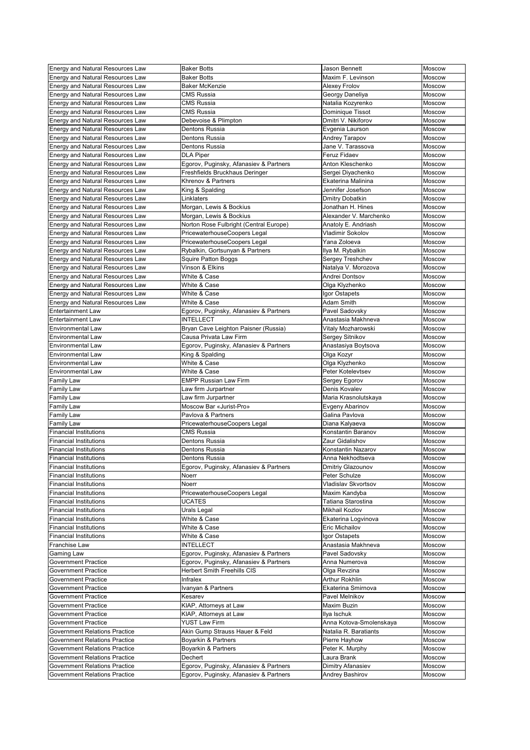| Energy and Natural Resources Law | Baker Botts | Jason Bennett | Moscow |
|---|---|---|---|
| Energy and Natural Resources Law | Baker Botts | Maxim F. Levinson | Moscow |
| Energy and Natural Resources Law | Baker McKenzie | Alexey Frolov | Moscow |
| Energy and Natural Resources Law | CMS Russia | Georgy Daneliya | Moscow |
| Energy and Natural Resources Law | CMS Russia | Natalia Kozyrenko | Moscow |
| Energy and Natural Resources Law | CMS Russia | Dominique Tissot | Moscow |
| Energy and Natural Resources Law | Debevoise & Plimpton | Dmitri V. Nikiforov | Moscow |
| Energy and Natural Resources Law | Dentons Russia | Evgenia Laurson | Moscow |
| Energy and Natural Resources Law | Dentons Russia | Andrey Tarapov | Moscow |
| Energy and Natural Resources Law | Dentons Russia | Jane V. Tarassova | Moscow |
| Energy and Natural Resources Law | DLA Piper | Feruz Fidaev | Moscow |
| Energy and Natural Resources Law | Egorov, Puginsky, Afanasiev & Partners | Anton Kleschenko | Moscow |
| Energy and Natural Resources Law | Freshfields Bruckhaus Deringer | Sergei Diyachenko | Moscow |
| Energy and Natural Resources Law | Khrenov & Partners | Ekaterina Malinina | Moscow |
| Energy and Natural Resources Law | King & Spalding | Jennifer Josefson | Moscow |
| Energy and Natural Resources Law | Linklaters | Dmitry Dobatkin | Moscow |
| Energy and Natural Resources Law | Morgan, Lewis & Bockius | Jonathan H. Hines | Moscow |
| Energy and Natural Resources Law | Morgan, Lewis & Bockius | Alexander V. Marchenko | Moscow |
| Energy and Natural Resources Law | Norton Rose Fulbright (Central Europe) | Anatoly E. Andriash | Moscow |
| Energy and Natural Resources Law | PricewaterhouseCoopers Legal | Vladimir Sokolov | Moscow |
| Energy and Natural Resources Law | PricewaterhouseCoopers Legal | Yana Zoloeva | Moscow |
| Energy and Natural Resources Law | Rybalkin, Gortsunyan & Partners | Ilya M. Rybalkin | Moscow |
| Energy and Natural Resources Law | Squire Patton Boggs | Sergey Treshchev | Moscow |
| Energy and Natural Resources Law | Vinson & Elkins | Natalya V. Morozova | Moscow |
| Energy and Natural Resources Law | White & Case | Andrei Dontsov | Moscow |
| Energy and Natural Resources Law | White & Case | Olga Klyzhenko | Moscow |
| Energy and Natural Resources Law | White & Case | Igor Ostapets | Moscow |
| Energy and Natural Resources Law | White & Case | Adam Smith | Moscow |
| Entertainment Law | Egorov, Puginsky, Afanasiev & Partners | Pavel Sadovsky | Moscow |
| Entertainment Law | INTELLECT | Anastasia Makhneva | Moscow |
| Environmental Law | Bryan Cave Leighton Paisner (Russia) | Vitaly Mozharowski | Moscow |
| Environmental Law | Causa Privata Law Firm | Sergey Sitnikov | Moscow |
| Environmental Law | Egorov, Puginsky, Afanasiev & Partners | Anastasiya Boytsova | Moscow |
| Environmental Law | King & Spalding | Olga Kozyr | Moscow |
| Environmental Law | White & Case | Olga Klyzhenko | Moscow |
| Environmental Law | White & Case | Peter Kotelevtsev | Moscow |
| Family Law | EMPP Russian Law Firm | Sergey Egorov | Moscow |
| Family Law | Law firm Jurpartner | Denis Kovalev | Moscow |
| Family Law | Law firm Jurpartner | Maria Krasnolutskaya | Moscow |
| Family Law | Moscow Bar «Jurist-Pro» | Evgeny Abarinov | Moscow |
| Family Law | Pavlova & Partners | Galina Pavlova | Moscow |
| Family Law | PricewaterhouseCoopers Legal | Diana Kalyaeva | Moscow |
| Financial Institutions | CMS Russia | Konstantin Baranov | Moscow |
| Financial Institutions | Dentons Russia | Zaur Gidalishov | Moscow |
| Financial Institutions | Dentons Russia | Konstantin Nazarov | Moscow |
| Financial Institutions | Dentons Russia | Anna Nekhodtseva | Moscow |
| Financial Institutions | Egorov, Puginsky, Afanasiev & Partners | Dmitriy Glazounov | Moscow |
| Financial Institutions | Noerr | Peter Schulze | Moscow |
| Financial Institutions | Noerr | Vladislav Skvortsov | Moscow |
| Financial Institutions | PricewaterhouseCoopers Legal | Maxim Kandyba | Moscow |
| Financial Institutions | UCATES | Tatiana Starostina | Moscow |
| Financial Institutions | Urals Legal | Mikhail Kozlov | Moscow |
| Financial Institutions | White & Case | Ekaterina Logvinova | Moscow |
| Financial Institutions | White & Case | Eric Michailov | Moscow |
| Financial Institutions | White & Case | Igor Ostapets | Moscow |
| Franchise Law | INTELLECT | Anastasia Makhneva | Moscow |
| Gaming Law | Egorov, Puginsky, Afanasiev & Partners | Pavel Sadovsky | Moscow |
| Government Practice | Egorov, Puginsky, Afanasiev & Partners | Anna Numerova | Moscow |
| Government Practice | Herbert Smith Freehills CIS | Olga Revzina | Moscow |
| Government Practice | Infralex | Arthur Rokhlin | Moscow |
| Government Practice | Ivanyan & Partners | Ekaterina Smirnova | Moscow |
| Government Practice | Kesarev | Pavel Melnikov | Moscow |
| Government Practice | KIAP, Attorneys at Law | Maxim Buzin | Moscow |
| Government Practice | KIAP, Attorneys at Law | Ilya Ischuk | Moscow |
| Government Practice | YUST Law Firm | Anna Kotova-Smolenskaya | Moscow |
| Government Relations Practice | Akin Gump Strauss Hauer & Feld | Natalia R. Baratiants | Moscow |
| Government Relations Practice | Boyarkin & Partners | Pierre Hayhow | Moscow |
| Government Relations Practice | Boyarkin & Partners | Peter K. Murphy | Moscow |
| Government Relations Practice | Dechert | Laura Brank | Moscow |
| Government Relations Practice | Egorov, Puginsky, Afanasiev & Partners | Dimitry Afanasiev | Moscow |
| Government Relations Practice | Egorov, Puginsky, Afanasiev & Partners | Andrey Bashirov | Moscow |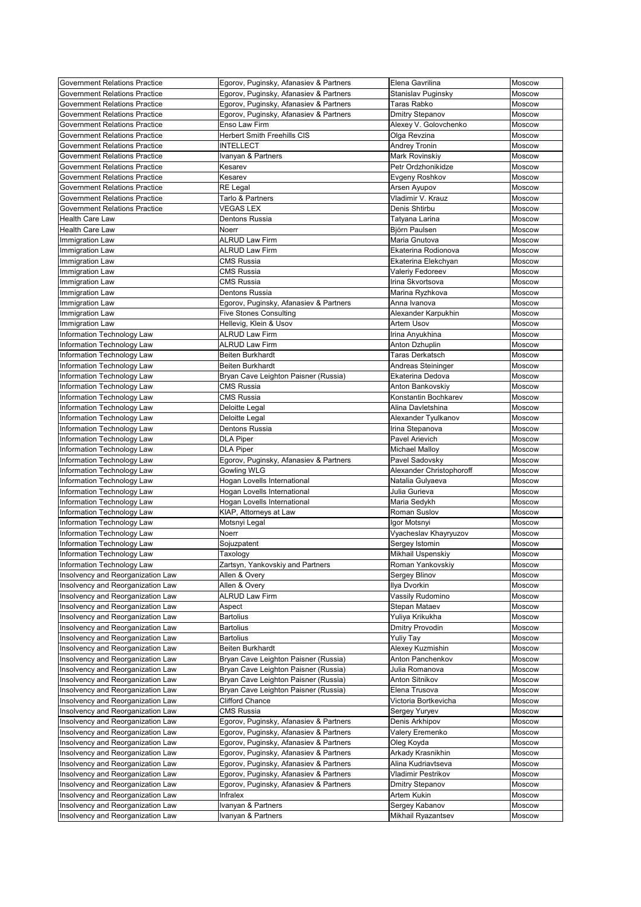| Government Relations Practice | Egorov, Puginsky, Afanasiev & Partners | Elena Gavrilina | Moscow |
|---|---|---|---|
| Government Relations Practice | Egorov, Puginsky, Afanasiev & Partners | Stanislav Puginsky | Moscow |
| Government Relations Practice | Egorov, Puginsky, Afanasiev & Partners | Taras Rabko | Moscow |
| Government Relations Practice | Egorov, Puginsky, Afanasiev & Partners | Dmitry Stepanov | Moscow |
| Government Relations Practice | Enso Law Firm | Alexey V. Golovchenko | Moscow |
| Government Relations Practice | Herbert Smith Freehills CIS | Olga Revzina | Moscow |
| Government Relations Practice | INTELLECT | Andrey Tronin | Moscow |
| Government Relations Practice | Ivanyan & Partners | Mark Rovinskiy | Moscow |
| Government Relations Practice | Kesarev | Petr Ordzhonikidze | Moscow |
| Government Relations Practice | Kesarev | Evgeny Roshkov | Moscow |
| Government Relations Practice | RE Legal | Arsen Ayupov | Moscow |
| Government Relations Practice | Tarlo & Partners | Vladimir V. Krauz | Moscow |
| Government Relations Practice | VEGAS LEX | Denis Shtirbu | Moscow |
| Health Care Law | Dentons Russia | Tatyana Larina | Moscow |
| Health Care Law | Noerr | Björn Paulsen | Moscow |
| Immigration Law | ALRUD Law Firm | Maria Gnutova | Moscow |
| Immigration Law | ALRUD Law Firm | Ekaterina Rodionova | Moscow |
| Immigration Law | CMS Russia | Ekaterina Elekchyan | Moscow |
| Immigration Law | CMS Russia | Valeriy Fedoreev | Moscow |
| Immigration Law | CMS Russia | Irina Skvortsova | Moscow |
| Immigration Law | Dentons Russia | Marina Ryzhkova | Moscow |
| Immigration Law | Egorov, Puginsky, Afanasiev & Partners | Anna Ivanova | Moscow |
| Immigration Law | Five Stones Consulting | Alexander Karpukhin | Moscow |
| Immigration Law | Hellevig, Klein & Usov | Artem Usov | Moscow |
| Information Technology Law | ALRUD Law Firm | Irina Anyukhina | Moscow |
| Information Technology Law | ALRUD Law Firm | Anton Dzhuplin | Moscow |
| Information Technology Law | Beiten Burkhardt | Taras Derkatsch | Moscow |
| Information Technology Law | Beiten Burkhardt | Andreas Steininger | Moscow |
| Information Technology Law | Bryan Cave Leighton Paisner (Russia) | Ekaterina Dedova | Moscow |
| Information Technology Law | CMS Russia | Anton Bankovskiy | Moscow |
| Information Technology Law | CMS Russia | Konstantin Bochkarev | Moscow |
| Information Technology Law | Deloitte Legal | Alina Davletshina | Moscow |
| Information Technology Law | Deloitte Legal | Alexander Tyulkanov | Moscow |
| Information Technology Law | Dentons Russia | Irina Stepanova | Moscow |
| Information Technology Law | DLA Piper | Pavel Arievich | Moscow |
| Information Technology Law | DLA Piper | Michael Malloy | Moscow |
| Information Technology Law | Egorov, Puginsky, Afanasiev & Partners | Pavel Sadovsky | Moscow |
| Information Technology Law | Gowling WLG | Alexander Christophoroff | Moscow |
| Information Technology Law | Hogan Lovells International | Natalia Gulyaeva | Moscow |
| Information Technology Law | Hogan Lovells International | Julia Gurieva | Moscow |
| Information Technology Law | Hogan Lovells International | Maria Sedykh | Moscow |
| Information Technology Law | KIAP, Attorneys at Law | Roman Suslov | Moscow |
| Information Technology Law | Motsnyi Legal | Igor Motsnyi | Moscow |
| Information Technology Law | Noerr | Vyacheslav Khayryuzov | Moscow |
| Information Technology Law | Sojuzpatent | Sergey Istomin | Moscow |
| Information Technology Law | Taxology | Mikhail Uspenskiy | Moscow |
| Information Technology Law | Zartsyn, Yankovskiy and Partners | Roman Yankovskiy | Moscow |
| Insolvency and Reorganization Law | Allen & Overy | Sergey Blinov | Moscow |
| Insolvency and Reorganization Law | Allen & Overy | Ilya Dvorkin | Moscow |
| Insolvency and Reorganization Law | ALRUD Law Firm | Vassily Rudomino | Moscow |
| Insolvency and Reorganization Law | Aspect | Stepan Mataev | Moscow |
| Insolvency and Reorganization Law | Bartolius | Yuliya Krikukha | Moscow |
| Insolvency and Reorganization Law | Bartolius | Dmitry Provodin | Moscow |
| Insolvency and Reorganization Law | Bartolius | Yuliy Tay | Moscow |
| Insolvency and Reorganization Law | Beiten Burkhardt | Alexey Kuzmishin | Moscow |
| Insolvency and Reorganization Law | Bryan Cave Leighton Paisner (Russia) | Anton Panchenkov | Moscow |
| Insolvency and Reorganization Law | Bryan Cave Leighton Paisner (Russia) | Julia Romanova | Moscow |
| Insolvency and Reorganization Law | Bryan Cave Leighton Paisner (Russia) | Anton Sitnikov | Moscow |
| Insolvency and Reorganization Law | Bryan Cave Leighton Paisner (Russia) | Elena Trusova | Moscow |
| Insolvency and Reorganization Law | Clifford Chance | Victoria Bortkevicha | Moscow |
| Insolvency and Reorganization Law | CMS Russia | Sergey Yuryev | Moscow |
| Insolvency and Reorganization Law | Egorov, Puginsky, Afanasiev & Partners | Denis Arkhipov | Moscow |
| Insolvency and Reorganization Law | Egorov, Puginsky, Afanasiev & Partners | Valery Eremenko | Moscow |
| Insolvency and Reorganization Law | Egorov, Puginsky, Afanasiev & Partners | Oleg Koyda | Moscow |
| Insolvency and Reorganization Law | Egorov, Puginsky, Afanasiev & Partners | Arkady Krasnikhin | Moscow |
| Insolvency and Reorganization Law | Egorov, Puginsky, Afanasiev & Partners | Alina Kudriavtseva | Moscow |
| Insolvency and Reorganization Law | Egorov, Puginsky, Afanasiev & Partners | Vladimir Pestrikov | Moscow |
| Insolvency and Reorganization Law | Egorov, Puginsky, Afanasiev & Partners | Dmitry Stepanov | Moscow |
| Insolvency and Reorganization Law | Infralex | Artem Kukin | Moscow |
| Insolvency and Reorganization Law | Ivanyan & Partners | Sergey Kabanov | Moscow |
| Insolvency and Reorganization Law | Ivanyan & Partners | Mikhail Ryazantsev | Moscow |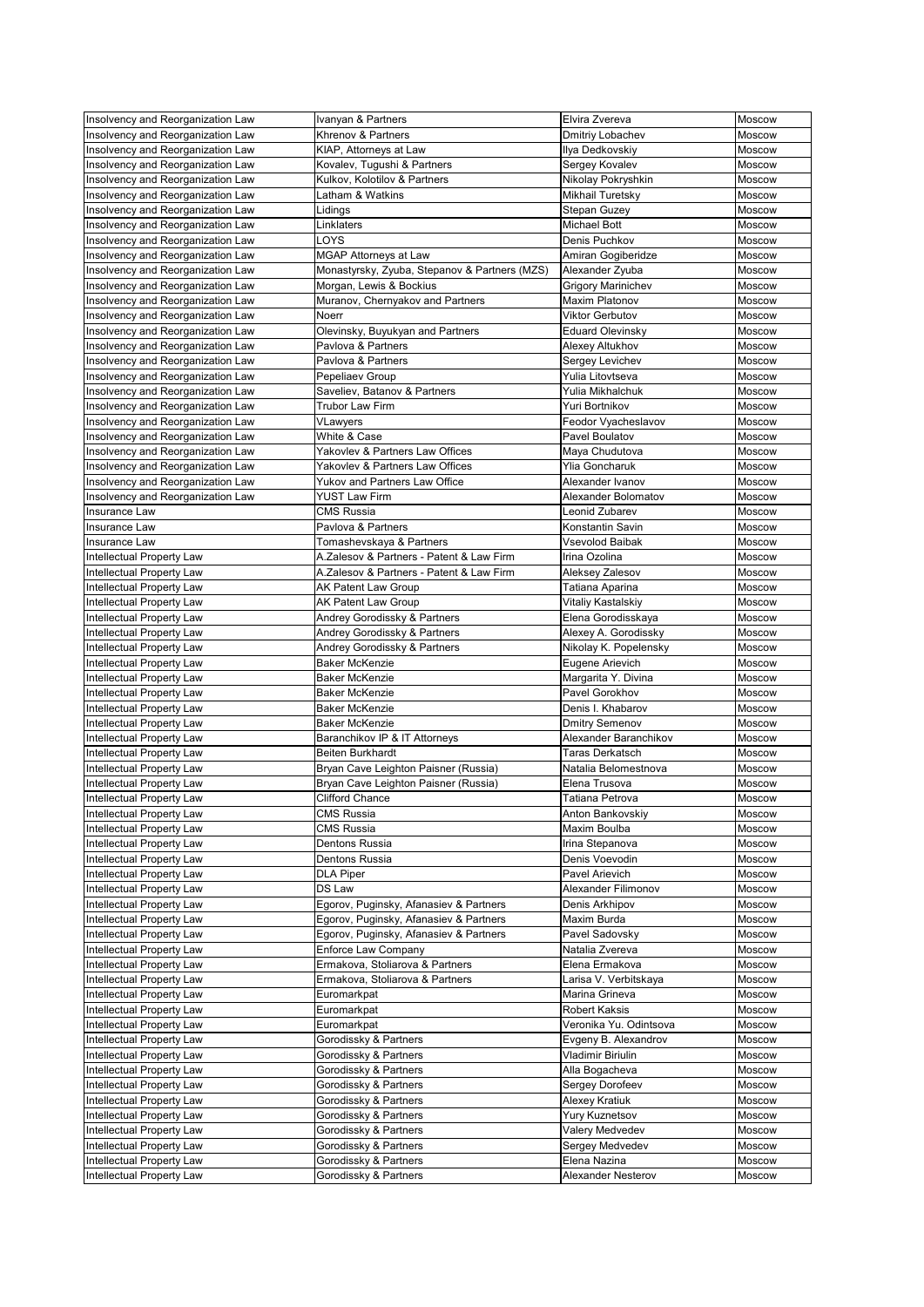| Insolvency and Reorganization Law | Ivanyan & Partners | Elvira Zvereva | Moscow |
|---|---|---|---|
| Insolvency and Reorganization Law | Khrenov & Partners | Dmitriy Lobachev | Moscow |
| Insolvency and Reorganization Law | KIAP, Attorneys at Law | Ilya Dedkovskiy | Moscow |
| Insolvency and Reorganization Law | Kovalev, Tugushi & Partners | Sergey Kovalev | Moscow |
| Insolvency and Reorganization Law | Kulkov, Kolotilov & Partners | Nikolay Pokryshkin | Moscow |
| Insolvency and Reorganization Law | Latham & Watkins | Mikhail Turetsky | Moscow |
| Insolvency and Reorganization Law | Lidings | Stepan Guzey | Moscow |
| Insolvency and Reorganization Law | Linklaters | Michael Bott | Moscow |
| Insolvency and Reorganization Law | LOYS | Denis Puchkov | Moscow |
| Insolvency and Reorganization Law | MGAP Attorneys at Law | Amiran Gogiberidze | Moscow |
| Insolvency and Reorganization Law | Monastyrsky, Zyuba, Stepanov & Partners (MZS) | Alexander Zyuba | Moscow |
| Insolvency and Reorganization Law | Morgan, Lewis & Bockius | Grigory Marinichev | Moscow |
| Insolvency and Reorganization Law | Muranov, Chernyakov and Partners | Maxim Platonov | Moscow |
| Insolvency and Reorganization Law | Noerr | Viktor Gerbutov | Moscow |
| Insolvency and Reorganization Law | Olevinsky, Buyukyan and Partners | Eduard Olevinsky | Moscow |
| Insolvency and Reorganization Law | Pavlova & Partners | Alexey Altukhov | Moscow |
| Insolvency and Reorganization Law | Pavlova & Partners | Sergey Levichev | Moscow |
| Insolvency and Reorganization Law | Pepeliaev Group | Yulia Litovtseva | Moscow |
| Insolvency and Reorganization Law | Saveliev, Batanov & Partners | Yulia Mikhalchuk | Moscow |
| Insolvency and Reorganization Law | Trubor Law Firm | Yuri Bortnikov | Moscow |
| Insolvency and Reorganization Law | VLawyers | Feodor Vyacheslavov | Moscow |
| Insolvency and Reorganization Law | White & Case | Pavel Boulatov | Moscow |
| Insolvency and Reorganization Law | Yakovlev & Partners Law Offices | Maya Chudutova | Moscow |
| Insolvency and Reorganization Law | Yakovlev & Partners Law Offices | Ylia Goncharuk | Moscow |
| Insolvency and Reorganization Law | Yukov and Partners Law Office | Alexander Ivanov | Moscow |
| Insolvency and Reorganization Law | YUST Law Firm | Alexander Bolomatov | Moscow |
| Insurance Law | CMS Russia | Leonid Zubarev | Moscow |
| Insurance Law | Pavlova & Partners | Konstantin Savin | Moscow |
| Insurance Law | Tomashevskaya & Partners | Vsevolod Baibak | Moscow |
| Intellectual Property Law | A.Zalesov & Partners - Patent & Law Firm | Irina Ozolina | Moscow |
| Intellectual Property Law | A.Zalesov & Partners - Patent & Law Firm | Aleksey Zalesov | Moscow |
| Intellectual Property Law | AK Patent Law Group | Tatiana Aparina | Moscow |
| Intellectual Property Law | AK Patent Law Group | Vitaliy Kastalskiy | Moscow |
| Intellectual Property Law | Andrey Gorodissky & Partners | Elena Gorodisskaya | Moscow |
| Intellectual Property Law | Andrey Gorodissky & Partners | Alexey A. Gorodissky | Moscow |
| Intellectual Property Law | Andrey Gorodissky & Partners | Nikolay K. Popelensky | Moscow |
| Intellectual Property Law | Baker McKenzie | Eugene Arievich | Moscow |
| Intellectual Property Law | Baker McKenzie | Margarita Y. Divina | Moscow |
| Intellectual Property Law | Baker McKenzie | Pavel Gorokhov | Moscow |
| Intellectual Property Law | Baker McKenzie | Denis I. Khabarov | Moscow |
| Intellectual Property Law | Baker McKenzie | Dmitry Semenov | Moscow |
| Intellectual Property Law | Baranchikov IP & IT Attorneys | Alexander Baranchikov | Moscow |
| Intellectual Property Law | Beiten Burkhardt | Taras Derkatsch | Moscow |
| Intellectual Property Law | Bryan Cave Leighton Paisner (Russia) | Natalia Belomestnova | Moscow |
| Intellectual Property Law | Bryan Cave Leighton Paisner (Russia) | Elena Trusova | Moscow |
| Intellectual Property Law | Clifford Chance | Tatiana Petrova | Moscow |
| Intellectual Property Law | CMS Russia | Anton Bankovskiy | Moscow |
| Intellectual Property Law | CMS Russia | Maxim Boulba | Moscow |
| Intellectual Property Law | Dentons Russia | Irina Stepanova | Moscow |
| Intellectual Property Law | Dentons Russia | Denis Voevodin | Moscow |
| Intellectual Property Law | DLA Piper | Pavel Arievich | Moscow |
| Intellectual Property Law | DS Law | Alexander Filimonov | Moscow |
| Intellectual Property Law | Egorov, Puginsky, Afanasiev & Partners | Denis Arkhipov | Moscow |
| Intellectual Property Law | Egorov, Puginsky, Afanasiev & Partners | Maxim Burda | Moscow |
| Intellectual Property Law | Egorov, Puginsky, Afanasiev & Partners | Pavel Sadovsky | Moscow |
| Intellectual Property Law | Enforce Law Company | Natalia Zvereva | Moscow |
| Intellectual Property Law | Ermakova, Stoliarova & Partners | Elena Ermakova | Moscow |
| Intellectual Property Law | Ermakova, Stoliarova & Partners | Larisa V. Verbitskaya | Moscow |
| Intellectual Property Law | Euromarkpat | Marina Grineva | Moscow |
| Intellectual Property Law | Euromarkpat | Robert Kaksis | Moscow |
| Intellectual Property Law | Euromarkpat | Veronika Yu. Odintsova | Moscow |
| Intellectual Property Law | Gorodissky & Partners | Evgeny B. Alexandrov | Moscow |
| Intellectual Property Law | Gorodissky & Partners | Vladimir Biriulin | Moscow |
| Intellectual Property Law | Gorodissky & Partners | Alla Bogacheva | Moscow |
| Intellectual Property Law | Gorodissky & Partners | Sergey Dorofeev | Moscow |
| Intellectual Property Law | Gorodissky & Partners | Alexey Kratiuk | Moscow |
| Intellectual Property Law | Gorodissky & Partners | Yury Kuznetsov | Moscow |
| Intellectual Property Law | Gorodissky & Partners | Valery Medvedev | Moscow |
| Intellectual Property Law | Gorodissky & Partners | Sergey Medvedev | Moscow |
| Intellectual Property Law | Gorodissky & Partners | Elena Nazina | Moscow |
| Intellectual Property Law | Gorodissky & Partners | Alexander Nesterov | Moscow |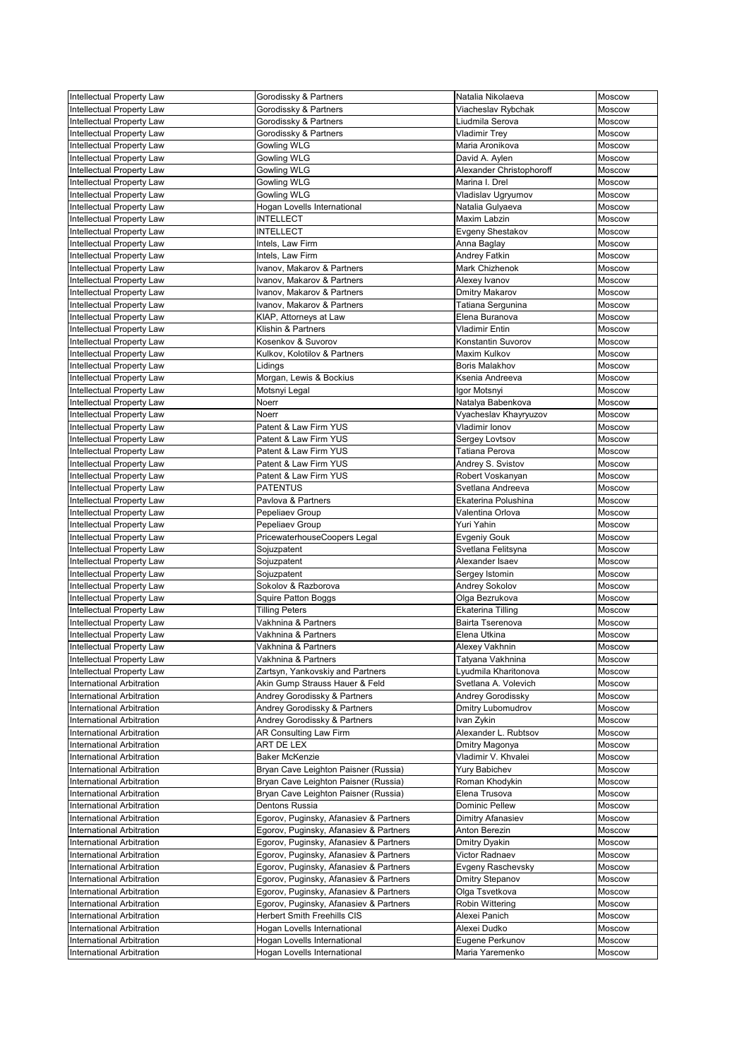| Intellectual Property Law | Gorodissky & Partners | Natalia Nikolaeva | Moscow |
|---|---|---|---|
| Intellectual Property Law | Gorodissky & Partners | Viacheslav Rybchak | Moscow |
| Intellectual Property Law | Gorodissky & Partners | Liudmila Serova | Moscow |
| Intellectual Property Law | Gorodissky & Partners | Vladimir Trey | Moscow |
| Intellectual Property Law | Gowling WLG | Maria Aronikova | Moscow |
| Intellectual Property Law | Gowling WLG | David A. Aylen | Moscow |
| Intellectual Property Law | Gowling WLG | Alexander Christophoroff | Moscow |
| Intellectual Property Law | Gowling WLG | Marina I. Drel | Moscow |
| Intellectual Property Law | Gowling WLG | Vladislav Ugryumov | Moscow |
| Intellectual Property Law | Hogan Lovells International | Natalia Gulyaeva | Moscow |
| Intellectual Property Law | INTELLECT | Maxim Labzin | Moscow |
| Intellectual Property Law | INTELLECT | Evgeny Shestakov | Moscow |
| Intellectual Property Law | Intels, Law Firm | Anna Baglay | Moscow |
| Intellectual Property Law | Intels, Law Firm | Andrey Fatkin | Moscow |
| Intellectual Property Law | Ivanov, Makarov & Partners | Mark Chizhenok | Moscow |
| Intellectual Property Law | Ivanov, Makarov & Partners | Alexey Ivanov | Moscow |
| Intellectual Property Law | Ivanov, Makarov & Partners | Dmitry Makarov | Moscow |
| Intellectual Property Law | Ivanov, Makarov & Partners | Tatiana Sergunina | Moscow |
| Intellectual Property Law | KIAP, Attorneys at Law | Elena Buranova | Moscow |
| Intellectual Property Law | Klishin & Partners | Vladimir Entin | Moscow |
| Intellectual Property Law | Kosenkov & Suvorov | Konstantin Suvorov | Moscow |
| Intellectual Property Law | Kulkov, Kolotilov & Partners | Maxim Kulkov | Moscow |
| Intellectual Property Law | Lidings | Boris Malakhov | Moscow |
| Intellectual Property Law | Morgan, Lewis & Bockius | Ksenia Andreeva | Moscow |
| Intellectual Property Law | Motsnyi Legal | Igor Motsnyi | Moscow |
| Intellectual Property Law | Noerr | Natalya Babenkova | Moscow |
| Intellectual Property Law | Noerr | Vyacheslav Khayryuzov | Moscow |
| Intellectual Property Law | Patent & Law Firm YUS | Vladimir Ionov | Moscow |
| Intellectual Property Law | Patent & Law Firm YUS | Sergey Lovtsov | Moscow |
| Intellectual Property Law | Patent & Law Firm YUS | Tatiana Perova | Moscow |
| Intellectual Property Law | Patent & Law Firm YUS | Andrey S. Svistov | Moscow |
| Intellectual Property Law | Patent & Law Firm YUS | Robert Voskanyan | Moscow |
| Intellectual Property Law | PATENTUS | Svetlana Andreeva | Moscow |
| Intellectual Property Law | Pavlova & Partners | Ekaterina Polushina | Moscow |
| Intellectual Property Law | Pepeliaev Group | Valentina Orlova | Moscow |
| Intellectual Property Law | Pepeliaev Group | Yuri Yahin | Moscow |
| Intellectual Property Law | PricewaterhouseCoopers Legal | Evgeniy Gouk | Moscow |
| Intellectual Property Law | Sojuzpatent | Svetlana Felitsyna | Moscow |
| Intellectual Property Law | Sojuzpatent | Alexander Isaev | Moscow |
| Intellectual Property Law | Sojuzpatent | Sergey Istomin | Moscow |
| Intellectual Property Law | Sokolov & Razborova | Andrey Sokolov | Moscow |
| Intellectual Property Law | Squire Patton Boggs | Olga Bezrukova | Moscow |
| Intellectual Property Law | Tilling Peters | Ekaterina Tilling | Moscow |
| Intellectual Property Law | Vakhnina & Partners | Bairta Tserenova | Moscow |
| Intellectual Property Law | Vakhnina & Partners | Elena Utkina | Moscow |
| Intellectual Property Law | Vakhnina & Partners | Alexey Vakhnin | Moscow |
| Intellectual Property Law | Vakhnina & Partners | Tatyana Vakhnina | Moscow |
| Intellectual Property Law | Zartsyn, Yankovskiy and Partners | Lyudmila Kharitonova | Moscow |
| International Arbitration | Akin Gump Strauss Hauer & Feld | Svetlana A. Volevich | Moscow |
| International Arbitration | Andrey Gorodissky & Partners | Andrey Gorodissky | Moscow |
| International Arbitration | Andrey Gorodissky & Partners | Dmitry Lubomudrov | Moscow |
| International Arbitration | Andrey Gorodissky & Partners | Ivan Zykin | Moscow |
| International Arbitration | AR Consulting Law Firm | Alexander L. Rubtsov | Moscow |
| International Arbitration | ART DE LEX | Dmitry Magonya | Moscow |
| International Arbitration | Baker McKenzie | Vladimir V. Khvalei | Moscow |
| International Arbitration | Bryan Cave Leighton Paisner (Russia) | Yury Babichev | Moscow |
| International Arbitration | Bryan Cave Leighton Paisner (Russia) | Roman Khodykin | Moscow |
| International Arbitration | Bryan Cave Leighton Paisner (Russia) | Elena Trusova | Moscow |
| International Arbitration | Dentons Russia | Dominic Pellew | Moscow |
| International Arbitration | Egorov, Puginsky, Afanasiev & Partners | Dimitry Afanasiev | Moscow |
| International Arbitration | Egorov, Puginsky, Afanasiev & Partners | Anton Berezin | Moscow |
| International Arbitration | Egorov, Puginsky, Afanasiev & Partners | Dmitry Dyakin | Moscow |
| International Arbitration | Egorov, Puginsky, Afanasiev & Partners | Victor Radnaev | Moscow |
| International Arbitration | Egorov, Puginsky, Afanasiev & Partners | Evgeny Raschevsky | Moscow |
| International Arbitration | Egorov, Puginsky, Afanasiev & Partners | Dmitry Stepanov | Moscow |
| International Arbitration | Egorov, Puginsky, Afanasiev & Partners | Olga Tsvetkova | Moscow |
| International Arbitration | Egorov, Puginsky, Afanasiev & Partners | Robin Wittering | Moscow |
| International Arbitration | Herbert Smith Freehills CIS | Alexei Panich | Moscow |
| International Arbitration | Hogan Lovells International | Alexei Dudko | Moscow |
| International Arbitration | Hogan Lovells International | Eugene Perkunov | Moscow |
| International Arbitration | Hogan Lovells International | Maria Yaremenko | Moscow |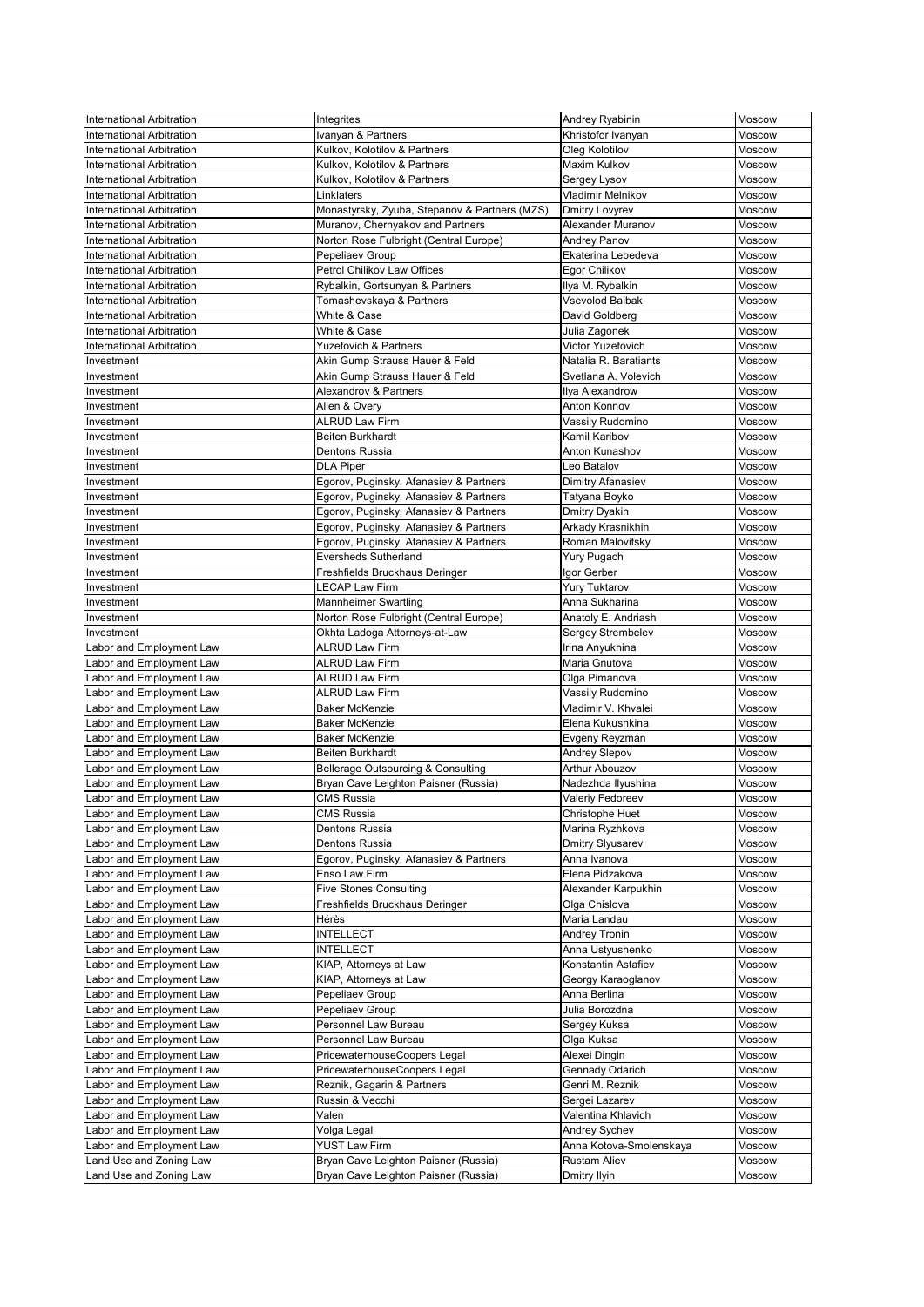| | | | |
|---|---|---|---|
| International Arbitration | Integrites | Andrey Ryabinin | Moscow |
| International Arbitration | Ivanyan & Partners | Khristofor Ivanyan | Moscow |
| International Arbitration | Kulkov, Kolotilov & Partners | Oleg Kolotilov | Moscow |
| International Arbitration | Kulkov, Kolotilov & Partners | Maxim Kulkov | Moscow |
| International Arbitration | Kulkov, Kolotilov & Partners | Sergey Lysov | Moscow |
| International Arbitration | Linklaters | Vladimir Melnikov | Moscow |
| International Arbitration | Monastyrsky, Zyuba, Stepanov & Partners (MZS) | Dmitry Lovyrev | Moscow |
| International Arbitration | Muranov, Chernyakov and Partners | Alexander Muranov | Moscow |
| International Arbitration | Norton Rose Fulbright (Central Europe) | Andrey Panov | Moscow |
| International Arbitration | Pepeliaev Group | Ekaterina Lebedeva | Moscow |
| International Arbitration | Petrol Chilikov Law Offices | Egor Chilikov | Moscow |
| International Arbitration | Rybalkin, Gortsunyan & Partners | Ilya M. Rybalkin | Moscow |
| International Arbitration | Tomashevskaya & Partners | Vsevolod Baibak | Moscow |
| International Arbitration | White & Case | David Goldberg | Moscow |
| International Arbitration | White & Case | Julia Zagonek | Moscow |
| International Arbitration | Yuzefovich & Partners | Victor Yuzefovich | Moscow |
| Investment | Akin Gump Strauss Hauer & Feld | Natalia R. Baratiants | Moscow |
| Investment | Akin Gump Strauss Hauer & Feld | Svetlana A. Volevich | Moscow |
| Investment | Alexandrov & Partners | Ilya Alexandrow | Moscow |
| Investment | Allen & Overy | Anton Konnov | Moscow |
| Investment | ALRUD Law Firm | Vassily Rudomino | Moscow |
| Investment | Beiten Burkhardt | Kamil Karibov | Moscow |
| Investment | Dentons Russia | Anton Kunashov | Moscow |
| Investment | DLA Piper | Leo Batalov | Moscow |
| Investment | Egorov, Puginsky, Afanasiev & Partners | Dimitry Afanasiev | Moscow |
| Investment | Egorov, Puginsky, Afanasiev & Partners | Tatyana Boyko | Moscow |
| Investment | Egorov, Puginsky, Afanasiev & Partners | Dmitry Dyakin | Moscow |
| Investment | Egorov, Puginsky, Afanasiev & Partners | Arkady Krasnikhin | Moscow |
| Investment | Egorov, Puginsky, Afanasiev & Partners | Roman Malovitsky | Moscow |
| Investment | Eversheds Sutherland | Yury Pugach | Moscow |
| Investment | Freshfields Bruckhaus Deringer | Igor Gerber | Moscow |
| Investment | LECAP Law Firm | Yury Tuktarov | Moscow |
| Investment | Mannheimer Swartling | Anna Sukharina | Moscow |
| Investment | Norton Rose Fulbright (Central Europe) | Anatoly E. Andriash | Moscow |
| Investment | Okhta Ladoga Attorneys-at-Law | Sergey Strembelev | Moscow |
| Labor and Employment Law | ALRUD Law Firm | Irina Anyukhina | Moscow |
| Labor and Employment Law | ALRUD Law Firm | Maria Gnutova | Moscow |
| Labor and Employment Law | ALRUD Law Firm | Olga Pimanova | Moscow |
| Labor and Employment Law | ALRUD Law Firm | Vassily Rudomino | Moscow |
| Labor and Employment Law | Baker McKenzie | Vladimir V. Khvalei | Moscow |
| Labor and Employment Law | Baker McKenzie | Elena Kukushkina | Moscow |
| Labor and Employment Law | Baker McKenzie | Evgeny Reyzman | Moscow |
| Labor and Employment Law | Beiten Burkhardt | Andrey Slepov | Moscow |
| Labor and Employment Law | Bellerage Outsourcing & Consulting | Arthur Abouzov | Moscow |
| Labor and Employment Law | Bryan Cave Leighton Paisner (Russia) | Nadezhda Ilyushina | Moscow |
| Labor and Employment Law | CMS Russia | Valeriy Fedoreev | Moscow |
| Labor and Employment Law | CMS Russia | Christophe Huet | Moscow |
| Labor and Employment Law | Dentons Russia | Marina Ryzhkova | Moscow |
| Labor and Employment Law | Dentons Russia | Dmitry Slyusarev | Moscow |
| Labor and Employment Law | Egorov, Puginsky, Afanasiev & Partners | Anna Ivanova | Moscow |
| Labor and Employment Law | Enso Law Firm | Elena Pidzakova | Moscow |
| Labor and Employment Law | Five Stones Consulting | Alexander Karpukhin | Moscow |
| Labor and Employment Law | Freshfields Bruckhaus Deringer | Olga Chislova | Moscow |
| Labor and Employment Law | Hérès | Maria Landau | Moscow |
| Labor and Employment Law | INTELLECT | Andrey Tronin | Moscow |
| Labor and Employment Law | INTELLECT | Anna Ustyushenko | Moscow |
| Labor and Employment Law | KIAP, Attorneys at Law | Konstantin Astafiev | Moscow |
| Labor and Employment Law | KIAP, Attorneys at Law | Georgy Karaoglanov | Moscow |
| Labor and Employment Law | Pepeliaev Group | Anna Berlina | Moscow |
| Labor and Employment Law | Pepeliaev Group | Julia Borozdna | Moscow |
| Labor and Employment Law | Personnel Law Bureau | Sergey Kuksa | Moscow |
| Labor and Employment Law | Personnel Law Bureau | Olga Kuksa | Moscow |
| Labor and Employment Law | PricewaterhouseCoopers Legal | Alexei Dingin | Moscow |
| Labor and Employment Law | PricewaterhouseCoopers Legal | Gennady Odarich | Moscow |
| Labor and Employment Law | Reznik, Gagarin & Partners | Genri M. Reznik | Moscow |
| Labor and Employment Law | Russin & Vecchi | Sergei Lazarev | Moscow |
| Labor and Employment Law | Valen | Valentina Khlavich | Moscow |
| Labor and Employment Law | Volga Legal | Andrey Sychev | Moscow |
| Labor and Employment Law | YUST Law Firm | Anna Kotova-Smolenskaya | Moscow |
| Land Use and Zoning Law | Bryan Cave Leighton Paisner (Russia) | Rustam Aliev | Moscow |
| Land Use and Zoning Law | Bryan Cave Leighton Paisner (Russia) | Dmitry Ilyin | Moscow |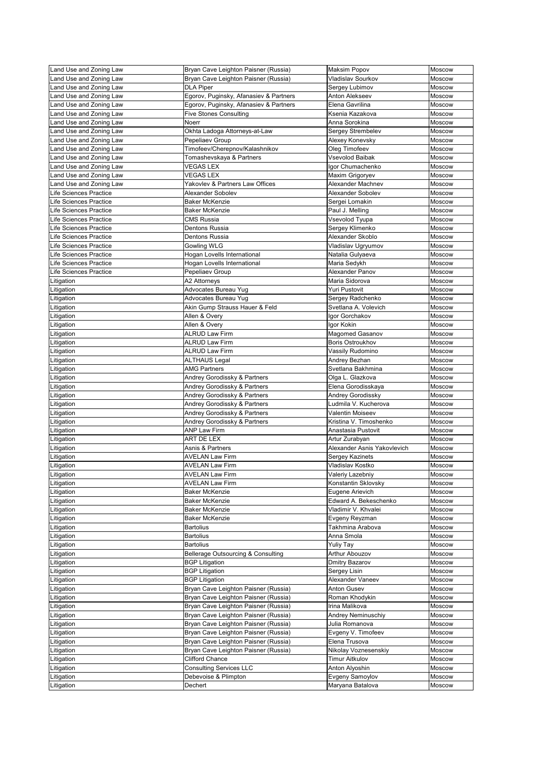| Land Use and Zoning Law | Bryan Cave Leighton Paisner (Russia) | Maksim Popov | Moscow |
|---|---|---|---|
| Land Use and Zoning Law | Bryan Cave Leighton Paisner (Russia) | Vladislav Sourkov | Moscow |
| Land Use and Zoning Law | DLA Piper | Sergey Lubimov | Moscow |
| Land Use and Zoning Law | Egorov, Puginsky, Afanasiev & Partners | Anton Alekseev | Moscow |
| Land Use and Zoning Law | Egorov, Puginsky, Afanasiev & Partners | Elena Gavrilina | Moscow |
| Land Use and Zoning Law | Five Stones Consulting | Ksenia Kazakova | Moscow |
| Land Use and Zoning Law | Noerr | Anna Sorokina | Moscow |
| Land Use and Zoning Law | Okhta Ladoga Attorneys-at-Law | Sergey Strembelev | Moscow |
| Land Use and Zoning Law | Pepeliaev Group | Alexey Konevsky | Moscow |
| Land Use and Zoning Law | Timofeev/Cherepnov/Kalashnikov | Oleg Timofeev | Moscow |
| Land Use and Zoning Law | Tomashevskaya & Partners | Vsevolod Baibak | Moscow |
| Land Use and Zoning Law | VEGAS LEX | Igor Chumachenko | Moscow |
| Land Use and Zoning Law | VEGAS LEX | Maxim Grigoryev | Moscow |
| Land Use and Zoning Law | Yakovlev & Partners Law Offices | Alexander Machnev | Moscow |
| Life Sciences Practice | Alexander Sobolev | Alexander Sobolev | Moscow |
| Life Sciences Practice | Baker McKenzie | Sergei Lomakin | Moscow |
| Life Sciences Practice | Baker McKenzie | Paul J. Melling | Moscow |
| Life Sciences Practice | CMS Russia | Vsevolod Tyupa | Moscow |
| Life Sciences Practice | Dentons Russia | Sergey Klimenko | Moscow |
| Life Sciences Practice | Dentons Russia | Alexander Skoblo | Moscow |
| Life Sciences Practice | Gowling WLG | Vladislav Ugryumov | Moscow |
| Life Sciences Practice | Hogan Lovells International | Natalia Gulyaeva | Moscow |
| Life Sciences Practice | Hogan Lovells International | Maria Sedykh | Moscow |
| Life Sciences Practice | Pepeliaev Group | Alexander Panov | Moscow |
| Litigation | A2 Attorneys | Maria Sidorova | Moscow |
| Litigation | Advocates Bureau Yug | Yuri Pustovit | Moscow |
| Litigation | Advocates Bureau Yug | Sergey Radchenko | Moscow |
| Litigation | Akin Gump Strauss Hauer & Feld | Svetlana A. Volevich | Moscow |
| Litigation | Allen & Overy | Igor Gorchakov | Moscow |
| Litigation | Allen & Overy | Igor Kokin | Moscow |
| Litigation | ALRUD Law Firm | Magomed Gasanov | Moscow |
| Litigation | ALRUD Law Firm | Boris Ostroukhov | Moscow |
| Litigation | ALRUD Law Firm | Vassily Rudomino | Moscow |
| Litigation | ALTHAUS Legal | Andrey Bezhan | Moscow |
| Litigation | AMG Partners | Svetlana Bakhmina | Moscow |
| Litigation | Andrey Gorodissky & Partners | Olga L. Glazkova | Moscow |
| Litigation | Andrey Gorodissky & Partners | Elena Gorodisskaya | Moscow |
| Litigation | Andrey Gorodissky & Partners | Andrey Gorodissky | Moscow |
| Litigation | Andrey Gorodissky & Partners | Ludmila V. Kucherova | Moscow |
| Litigation | Andrey Gorodissky & Partners | Valentin Moiseev | Moscow |
| Litigation | Andrey Gorodissky & Partners | Kristina V. Timoshenko | Moscow |
| Litigation | ANP Law Firm | Anastasia Pustovit | Moscow |
| Litigation | ART DE LEX | Artur Zurabyan | Moscow |
| Litigation | Asnis & Partners | Alexander Asnis Yakovlevich | Moscow |
| Litigation | AVELAN Law Firm | Sergey Kazinets | Moscow |
| Litigation | AVELAN Law Firm | Vladislav Kostko | Moscow |
| Litigation | AVELAN Law Firm | Valeriy Lazebniy | Moscow |
| Litigation | AVELAN Law Firm | Konstantin Sklovsky | Moscow |
| Litigation | Baker McKenzie | Eugene Arievich | Moscow |
| Litigation | Baker McKenzie | Edward A. Bekeschenko | Moscow |
| Litigation | Baker McKenzie | Vladimir V. Khvalei | Moscow |
| Litigation | Baker McKenzie | Evgeny Reyzman | Moscow |
| Litigation | Bartolius | Takhmina Arabova | Moscow |
| Litigation | Bartolius | Anna Smola | Moscow |
| Litigation | Bartolius | Yuliy Tay | Moscow |
| Litigation | Bellerage Outsourcing & Consulting | Arthur Abouzov | Moscow |
| Litigation | BGP Litigation | Dmitry Bazarov | Moscow |
| Litigation | BGP Litigation | Sergey Lisin | Moscow |
| Litigation | BGP Litigation | Alexander Vaneev | Moscow |
| Litigation | Bryan Cave Leighton Paisner (Russia) | Anton Gusev | Moscow |
| Litigation | Bryan Cave Leighton Paisner (Russia) | Roman Khodykin | Moscow |
| Litigation | Bryan Cave Leighton Paisner (Russia) | Irina Malikova | Moscow |
| Litigation | Bryan Cave Leighton Paisner (Russia) | Andrey Neminuschiy | Moscow |
| Litigation | Bryan Cave Leighton Paisner (Russia) | Julia Romanova | Moscow |
| Litigation | Bryan Cave Leighton Paisner (Russia) | Evgeny V. Timofeev | Moscow |
| Litigation | Bryan Cave Leighton Paisner (Russia) | Elena Trusova | Moscow |
| Litigation | Bryan Cave Leighton Paisner (Russia) | Nikolay Voznesenskiy | Moscow |
| Litigation | Clifford Chance | Timur Aitkulov | Moscow |
| Litigation | Consulting Services LLC | Anton Alyoshin | Moscow |
| Litigation | Debevoise & Plimpton | Evgeny Samoylov | Moscow |
| Litigation | Dechert | Maryana Batalova | Moscow |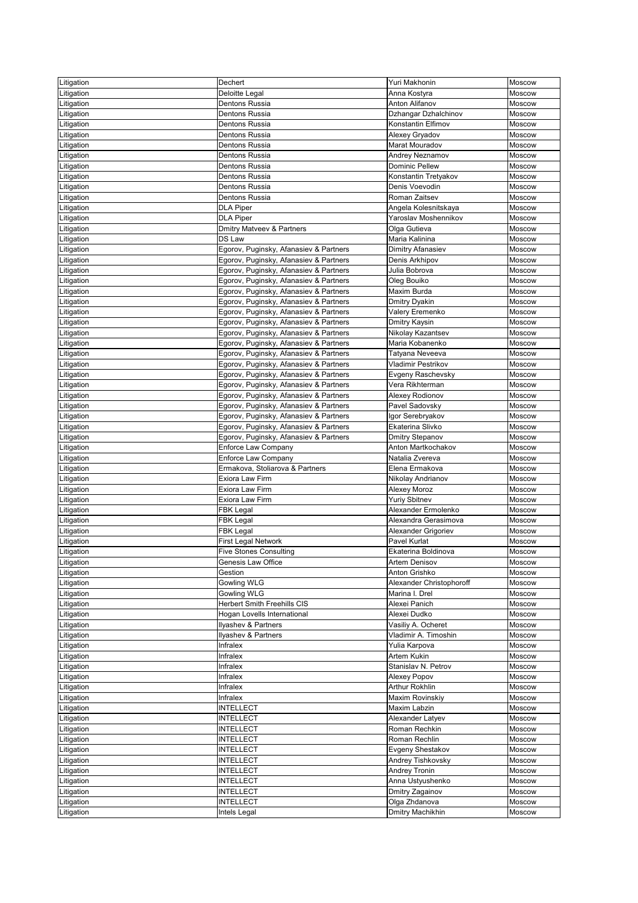| Litigation | Dechert | Yuri Makhonin | Moscow |
|---|---|---|---|
| Litigation | Deloitte Legal | Anna Kostyra | Moscow |
| Litigation | Dentons Russia | Anton Alifanov | Moscow |
| Litigation | Dentons Russia | Dzhangar Dzhalchinov | Moscow |
| Litigation | Dentons Russia | Konstantin Elfimov | Moscow |
| Litigation | Dentons Russia | Alexey Gryadov | Moscow |
| Litigation | Dentons Russia | Marat Mouradov | Moscow |
| Litigation | Dentons Russia | Andrey Neznamov | Moscow |
| Litigation | Dentons Russia | Dominic Pellew | Moscow |
| Litigation | Dentons Russia | Konstantin Tretyakov | Moscow |
| Litigation | Dentons Russia | Denis Voevodin | Moscow |
| Litigation | Dentons Russia | Roman Zaitsev | Moscow |
| Litigation | DLA Piper | Angela Kolesnitskaya | Moscow |
| Litigation | DLA Piper | Yaroslav Moshennikov | Moscow |
| Litigation | Dmitry Matveev & Partners | Olga Gutieva | Moscow |
| Litigation | DS Law | Maria Kalinina | Moscow |
| Litigation | Egorov, Puginsky, Afanasiev & Partners | Dimitry Afanasiev | Moscow |
| Litigation | Egorov, Puginsky, Afanasiev & Partners | Denis Arkhipov | Moscow |
| Litigation | Egorov, Puginsky, Afanasiev & Partners | Julia Bobrova | Moscow |
| Litigation | Egorov, Puginsky, Afanasiev & Partners | Oleg Bouiko | Moscow |
| Litigation | Egorov, Puginsky, Afanasiev & Partners | Maxim Burda | Moscow |
| Litigation | Egorov, Puginsky, Afanasiev & Partners | Dmitry Dyakin | Moscow |
| Litigation | Egorov, Puginsky, Afanasiev & Partners | Valery Eremenko | Moscow |
| Litigation | Egorov, Puginsky, Afanasiev & Partners | Dmitry Kaysin | Moscow |
| Litigation | Egorov, Puginsky, Afanasiev & Partners | Nikolay Kazantsev | Moscow |
| Litigation | Egorov, Puginsky, Afanasiev & Partners | Maria Kobanenko | Moscow |
| Litigation | Egorov, Puginsky, Afanasiev & Partners | Tatyana Neveeva | Moscow |
| Litigation | Egorov, Puginsky, Afanasiev & Partners | Vladimir Pestrikov | Moscow |
| Litigation | Egorov, Puginsky, Afanasiev & Partners | Evgeny Raschevsky | Moscow |
| Litigation | Egorov, Puginsky, Afanasiev & Partners | Vera Rikhterman | Moscow |
| Litigation | Egorov, Puginsky, Afanasiev & Partners | Alexey Rodionov | Moscow |
| Litigation | Egorov, Puginsky, Afanasiev & Partners | Pavel Sadovsky | Moscow |
| Litigation | Egorov, Puginsky, Afanasiev & Partners | Igor Serebryakov | Moscow |
| Litigation | Egorov, Puginsky, Afanasiev & Partners | Ekaterina Slivko | Moscow |
| Litigation | Egorov, Puginsky, Afanasiev & Partners | Dmitry Stepanov | Moscow |
| Litigation | Enforce Law Company | Anton Martkochakov | Moscow |
| Litigation | Enforce Law Company | Natalia Zvereva | Moscow |
| Litigation | Ermakova, Stoliarova & Partners | Elena Ermakova | Moscow |
| Litigation | Exiora Law Firm | Nikolay Andrianov | Moscow |
| Litigation | Exiora Law Firm | Alexey Moroz | Moscow |
| Litigation | Exiora Law Firm | Yuriy Sbitnev | Moscow |
| Litigation | FBK Legal | Alexander Ermolenko | Moscow |
| Litigation | FBK Legal | Alexandra Gerasimova | Moscow |
| Litigation | FBK Legal | Alexander Grigoriev | Moscow |
| Litigation | First Legal Network | Pavel Kurlat | Moscow |
| Litigation | Five Stones Consulting | Ekaterina Boldinova | Moscow |
| Litigation | Genesis Law Office | Artem Denisov | Moscow |
| Litigation | Gestion | Anton Grishko | Moscow |
| Litigation | Gowling WLG | Alexander Christophoroff | Moscow |
| Litigation | Gowling WLG | Marina I. Drel | Moscow |
| Litigation | Herbert Smith Freehills CIS | Alexei Panich | Moscow |
| Litigation | Hogan Lovells International | Alexei Dudko | Moscow |
| Litigation | Ilyashev & Partners | Vasiliy A. Ocheret | Moscow |
| Litigation | Ilyashev & Partners | Vladimir A. Timoshin | Moscow |
| Litigation | Infralex | Yulia Karpova | Moscow |
| Litigation | Infralex | Artem Kukin | Moscow |
| Litigation | Infralex | Stanislav N. Petrov | Moscow |
| Litigation | Infralex | Alexey Popov | Moscow |
| Litigation | Infralex | Arthur Rokhlin | Moscow |
| Litigation | Infralex | Maxim Rovinskiy | Moscow |
| Litigation | INTELLECT | Maxim Labzin | Moscow |
| Litigation | INTELLECT | Alexander Latyev | Moscow |
| Litigation | INTELLECT | Roman Rechkin | Moscow |
| Litigation | INTELLECT | Roman Rechlin | Moscow |
| Litigation | INTELLECT | Evgeny Shestakov | Moscow |
| Litigation | INTELLECT | Andrey Tishkovsky | Moscow |
| Litigation | INTELLECT | Andrey Tronin | Moscow |
| Litigation | INTELLECT | Anna Ustyushenko | Moscow |
| Litigation | INTELLECT | Dmitry Zagainov | Moscow |
| Litigation | INTELLECT | Olga Zhdanova | Moscow |
| Litigation | Intels Legal | Dmitry Machikhin | Moscow |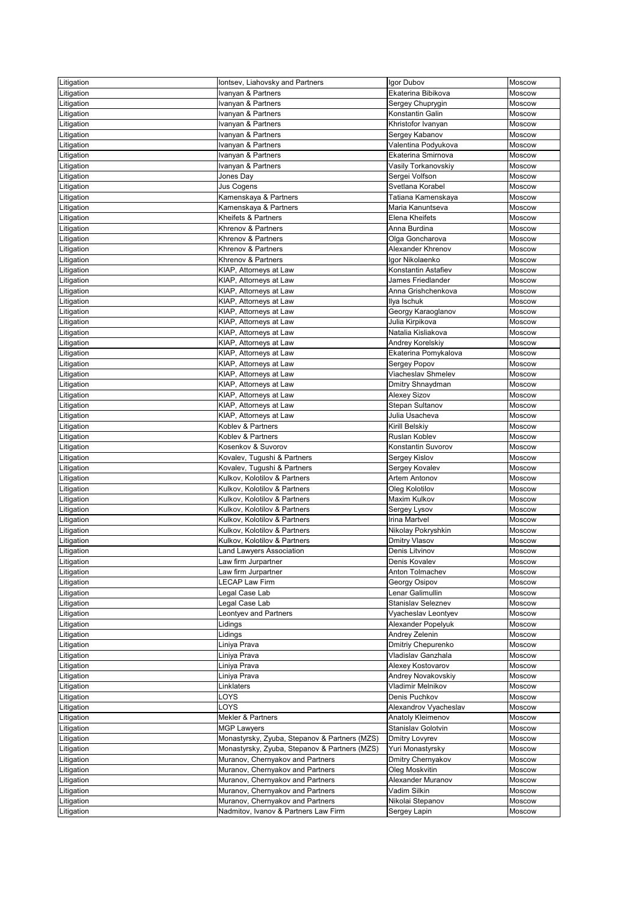| Litigation | Iontsev, Liahovsky and Partners | Igor Dubov | Moscow |
|---|---|---|---|
| Litigation | Ivanyan & Partners | Ekaterina Bibikova | Moscow |
| Litigation | Ivanyan & Partners | Sergey Chuprygin | Moscow |
| Litigation | Ivanyan & Partners | Konstantin Galin | Moscow |
| Litigation | Ivanyan & Partners | Khristofor Ivanyan | Moscow |
| Litigation | Ivanyan & Partners | Sergey Kabanov | Moscow |
| Litigation | Ivanyan & Partners | Valentina Podyukova | Moscow |
| Litigation | Ivanyan & Partners | Ekaterina Smirnova | Moscow |
| Litigation | Ivanyan & Partners | Vasily Torkanovskiy | Moscow |
| Litigation | Jones Day | Sergei Volfson | Moscow |
| Litigation | Jus Cogens | Svetlana Korabel | Moscow |
| Litigation | Kamenskaya & Partners | Tatiana Kamenskaya | Moscow |
| Litigation | Kamenskaya & Partners | Maria Kanuntseva | Moscow |
| Litigation | Kheifets & Partners | Elena Kheifets | Moscow |
| Litigation | Khrenov & Partners | Anna Burdina | Moscow |
| Litigation | Khrenov & Partners | Olga Goncharova | Moscow |
| Litigation | Khrenov & Partners | Alexander Khrenov | Moscow |
| Litigation | Khrenov & Partners | Igor Nikolaenko | Moscow |
| Litigation | KIAP, Attorneys at Law | Konstantin Astafiev | Moscow |
| Litigation | KIAP, Attorneys at Law | James Friedlander | Moscow |
| Litigation | KIAP, Attorneys at Law | Anna Grishchenkova | Moscow |
| Litigation | KIAP, Attorneys at Law | Ilya Ischuk | Moscow |
| Litigation | KIAP, Attorneys at Law | Georgy Karaoglanov | Moscow |
| Litigation | KIAP, Attorneys at Law | Julia Kirpikova | Moscow |
| Litigation | KIAP, Attorneys at Law | Natalia Kisliakova | Moscow |
| Litigation | KIAP, Attorneys at Law | Andrey Korelskiy | Moscow |
| Litigation | KIAP, Attorneys at Law | Ekaterina Pomykalova | Moscow |
| Litigation | KIAP, Attorneys at Law | Sergey Popov | Moscow |
| Litigation | KIAP, Attorneys at Law | Viacheslav Shmelev | Moscow |
| Litigation | KIAP, Attorneys at Law | Dmitry Shnaydman | Moscow |
| Litigation | KIAP, Attorneys at Law | Alexey Sizov | Moscow |
| Litigation | KIAP, Attorneys at Law | Stepan Sultanov | Moscow |
| Litigation | KIAP, Attorneys at Law | Julia Usacheva | Moscow |
| Litigation | Koblev & Partners | Kirill Belskiy | Moscow |
| Litigation | Koblev & Partners | Ruslan Koblev | Moscow |
| Litigation | Kosenkov & Suvorov | Konstantin Suvorov | Moscow |
| Litigation | Kovalev, Tugushi & Partners | Sergey Kislov | Moscow |
| Litigation | Kovalev, Tugushi & Partners | Sergey Kovalev | Moscow |
| Litigation | Kulkov, Kolotilov & Partners | Artem Antonov | Moscow |
| Litigation | Kulkov, Kolotilov & Partners | Oleg Kolotilov | Moscow |
| Litigation | Kulkov, Kolotilov & Partners | Maxim Kulkov | Moscow |
| Litigation | Kulkov, Kolotilov & Partners | Sergey Lysov | Moscow |
| Litigation | Kulkov, Kolotilov & Partners | Irina Martvel | Moscow |
| Litigation | Kulkov, Kolotilov & Partners | Nikolay Pokryshkin | Moscow |
| Litigation | Kulkov, Kolotilov & Partners | Dmitry Vlasov | Moscow |
| Litigation | Land Lawyers Association | Denis Litvinov | Moscow |
| Litigation | Law firm Jurpartner | Denis Kovalev | Moscow |
| Litigation | Law firm Jurpartner | Anton Tolmachev | Moscow |
| Litigation | LECAP Law Firm | Georgy Osipov | Moscow |
| Litigation | Legal Case Lab | Lenar Galimullin | Moscow |
| Litigation | Legal Case Lab | Stanislav Seleznev | Moscow |
| Litigation | Leontyev and Partners | Vyacheslav Leontyev | Moscow |
| Litigation | Lidings | Alexander Popelyuk | Moscow |
| Litigation | Lidings | Andrey Zelenin | Moscow |
| Litigation | Liniya Prava | Dmitriy Chepurenko | Moscow |
| Litigation | Liniya Prava | Vladislav Ganzhala | Moscow |
| Litigation | Liniya Prava | Alexey Kostovarov | Moscow |
| Litigation | Liniya Prava | Andrey Novakovskiy | Moscow |
| Litigation | Linklaters | Vladimir Melnikov | Moscow |
| Litigation | LOYS | Denis Puchkov | Moscow |
| Litigation | LOYS | Alexandrov Vyacheslav | Moscow |
| Litigation | Mekler & Partners | Anatoly Kleimenov | Moscow |
| Litigation | MGP Lawyers | Stanislav Golotvin | Moscow |
| Litigation | Monastyrsky, Zyuba, Stepanov & Partners (MZS) | Dmitry Lovyrev | Moscow |
| Litigation | Monastyrsky, Zyuba, Stepanov & Partners (MZS) | Yuri Monastyrsky | Moscow |
| Litigation | Muranov, Chernyakov and Partners | Dmitry Chernyakov | Moscow |
| Litigation | Muranov, Chernyakov and Partners | Oleg Moskvitin | Moscow |
| Litigation | Muranov, Chernyakov and Partners | Alexander Muranov | Moscow |
| Litigation | Muranov, Chernyakov and Partners | Vadim Silkin | Moscow |
| Litigation | Muranov, Chernyakov and Partners | Nikolai Stepanov | Moscow |
| Litigation | Nadmitov, Ivanov & Partners Law Firm | Sergey Lapin | Moscow |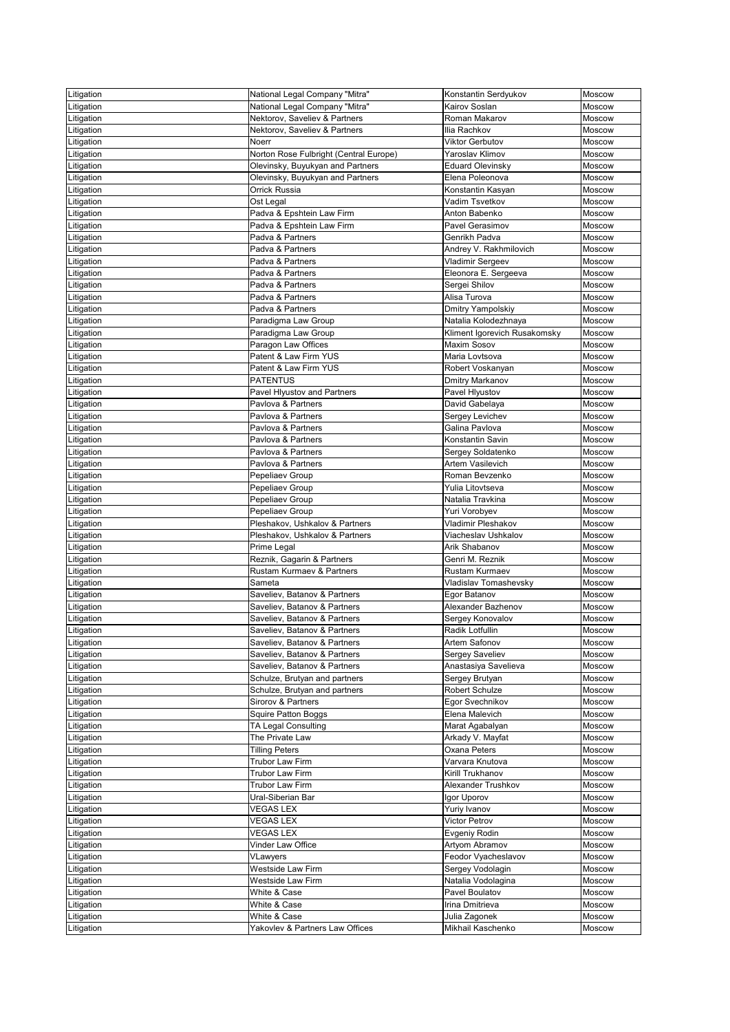| Litigation | National Legal Company "Mitra" | Konstantin Serdyukov | Moscow |
|---|---|---|---|
| Litigation | National Legal Company "Mitra" | Kairov Soslan | Moscow |
| Litigation | Nektorov, Saveliev & Partners | Roman Makarov | Moscow |
| Litigation | Nektorov, Saveliev & Partners | Ilia Rachkov | Moscow |
| Litigation | Noerr | Viktor Gerbutov | Moscow |
| Litigation | Norton Rose Fulbright (Central Europe) | Yaroslav Klimov | Moscow |
| Litigation | Olevinsky, Buyukyan and Partners | Eduard Olevinsky | Moscow |
| Litigation | Olevinsky, Buyukyan and Partners | Elena Poleonova | Moscow |
| Litigation | Orrick Russia | Konstantin Kasyan | Moscow |
| Litigation | Ost Legal | Vadim Tsvetkov | Moscow |
| Litigation | Padva & Epshtein Law Firm | Anton Babenko | Moscow |
| Litigation | Padva & Epshtein Law Firm | Pavel Gerasimov | Moscow |
| Litigation | Padva & Partners | Genrikh Padva | Moscow |
| Litigation | Padva & Partners | Andrey V. Rakhmilovich | Moscow |
| Litigation | Padva & Partners | Vladimir Sergeev | Moscow |
| Litigation | Padva & Partners | Eleonora E. Sergeeva | Moscow |
| Litigation | Padva & Partners | Sergei Shilov | Moscow |
| Litigation | Padva & Partners | Alisa Turova | Moscow |
| Litigation | Padva & Partners | Dmitry Yampolskiy | Moscow |
| Litigation | Paradigma Law Group | Natalia Kolodezhnaya | Moscow |
| Litigation | Paradigma Law Group | Kliment Igorevich Rusakomsky | Moscow |
| Litigation | Paragon Law Offices | Maxim Sosov | Moscow |
| Litigation | Patent & Law Firm YUS | Maria Lovtsova | Moscow |
| Litigation | Patent & Law Firm YUS | Robert Voskanyan | Moscow |
| Litigation | PATENTUS | Dmitry Markanov | Moscow |
| Litigation | Pavel Hlyustov and Partners | Pavel Hlyustov | Moscow |
| Litigation | Pavlova & Partners | David Gabelaya | Moscow |
| Litigation | Pavlova & Partners | Sergey Levichev | Moscow |
| Litigation | Pavlova & Partners | Galina Pavlova | Moscow |
| Litigation | Pavlova & Partners | Konstantin Savin | Moscow |
| Litigation | Pavlova & Partners | Sergey Soldatenko | Moscow |
| Litigation | Pavlova & Partners | Artem Vasilevich | Moscow |
| Litigation | Pepeliaev Group | Roman Bevzenko | Moscow |
| Litigation | Pepeliaev Group | Yulia Litovtseva | Moscow |
| Litigation | Pepeliaev Group | Natalia Travkina | Moscow |
| Litigation | Pepeliaev Group | Yuri Vorobyev | Moscow |
| Litigation | Pleshakov, Ushkalov & Partners | Vladimir Pleshakov | Moscow |
| Litigation | Pleshakov, Ushkalov & Partners | Viacheslav Ushkalov | Moscow |
| Litigation | Prime Legal | Arik Shabanov | Moscow |
| Litigation | Reznik, Gagarin & Partners | Genri M. Reznik | Moscow |
| Litigation | Rustam Kurmaev & Partners | Rustam Kurmaev | Moscow |
| Litigation | Sameta | Vladislav Tomashevsky | Moscow |
| Litigation | Saveliev, Batanov & Partners | Egor Batanov | Moscow |
| Litigation | Saveliev, Batanov & Partners | Alexander Bazhenov | Moscow |
| Litigation | Saveliev, Batanov & Partners | Sergey Konovalov | Moscow |
| Litigation | Saveliev, Batanov & Partners | Radik Lotfullin | Moscow |
| Litigation | Saveliev, Batanov & Partners | Artem Safonov | Moscow |
| Litigation | Saveliev, Batanov & Partners | Sergey Saveliev | Moscow |
| Litigation | Saveliev, Batanov & Partners | Anastasiya Savelieva | Moscow |
| Litigation | Schulze, Brutyan and partners | Sergey Brutyan | Moscow |
| Litigation | Schulze, Brutyan and partners | Robert Schulze | Moscow |
| Litigation | Sirorov & Partners | Egor Svechnikov | Moscow |
| Litigation | Squire Patton Boggs | Elena Malevich | Moscow |
| Litigation | TA Legal Consulting | Marat Agabalyan | Moscow |
| Litigation | The Private Law | Arkady V. Mayfat | Moscow |
| Litigation | Tilling Peters | Oxana Peters | Moscow |
| Litigation | Trubor Law Firm | Varvara Knutova | Moscow |
| Litigation | Trubor Law Firm | Kirill Trukhanov | Moscow |
| Litigation | Trubor Law Firm | Alexander Trushkov | Moscow |
| Litigation | Ural-Siberian Bar | Igor Uporov | Moscow |
| Litigation | VEGAS LEX | Yuriy Ivanov | Moscow |
| Litigation | VEGAS LEX | Victor Petrov | Moscow |
| Litigation | VEGAS LEX | Evgeniy Rodin | Moscow |
| Litigation | Vinder Law Office | Artyom Abramov | Moscow |
| Litigation | VLawyers | Feodor Vyacheslavov | Moscow |
| Litigation | Westside Law Firm | Sergey Vodolagin | Moscow |
| Litigation | Westside Law Firm | Natalia Vodolagina | Moscow |
| Litigation | White & Case | Pavel Boulatov | Moscow |
| Litigation | White & Case | Irina Dmitrieva | Moscow |
| Litigation | White & Case | Julia Zagonek | Moscow |
| Litigation | Yakovlev & Partners Law Offices | Mikhail Kaschenko | Moscow |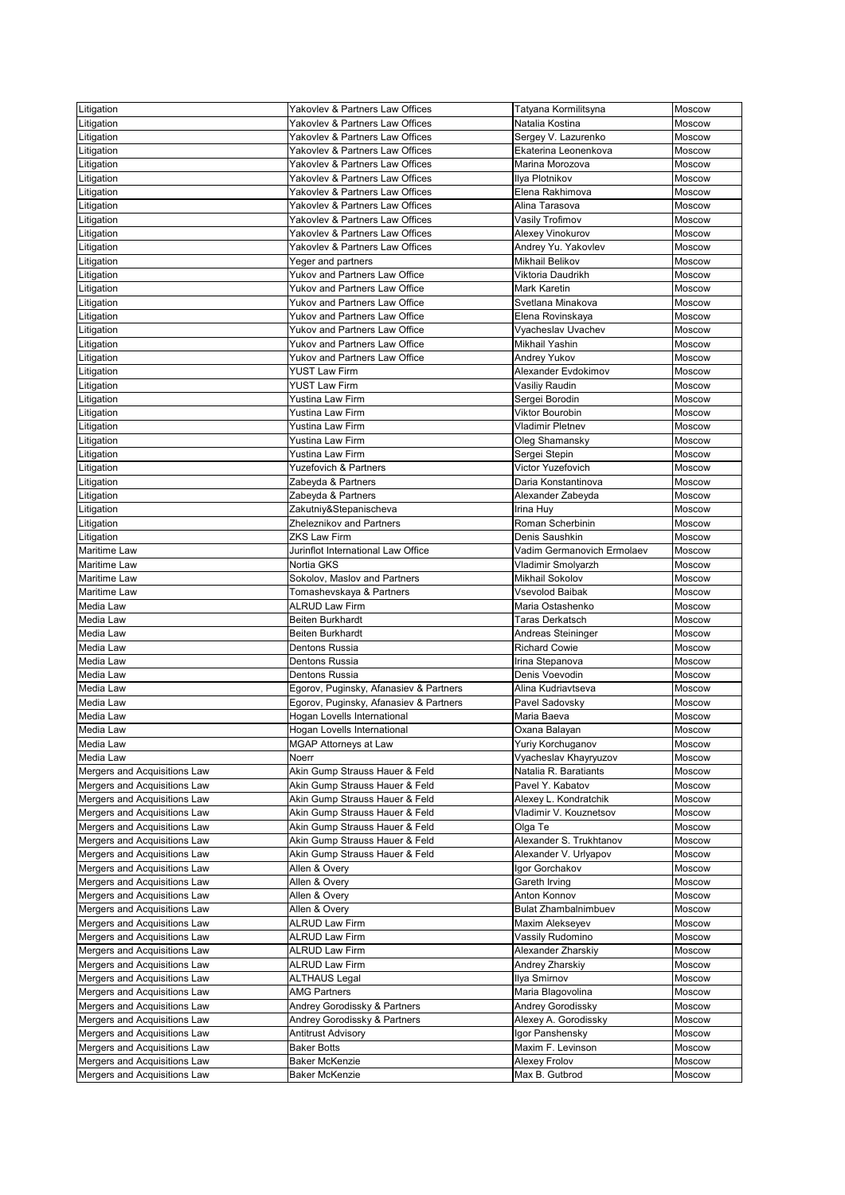| Litigation | Yakovlev & Partners Law Offices | Tatyana Kormilitsyna | Moscow |
|---|---|---|---|
| Litigation | Yakovlev & Partners Law Offices | Natalia Kostina | Moscow |
| Litigation | Yakovlev & Partners Law Offices | Sergey V. Lazurenko | Moscow |
| Litigation | Yakovlev & Partners Law Offices | Ekaterina Leonenkova | Moscow |
| Litigation | Yakovlev & Partners Law Offices | Marina Morozova | Moscow |
| Litigation | Yakovlev & Partners Law Offices | Ilya Plotnikov | Moscow |
| Litigation | Yakovlev & Partners Law Offices | Elena Rakhimova | Moscow |
| Litigation | Yakovlev & Partners Law Offices | Alina Tarasova | Moscow |
| Litigation | Yakovlev & Partners Law Offices | Vasily Trofimov | Moscow |
| Litigation | Yakovlev & Partners Law Offices | Alexey Vinokurov | Moscow |
| Litigation | Yakovlev & Partners Law Offices | Andrey Yu. Yakovlev | Moscow |
| Litigation | Yeger and partners | Mikhail Belikov | Moscow |
| Litigation | Yukov and Partners Law Office | Viktoria Daudrikh | Moscow |
| Litigation | Yukov and Partners Law Office | Mark Karetin | Moscow |
| Litigation | Yukov and Partners Law Office | Svetlana Minakova | Moscow |
| Litigation | Yukov and Partners Law Office | Elena Rovinskaya | Moscow |
| Litigation | Yukov and Partners Law Office | Vyacheslav Uvachev | Moscow |
| Litigation | Yukov and Partners Law Office | Mikhail Yashin | Moscow |
| Litigation | Yukov and Partners Law Office | Andrey Yukov | Moscow |
| Litigation | YUST Law Firm | Alexander Evdokimov | Moscow |
| Litigation | YUST Law Firm | Vasiliy Raudin | Moscow |
| Litigation | Yustina Law Firm | Sergei Borodin | Moscow |
| Litigation | Yustina Law Firm | Viktor Bourobin | Moscow |
| Litigation | Yustina Law Firm | Vladimir Pletnev | Moscow |
| Litigation | Yustina Law Firm | Oleg Shamansky | Moscow |
| Litigation | Yustina Law Firm | Sergei Stepin | Moscow |
| Litigation | Yuzefovich & Partners | Victor Yuzefovich | Moscow |
| Litigation | Zabeyda & Partners | Daria Konstantinova | Moscow |
| Litigation | Zabeyda & Partners | Alexander Zabeyda | Moscow |
| Litigation | Zakutniy&Stepanischeva | Irina Huy | Moscow |
| Litigation | Zheleznikov and Partners | Roman Scherbinin | Moscow |
| Litigation | ZKS Law Firm | Denis Saushkin | Moscow |
| Maritime Law | Jurinflot International Law Office | Vadim Germanovich Ermolaev | Moscow |
| Maritime Law | Nortia GKS | Vladimir Smolyarzh | Moscow |
| Maritime Law | Sokolov, Maslov and Partners | Mikhail Sokolov | Moscow |
| Maritime Law | Tomashevskaya & Partners | Vsevolod Baibak | Moscow |
| Media Law | ALRUD Law Firm | Maria Ostashenko | Moscow |
| Media Law | Beiten Burkhardt | Taras Derkatsch | Moscow |
| Media Law | Beiten Burkhardt | Andreas Steininger | Moscow |
| Media Law | Dentons Russia | Richard Cowie | Moscow |
| Media Law | Dentons Russia | Irina Stepanova | Moscow |
| Media Law | Dentons Russia | Denis Voevodin | Moscow |
| Media Law | Egorov, Puginsky, Afanasiev & Partners | Alina Kudriavtseva | Moscow |
| Media Law | Egorov, Puginsky, Afanasiev & Partners | Pavel Sadovsky | Moscow |
| Media Law | Hogan Lovells International | Maria Baeva | Moscow |
| Media Law | Hogan Lovells International | Oxana Balayan | Moscow |
| Media Law | MGAP Attorneys at Law | Yuriy Korchuganov | Moscow |
| Media Law | Noerr | Vyacheslav Khayryuzov | Moscow |
| Mergers and Acquisitions Law | Akin Gump Strauss Hauer & Feld | Natalia R. Baratiants | Moscow |
| Mergers and Acquisitions Law | Akin Gump Strauss Hauer & Feld | Pavel Y. Kabatov | Moscow |
| Mergers and Acquisitions Law | Akin Gump Strauss Hauer & Feld | Alexey L. Kondratchik | Moscow |
| Mergers and Acquisitions Law | Akin Gump Strauss Hauer & Feld | Vladimir V. Kouznetsov | Moscow |
| Mergers and Acquisitions Law | Akin Gump Strauss Hauer & Feld | Olga Te | Moscow |
| Mergers and Acquisitions Law | Akin Gump Strauss Hauer & Feld | Alexander S. Trukhtanov | Moscow |
| Mergers and Acquisitions Law | Akin Gump Strauss Hauer & Feld | Alexander V. Urlyapov | Moscow |
| Mergers and Acquisitions Law | Allen & Overy | Igor Gorchakov | Moscow |
| Mergers and Acquisitions Law | Allen & Overy | Gareth Irving | Moscow |
| Mergers and Acquisitions Law | Allen & Overy | Anton Konnov | Moscow |
| Mergers and Acquisitions Law | Allen & Overy | Bulat Zhambalnimbuev | Moscow |
| Mergers and Acquisitions Law | ALRUD Law Firm | Maxim Alekseyev | Moscow |
| Mergers and Acquisitions Law | ALRUD Law Firm | Vassily Rudomino | Moscow |
| Mergers and Acquisitions Law | ALRUD Law Firm | Alexander Zharskiy | Moscow |
| Mergers and Acquisitions Law | ALRUD Law Firm | Andrey Zharskiy | Moscow |
| Mergers and Acquisitions Law | ALTHAUS Legal | Ilya Smirnov | Moscow |
| Mergers and Acquisitions Law | AMG Partners | Maria Blagovolina | Moscow |
| Mergers and Acquisitions Law | Andrey Gorodissky & Partners | Andrey Gorodissky | Moscow |
| Mergers and Acquisitions Law | Andrey Gorodissky & Partners | Alexey A. Gorodissky | Moscow |
| Mergers and Acquisitions Law | Antitrust Advisory | Igor Panshensky | Moscow |
| Mergers and Acquisitions Law | Baker Botts | Maxim F. Levinson | Moscow |
| Mergers and Acquisitions Law | Baker McKenzie | Alexey Frolov | Moscow |
| Mergers and Acquisitions Law | Baker McKenzie | Max B. Gutbrod | Moscow |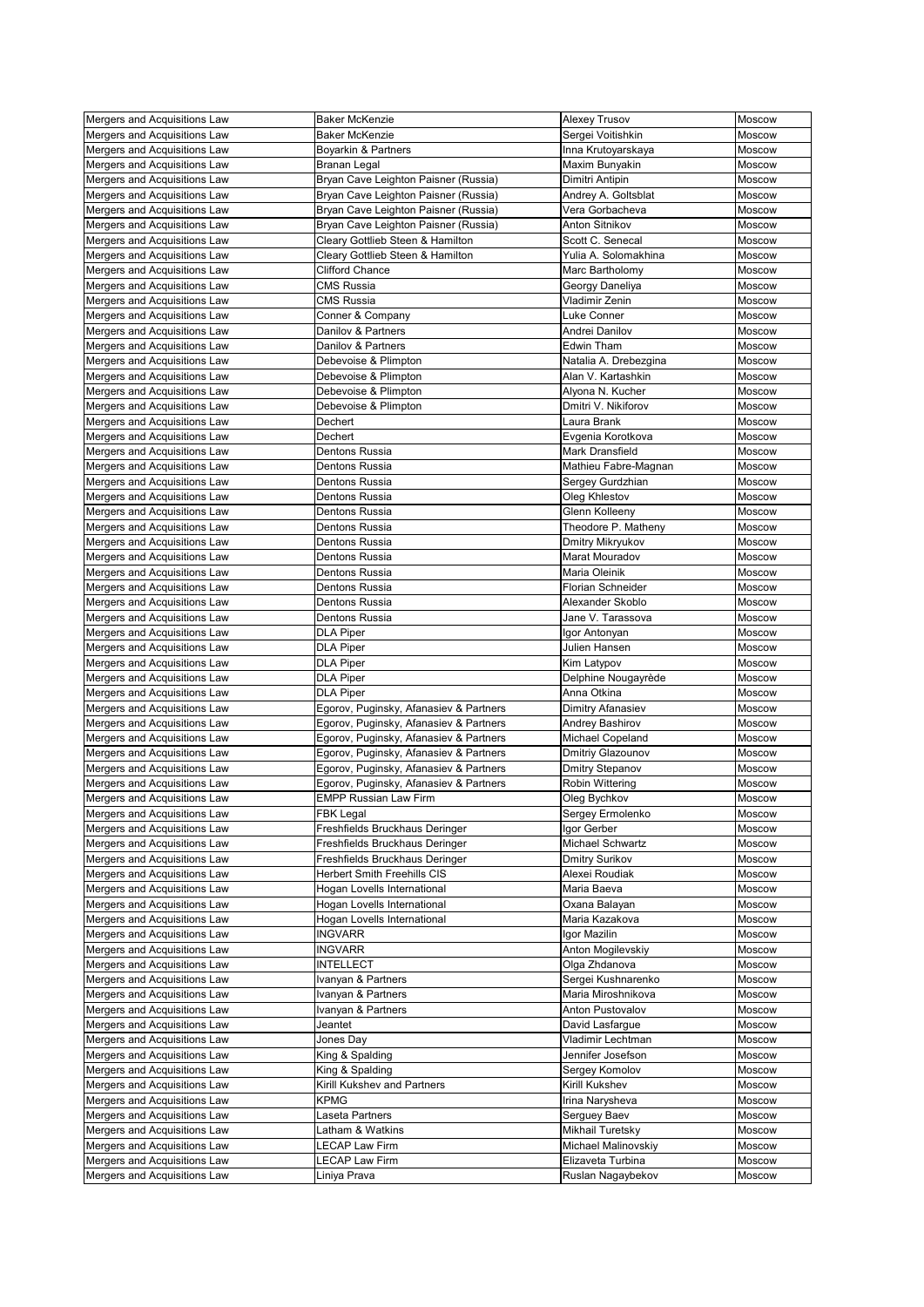| Mergers and Acquisitions Law | Baker McKenzie | Alexey Trusov | Moscow |
|---|---|---|---|
| Mergers and Acquisitions Law | Baker McKenzie | Sergei Voitishkin | Moscow |
| Mergers and Acquisitions Law | Boyarkin & Partners | Inna Krutoyarskaya | Moscow |
| Mergers and Acquisitions Law | Branan Legal | Maxim Bunyakin | Moscow |
| Mergers and Acquisitions Law | Bryan Cave Leighton Paisner (Russia) | Dimitri Antipin | Moscow |
| Mergers and Acquisitions Law | Bryan Cave Leighton Paisner (Russia) | Andrey A. Goltsblat | Moscow |
| Mergers and Acquisitions Law | Bryan Cave Leighton Paisner (Russia) | Vera Gorbacheva | Moscow |
| Mergers and Acquisitions Law | Bryan Cave Leighton Paisner (Russia) | Anton Sitnikov | Moscow |
| Mergers and Acquisitions Law | Cleary Gottlieb Steen & Hamilton | Scott C. Senecal | Moscow |
| Mergers and Acquisitions Law | Cleary Gottlieb Steen & Hamilton | Yulia A. Solomakhina | Moscow |
| Mergers and Acquisitions Law | Clifford Chance | Marc Bartholomy | Moscow |
| Mergers and Acquisitions Law | CMS Russia | Georgy Daneliya | Moscow |
| Mergers and Acquisitions Law | CMS Russia | Vladimir Zenin | Moscow |
| Mergers and Acquisitions Law | Conner & Company | Luke Conner | Moscow |
| Mergers and Acquisitions Law | Danilov & Partners | Andrei Danilov | Moscow |
| Mergers and Acquisitions Law | Danilov & Partners | Edwin Tham | Moscow |
| Mergers and Acquisitions Law | Debevoise & Plimpton | Natalia A. Drebezgina | Moscow |
| Mergers and Acquisitions Law | Debevoise & Plimpton | Alan V. Kartashkin | Moscow |
| Mergers and Acquisitions Law | Debevoise & Plimpton | Alyona N. Kucher | Moscow |
| Mergers and Acquisitions Law | Debevoise & Plimpton | Dmitri V. Nikiforov | Moscow |
| Mergers and Acquisitions Law | Dechert | Laura Brank | Moscow |
| Mergers and Acquisitions Law | Dechert | Evgenia Korotkova | Moscow |
| Mergers and Acquisitions Law | Dentons Russia | Mark Dransfield | Moscow |
| Mergers and Acquisitions Law | Dentons Russia | Mathieu Fabre-Magnan | Moscow |
| Mergers and Acquisitions Law | Dentons Russia | Sergey Gurdzhian | Moscow |
| Mergers and Acquisitions Law | Dentons Russia | Oleg Khlestov | Moscow |
| Mergers and Acquisitions Law | Dentons Russia | Glenn Kolleeny | Moscow |
| Mergers and Acquisitions Law | Dentons Russia | Theodore P. Matheny | Moscow |
| Mergers and Acquisitions Law | Dentons Russia | Dmitry Mikryukov | Moscow |
| Mergers and Acquisitions Law | Dentons Russia | Marat Mouradov | Moscow |
| Mergers and Acquisitions Law | Dentons Russia | Maria Oleinik | Moscow |
| Mergers and Acquisitions Law | Dentons Russia | Florian Schneider | Moscow |
| Mergers and Acquisitions Law | Dentons Russia | Alexander Skoblo | Moscow |
| Mergers and Acquisitions Law | Dentons Russia | Jane V. Tarassova | Moscow |
| Mergers and Acquisitions Law | DLA Piper | Igor Antonyan | Moscow |
| Mergers and Acquisitions Law | DLA Piper | Julien Hansen | Moscow |
| Mergers and Acquisitions Law | DLA Piper | Kim Latypov | Moscow |
| Mergers and Acquisitions Law | DLA Piper | Delphine Nougayrède | Moscow |
| Mergers and Acquisitions Law | DLA Piper | Anna Otkina | Moscow |
| Mergers and Acquisitions Law | Egorov, Puginsky, Afanasiev & Partners | Dimitry Afanasiev | Moscow |
| Mergers and Acquisitions Law | Egorov, Puginsky, Afanasiev & Partners | Andrey Bashirov | Moscow |
| Mergers and Acquisitions Law | Egorov, Puginsky, Afanasiev & Partners | Michael Copeland | Moscow |
| Mergers and Acquisitions Law | Egorov, Puginsky, Afanasiev & Partners | Dmitriy Glazounov | Moscow |
| Mergers and Acquisitions Law | Egorov, Puginsky, Afanasiev & Partners | Dmitry Stepanov | Moscow |
| Mergers and Acquisitions Law | Egorov, Puginsky, Afanasiev & Partners | Robin Wittering | Moscow |
| Mergers and Acquisitions Law | EMPP Russian Law Firm | Oleg Bychkov | Moscow |
| Mergers and Acquisitions Law | FBK Legal | Sergey Ermolenko | Moscow |
| Mergers and Acquisitions Law | Freshfields Bruckhaus Deringer | Igor Gerber | Moscow |
| Mergers and Acquisitions Law | Freshfields Bruckhaus Deringer | Michael Schwartz | Moscow |
| Mergers and Acquisitions Law | Freshfields Bruckhaus Deringer | Dmitry Surikov | Moscow |
| Mergers and Acquisitions Law | Herbert Smith Freehills CIS | Alexei Roudiak | Moscow |
| Mergers and Acquisitions Law | Hogan Lovells International | Maria Baeva | Moscow |
| Mergers and Acquisitions Law | Hogan Lovells International | Oxana Balayan | Moscow |
| Mergers and Acquisitions Law | Hogan Lovells International | Maria Kazakova | Moscow |
| Mergers and Acquisitions Law | INGVARR | Igor Mazilin | Moscow |
| Mergers and Acquisitions Law | INGVARR | Anton Mogilevskiy | Moscow |
| Mergers and Acquisitions Law | INTELLECT | Olga Zhdanova | Moscow |
| Mergers and Acquisitions Law | Ivanyan & Partners | Sergei Kushnarenko | Moscow |
| Mergers and Acquisitions Law | Ivanyan & Partners | Maria Miroshnikova | Moscow |
| Mergers and Acquisitions Law | Ivanyan & Partners | Anton Pustovalov | Moscow |
| Mergers and Acquisitions Law | Jeantet | David Lasfargue | Moscow |
| Mergers and Acquisitions Law | Jones Day | Vladimir Lechtman | Moscow |
| Mergers and Acquisitions Law | King & Spalding | Jennifer Josefson | Moscow |
| Mergers and Acquisitions Law | King & Spalding | Sergey Komolov | Moscow |
| Mergers and Acquisitions Law | Kirill Kukshev and Partners | Kirill Kukshev | Moscow |
| Mergers and Acquisitions Law | KPMG | Irina Narysheva | Moscow |
| Mergers and Acquisitions Law | Laseta Partners | Serguey Baev | Moscow |
| Mergers and Acquisitions Law | Latham & Watkins | Mikhail Turetsky | Moscow |
| Mergers and Acquisitions Law | LECAP Law Firm | Michael Malinovskiy | Moscow |
| Mergers and Acquisitions Law | LECAP Law Firm | Elizaveta Turbina | Moscow |
| Mergers and Acquisitions Law | Liniya Prava | Ruslan Nagaybekov | Moscow |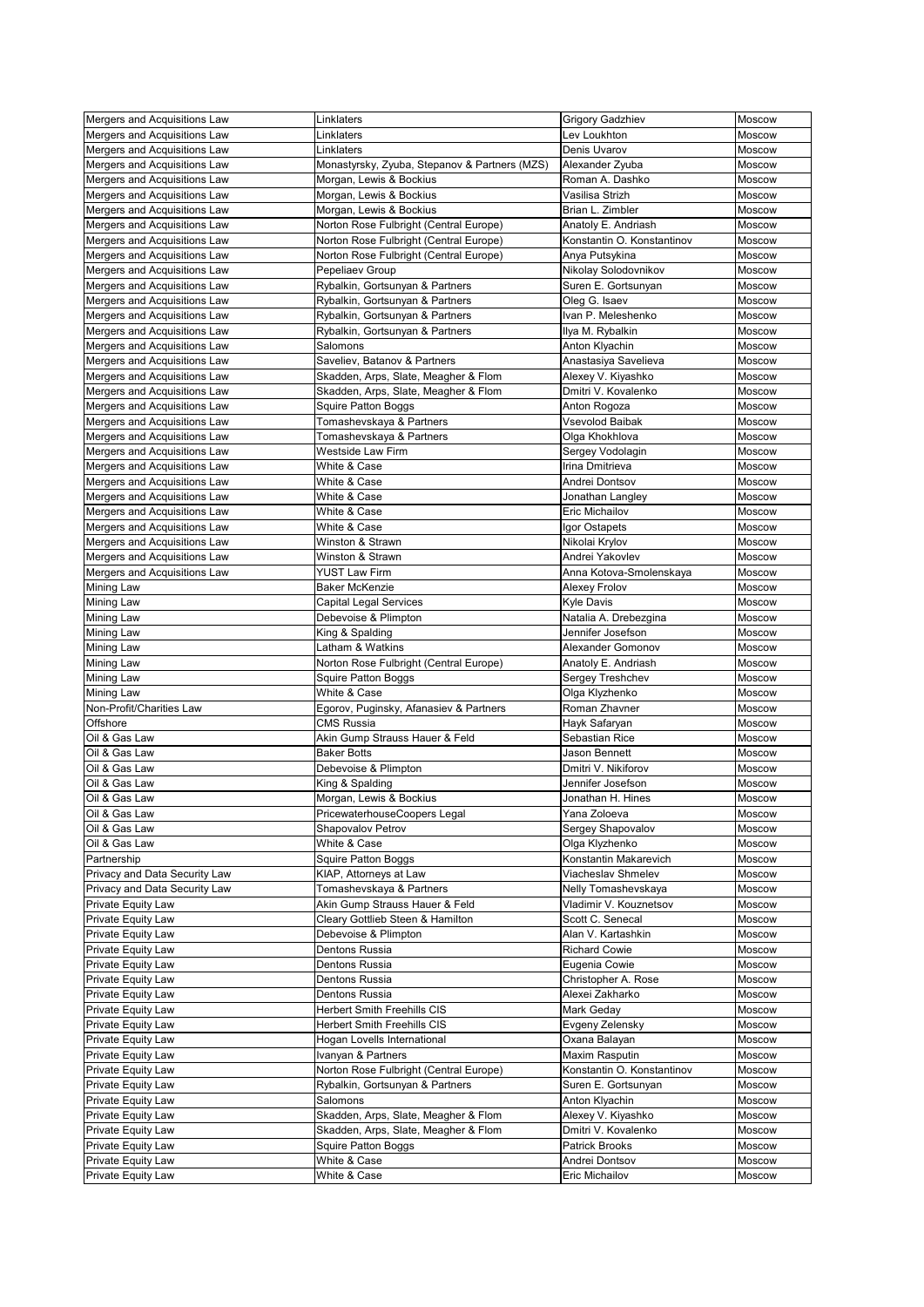| Mergers and Acquisitions Law | Linklaters | Grigory Gadzhiev | Moscow |
|---|---|---|---|
| Mergers and Acquisitions Law | Linklaters | Lev Loukhton | Moscow |
| Mergers and Acquisitions Law | Linklaters | Denis Uvarov | Moscow |
| Mergers and Acquisitions Law | Monastyrsky, Zyuba, Stepanov & Partners (MZS) | Alexander Zyuba | Moscow |
| Mergers and Acquisitions Law | Morgan, Lewis & Bockius | Roman A. Dashko | Moscow |
| Mergers and Acquisitions Law | Morgan, Lewis & Bockius | Vasilisa Strizh | Moscow |
| Mergers and Acquisitions Law | Morgan, Lewis & Bockius | Brian L. Zimbler | Moscow |
| Mergers and Acquisitions Law | Norton Rose Fulbright (Central Europe) | Anatoly E. Andriash | Moscow |
| Mergers and Acquisitions Law | Norton Rose Fulbright (Central Europe) | Konstantin O. Konstantinov | Moscow |
| Mergers and Acquisitions Law | Norton Rose Fulbright (Central Europe) | Anya Putsykina | Moscow |
| Mergers and Acquisitions Law | Pepeliaev Group | Nikolay Solodovnikov | Moscow |
| Mergers and Acquisitions Law | Rybalkin, Gortsunyan & Partners | Suren E. Gortsunyan | Moscow |
| Mergers and Acquisitions Law | Rybalkin, Gortsunyan & Partners | Oleg G. Isaev | Moscow |
| Mergers and Acquisitions Law | Rybalkin, Gortsunyan & Partners | Ivan P. Meleshenko | Moscow |
| Mergers and Acquisitions Law | Rybalkin, Gortsunyan & Partners | Ilya M. Rybalkin | Moscow |
| Mergers and Acquisitions Law | Salomons | Anton Klyachin | Moscow |
| Mergers and Acquisitions Law | Saveliev, Batanov & Partners | Anastasiya Savelieva | Moscow |
| Mergers and Acquisitions Law | Skadden, Arps, Slate, Meagher & Flom | Alexey V. Kiyashko | Moscow |
| Mergers and Acquisitions Law | Skadden, Arps, Slate, Meagher & Flom | Dmitri V. Kovalenko | Moscow |
| Mergers and Acquisitions Law | Squire Patton Boggs | Anton Rogoza | Moscow |
| Mergers and Acquisitions Law | Tomashevskaya & Partners | Vsevolod Baibak | Moscow |
| Mergers and Acquisitions Law | Tomashevskaya & Partners | Olga Khokhlova | Moscow |
| Mergers and Acquisitions Law | Westside Law Firm | Sergey Vodolagin | Moscow |
| Mergers and Acquisitions Law | White & Case | Irina Dmitrieva | Moscow |
| Mergers and Acquisitions Law | White & Case | Andrei Dontsov | Moscow |
| Mergers and Acquisitions Law | White & Case | Jonathan Langley | Moscow |
| Mergers and Acquisitions Law | White & Case | Eric Michailov | Moscow |
| Mergers and Acquisitions Law | White & Case | Igor Ostapets | Moscow |
| Mergers and Acquisitions Law | Winston & Strawn | Nikolai Krylov | Moscow |
| Mergers and Acquisitions Law | Winston & Strawn | Andrei Yakovlev | Moscow |
| Mergers and Acquisitions Law | YUST Law Firm | Anna Kotova-Smolenskaya | Moscow |
| Mining Law | Baker McKenzie | Alexey Frolov | Moscow |
| Mining Law | Capital Legal Services | Kyle Davis | Moscow |
| Mining Law | Debevoise & Plimpton | Natalia A. Drebezgina | Moscow |
| Mining Law | King & Spalding | Jennifer Josefson | Moscow |
| Mining Law | Latham & Watkins | Alexander Gomonov | Moscow |
| Mining Law | Norton Rose Fulbright (Central Europe) | Anatoly E. Andriash | Moscow |
| Mining Law | Squire Patton Boggs | Sergey Treshchev | Moscow |
| Mining Law | White & Case | Olga Klyzhenko | Moscow |
| Non-Profit/Charities Law | Egorov, Puginsky, Afanasiev & Partners | Roman Zhavner | Moscow |
| Offshore | CMS Russia | Hayk Safaryan | Moscow |
| Oil & Gas Law | Akin Gump Strauss Hauer & Feld | Sebastian Rice | Moscow |
| Oil & Gas Law | Baker Botts | Jason Bennett | Moscow |
| Oil & Gas Law | Debevoise & Plimpton | Dmitri V. Nikiforov | Moscow |
| Oil & Gas Law | King & Spalding | Jennifer Josefson | Moscow |
| Oil & Gas Law | Morgan, Lewis & Bockius | Jonathan H. Hines | Moscow |
| Oil & Gas Law | PricewaterhouseCoopers Legal | Yana Zoloeva | Moscow |
| Oil & Gas Law | Shapovalov Petrov | Sergey Shapovalov | Moscow |
| Oil & Gas Law | White & Case | Olga Klyzhenko | Moscow |
| Partnership | Squire Patton Boggs | Konstantin Makarevich | Moscow |
| Privacy and Data Security Law | KIAP, Attorneys at Law | Viacheslav Shmelev | Moscow |
| Privacy and Data Security Law | Tomashevskaya & Partners | Nelly Tomashevskaya | Moscow |
| Private Equity Law | Akin Gump Strauss Hauer & Feld | Vladimir V. Kouznetsov | Moscow |
| Private Equity Law | Cleary Gottlieb Steen & Hamilton | Scott C. Senecal | Moscow |
| Private Equity Law | Debevoise & Plimpton | Alan V. Kartashkin | Moscow |
| Private Equity Law | Dentons Russia | Richard Cowie | Moscow |
| Private Equity Law | Dentons Russia | Eugenia Cowie | Moscow |
| Private Equity Law | Dentons Russia | Christopher A. Rose | Moscow |
| Private Equity Law | Dentons Russia | Alexei Zakharko | Moscow |
| Private Equity Law | Herbert Smith Freehills CIS | Mark Geday | Moscow |
| Private Equity Law | Herbert Smith Freehills CIS | Evgeny Zelensky | Moscow |
| Private Equity Law | Hogan Lovells International | Oxana Balayan | Moscow |
| Private Equity Law | Ivanyan & Partners | Maxim Rasputin | Moscow |
| Private Equity Law | Norton Rose Fulbright (Central Europe) | Konstantin O. Konstantinov | Moscow |
| Private Equity Law | Rybalkin, Gortsunyan & Partners | Suren E. Gortsunyan | Moscow |
| Private Equity Law | Salomons | Anton Klyachin | Moscow |
| Private Equity Law | Skadden, Arps, Slate, Meagher & Flom | Alexey V. Kiyashko | Moscow |
| Private Equity Law | Skadden, Arps, Slate, Meagher & Flom | Dmitri V. Kovalenko | Moscow |
| Private Equity Law | Squire Patton Boggs | Patrick Brooks | Moscow |
| Private Equity Law | White & Case | Andrei Dontsov | Moscow |
| Private Equity Law | White & Case | Eric Michailov | Moscow |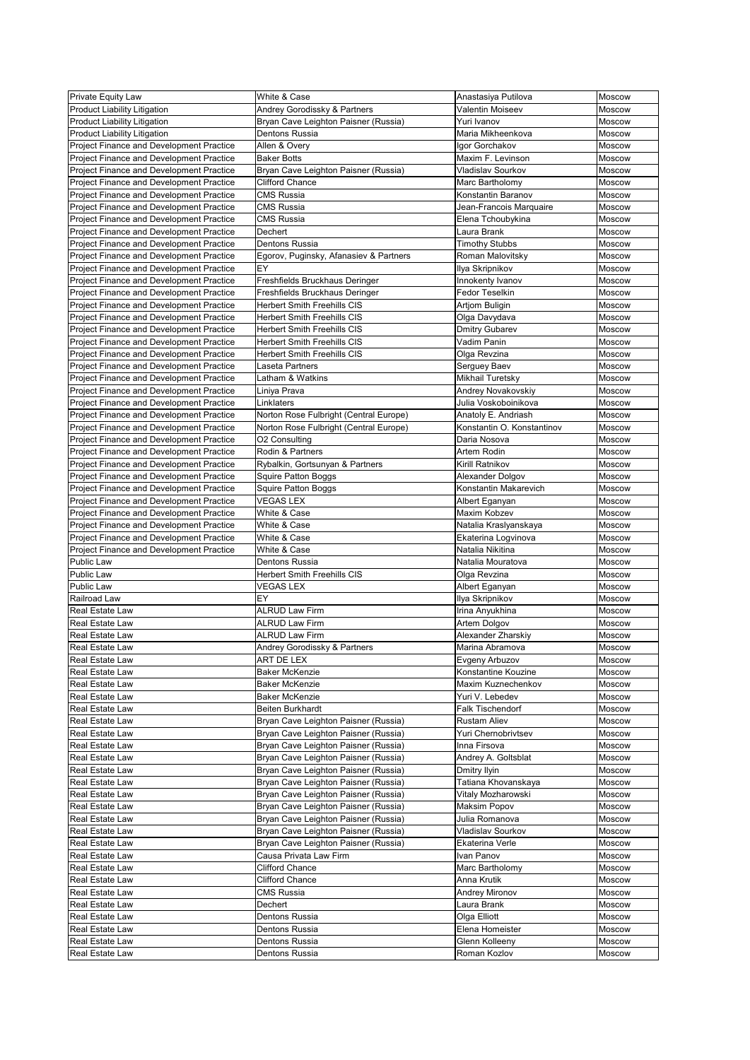| Private Equity Law | White & Case | Anastasiya Putilova | Moscow |
|---|---|---|---|
| Product Liability Litigation | Andrey Gorodissky & Partners | Valentin Moiseev | Moscow |
| Product Liability Litigation | Bryan Cave Leighton Paisner (Russia) | Yuri Ivanov | Moscow |
| Product Liability Litigation | Dentons Russia | Maria Mikheenkova | Moscow |
| Project Finance and Development Practice | Allen & Overy | Igor Gorchakov | Moscow |
| Project Finance and Development Practice | Baker Botts | Maxim F. Levinson | Moscow |
| Project Finance and Development Practice | Bryan Cave Leighton Paisner (Russia) | Vladislav Sourkov | Moscow |
| Project Finance and Development Practice | Clifford Chance | Marc Bartholomy | Moscow |
| Project Finance and Development Practice | CMS Russia | Konstantin Baranov | Moscow |
| Project Finance and Development Practice | CMS Russia | Jean-Francois Marquaire | Moscow |
| Project Finance and Development Practice | CMS Russia | Elena Tchoubykina | Moscow |
| Project Finance and Development Practice | Dechert | Laura Brank | Moscow |
| Project Finance and Development Practice | Dentons Russia | Timothy Stubbs | Moscow |
| Project Finance and Development Practice | Egorov, Puginsky, Afanasiev & Partners | Roman Malovitsky | Moscow |
| Project Finance and Development Practice | EY | Ilya Skripnikov | Moscow |
| Project Finance and Development Practice | Freshfields Bruckhaus Deringer | Innokenty Ivanov | Moscow |
| Project Finance and Development Practice | Freshfields Bruckhaus Deringer | Fedor Teselkin | Moscow |
| Project Finance and Development Practice | Herbert Smith Freehills CIS | Artjom Buligin | Moscow |
| Project Finance and Development Practice | Herbert Smith Freehills CIS | Olga Davydava | Moscow |
| Project Finance and Development Practice | Herbert Smith Freehills CIS | Dmitry Gubarev | Moscow |
| Project Finance and Development Practice | Herbert Smith Freehills CIS | Vadim Panin | Moscow |
| Project Finance and Development Practice | Herbert Smith Freehills CIS | Olga Revzina | Moscow |
| Project Finance and Development Practice | Laseta Partners | Serguey Baev | Moscow |
| Project Finance and Development Practice | Latham & Watkins | Mikhail Turetsky | Moscow |
| Project Finance and Development Practice | Liniya Prava | Andrey Novakovskiy | Moscow |
| Project Finance and Development Practice | Linklaters | Julia Voskoboinikova | Moscow |
| Project Finance and Development Practice | Norton Rose Fulbright (Central Europe) | Anatoly E. Andriash | Moscow |
| Project Finance and Development Practice | Norton Rose Fulbright (Central Europe) | Konstantin O. Konstantinov | Moscow |
| Project Finance and Development Practice | O2 Consulting | Daria Nosova | Moscow |
| Project Finance and Development Practice | Rodin & Partners | Artem Rodin | Moscow |
| Project Finance and Development Practice | Rybalkin, Gortsunyan & Partners | Kirill Ratnikov | Moscow |
| Project Finance and Development Practice | Squire Patton Boggs | Alexander Dolgov | Moscow |
| Project Finance and Development Practice | Squire Patton Boggs | Konstantin Makarevich | Moscow |
| Project Finance and Development Practice | VEGAS LEX | Albert Eganyan | Moscow |
| Project Finance and Development Practice | White & Case | Maxim Kobzev | Moscow |
| Project Finance and Development Practice | White & Case | Natalia Kraslyanskaya | Moscow |
| Project Finance and Development Practice | White & Case | Ekaterina Logvinova | Moscow |
| Project Finance and Development Practice | White & Case | Natalia Nikitina | Moscow |
| Public Law | Dentons Russia | Natalia Mouratova | Moscow |
| Public Law | Herbert Smith Freehills CIS | Olga Revzina | Moscow |
| Public Law | VEGAS LEX | Albert Eganyan | Moscow |
| Railroad Law | EY | Ilya Skripnikov | Moscow |
| Real Estate Law | ALRUD Law Firm | Irina Anyukhina | Moscow |
| Real Estate Law | ALRUD Law Firm | Artem Dolgov | Moscow |
| Real Estate Law | ALRUD Law Firm | Alexander Zharskiy | Moscow |
| Real Estate Law | Andrey Gorodissky & Partners | Marina Abramova | Moscow |
| Real Estate Law | ART DE LEX | Evgeny Arbuzov | Moscow |
| Real Estate Law | Baker McKenzie | Konstantine Kouzine | Moscow |
| Real Estate Law | Baker McKenzie | Maxim Kuznechenkov | Moscow |
| Real Estate Law | Baker McKenzie | Yuri V. Lebedev | Moscow |
| Real Estate Law | Beiten Burkhardt | Falk Tischendorf | Moscow |
| Real Estate Law | Bryan Cave Leighton Paisner (Russia) | Rustam Aliev | Moscow |
| Real Estate Law | Bryan Cave Leighton Paisner (Russia) | Yuri Chernobrivtsev | Moscow |
| Real Estate Law | Bryan Cave Leighton Paisner (Russia) | Inna Firsova | Moscow |
| Real Estate Law | Bryan Cave Leighton Paisner (Russia) | Andrey A. Goltsblat | Moscow |
| Real Estate Law | Bryan Cave Leighton Paisner (Russia) | Dmitry Ilyin | Moscow |
| Real Estate Law | Bryan Cave Leighton Paisner (Russia) | Tatiana Khovanskaya | Moscow |
| Real Estate Law | Bryan Cave Leighton Paisner (Russia) | Vitaly Mozharowski | Moscow |
| Real Estate Law | Bryan Cave Leighton Paisner (Russia) | Maksim Popov | Moscow |
| Real Estate Law | Bryan Cave Leighton Paisner (Russia) | Julia Romanova | Moscow |
| Real Estate Law | Bryan Cave Leighton Paisner (Russia) | Vladislav Sourkov | Moscow |
| Real Estate Law | Bryan Cave Leighton Paisner (Russia) | Ekaterina Verle | Moscow |
| Real Estate Law | Causa Privata Law Firm | Ivan Panov | Moscow |
| Real Estate Law | Clifford Chance | Marc Bartholomy | Moscow |
| Real Estate Law | Clifford Chance | Anna Krutik | Moscow |
| Real Estate Law | CMS Russia | Andrey Mironov | Moscow |
| Real Estate Law | Dechert | Laura Brank | Moscow |
| Real Estate Law | Dentons Russia | Olga Elliott | Moscow |
| Real Estate Law | Dentons Russia | Elena Homeister | Moscow |
| Real Estate Law | Dentons Russia | Glenn Kolleeny | Moscow |
| Real Estate Law | Dentons Russia | Roman Kozlov | Moscow |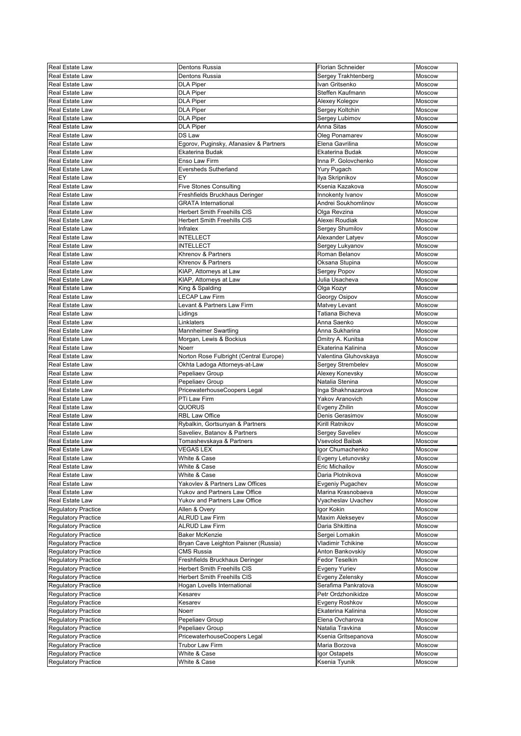| Real Estate Law | Dentons Russia | Florian Schneider | Moscow |
|---|---|---|---|
| Real Estate Law | Dentons Russia | Sergey Trakhtenberg | Moscow |
| Real Estate Law | DLA Piper | Ivan Gritsenko | Moscow |
| Real Estate Law | DLA Piper | Steffen Kaufmann | Moscow |
| Real Estate Law | DLA Piper | Alexey Kolegov | Moscow |
| Real Estate Law | DLA Piper | Sergey Koltchin | Moscow |
| Real Estate Law | DLA Piper | Sergey Lubimov | Moscow |
| Real Estate Law | DLA Piper | Anna Sitas | Moscow |
| Real Estate Law | DS Law | Oleg Ponamarev | Moscow |
| Real Estate Law | Egorov, Puginsky, Afanasiev & Partners | Elena Gavrilina | Moscow |
| Real Estate Law | Ekaterina Budak | Ekaterina Budak | Moscow |
| Real Estate Law | Enso Law Firm | Inna P. Golovchenko | Moscow |
| Real Estate Law | Eversheds Sutherland | Yury Pugach | Moscow |
| Real Estate Law | EY | Ilya Skripnikov | Moscow |
| Real Estate Law | Five Stones Consulting | Ksenia Kazakova | Moscow |
| Real Estate Law | Freshfields Bruckhaus Deringer | Innokenty Ivanov | Moscow |
| Real Estate Law | GRATA International | Andrei Soukhomlinov | Moscow |
| Real Estate Law | Herbert Smith Freehills CIS | Olga Revzina | Moscow |
| Real Estate Law | Herbert Smith Freehills CIS | Alexei Roudiak | Moscow |
| Real Estate Law | Infralex | Sergey Shumilov | Moscow |
| Real Estate Law | INTELLECT | Alexander Latyev | Moscow |
| Real Estate Law | INTELLECT | Sergey Lukyanov | Moscow |
| Real Estate Law | Khrenov & Partners | Roman Belanov | Moscow |
| Real Estate Law | Khrenov & Partners | Oksana Stupina | Moscow |
| Real Estate Law | KIAP, Attorneys at Law | Sergey Popov | Moscow |
| Real Estate Law | KIAP, Attorneys at Law | Julia Usacheva | Moscow |
| Real Estate Law | King & Spalding | Olga Kozyr | Moscow |
| Real Estate Law | LECAP Law Firm | Georgy Osipov | Moscow |
| Real Estate Law | Levant & Partners Law Firm | Matvey Levant | Moscow |
| Real Estate Law | Lidings | Tatiana Bicheva | Moscow |
| Real Estate Law | Linklaters | Anna Saenko | Moscow |
| Real Estate Law | Mannheimer Swartling | Anna Sukharina | Moscow |
| Real Estate Law | Morgan, Lewis & Bockius | Dmitry A. Kunitsa | Moscow |
| Real Estate Law | Noerr | Ekaterina Kalinina | Moscow |
| Real Estate Law | Norton Rose Fulbright (Central Europe) | Valentina Gluhovskaya | Moscow |
| Real Estate Law | Okhta Ladoga Attorneys-at-Law | Sergey Strembelev | Moscow |
| Real Estate Law | Pepeliaev Group | Alexey Konevsky | Moscow |
| Real Estate Law | Pepeliaev Group | Natalia Stenina | Moscow |
| Real Estate Law | PricewaterhouseCoopers Legal | Inga Shakhnazarova | Moscow |
| Real Estate Law | PTi Law Firm | Yakov Aranovich | Moscow |
| Real Estate Law | QUORUS | Evgeny Zhilin | Moscow |
| Real Estate Law | RBL Law Office | Denis Gerasimov | Moscow |
| Real Estate Law | Rybalkin, Gortsunyan & Partners | Kirill Ratnikov | Moscow |
| Real Estate Law | Saveliev, Batanov & Partners | Sergey Saveliev | Moscow |
| Real Estate Law | Tomashevskaya & Partners | Vsevolod Baibak | Moscow |
| Real Estate Law | VEGAS LEX | Igor Chumachenko | Moscow |
| Real Estate Law | White & Case | Evgeny Letunovsky | Moscow |
| Real Estate Law | White & Case | Eric Michailov | Moscow |
| Real Estate Law | White & Case | Daria Plotnikova | Moscow |
| Real Estate Law | Yakovlev & Partners Law Offices | Evgeniy Pugachev | Moscow |
| Real Estate Law | Yukov and Partners Law Office | Marina Krasnobaeva | Moscow |
| Real Estate Law | Yukov and Partners Law Office | Vyacheslav Uvachev | Moscow |
| Regulatory Practice | Allen & Overy | Igor Kokin | Moscow |
| Regulatory Practice | ALRUD Law Firm | Maxim Alekseyev | Moscow |
| Regulatory Practice | ALRUD Law Firm | Daria Shkittina | Moscow |
| Regulatory Practice | Baker McKenzie | Sergei Lomakin | Moscow |
| Regulatory Practice | Bryan Cave Leighton Paisner (Russia) | Vladimir Tchikine | Moscow |
| Regulatory Practice | CMS Russia | Anton Bankovskiy | Moscow |
| Regulatory Practice | Freshfields Bruckhaus Deringer | Fedor Teselkin | Moscow |
| Regulatory Practice | Herbert Smith Freehills CIS | Evgeny Yuriev | Moscow |
| Regulatory Practice | Herbert Smith Freehills CIS | Evgeny Zelensky | Moscow |
| Regulatory Practice | Hogan Lovells International | Serafima Pankratova | Moscow |
| Regulatory Practice | Kesarev | Petr Ordzhonikidze | Moscow |
| Regulatory Practice | Kesarev | Evgeny Roshkov | Moscow |
| Regulatory Practice | Noerr | Ekaterina Kalinina | Moscow |
| Regulatory Practice | Pepeliaev Group | Elena Ovcharova | Moscow |
| Regulatory Practice | Pepeliaev Group | Natalia Travkina | Moscow |
| Regulatory Practice | PricewaterhouseCoopers Legal | Ksenia Gritsepanova | Moscow |
| Regulatory Practice | Trubor Law Firm | Maria Borzova | Moscow |
| Regulatory Practice | White & Case | Igor Ostapets | Moscow |
| Regulatory Practice | White & Case | Ksenia Tyunik | Moscow |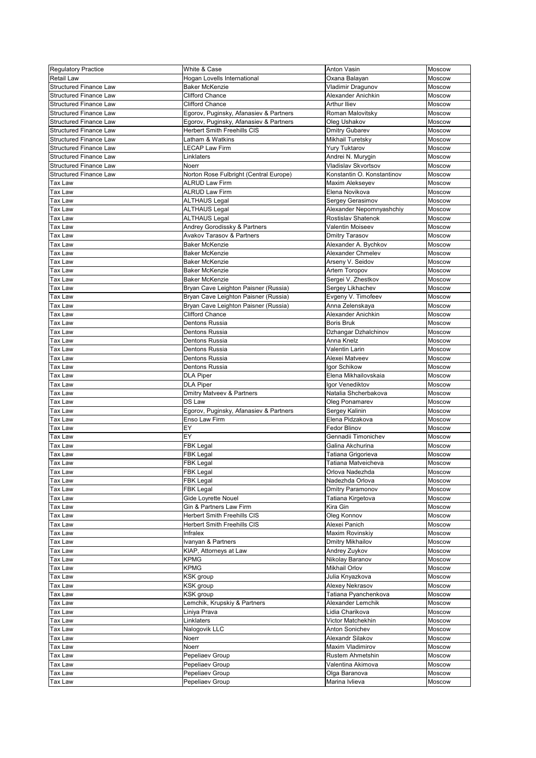| Regulatory Practice | White & Case | Anton Vasin | Moscow |
|---|---|---|---|
| Retail Law | Hogan Lovells International | Oxana Balayan | Moscow |
| Structured Finance Law | Baker McKenzie | Vladimir Dragunov | Moscow |
| Structured Finance Law | Clifford Chance | Alexander Anichkin | Moscow |
| Structured Finance Law | Clifford Chance | Arthur Iliev | Moscow |
| Structured Finance Law | Egorov, Puginsky, Afanasiev & Partners | Roman Malovitsky | Moscow |
| Structured Finance Law | Egorov, Puginsky, Afanasiev & Partners | Oleg Ushakov | Moscow |
| Structured Finance Law | Herbert Smith Freehills CIS | Dmitry Gubarev | Moscow |
| Structured Finance Law | Latham & Watkins | Mikhail Turetsky | Moscow |
| Structured Finance Law | LECAP Law Firm | Yury Tuktarov | Moscow |
| Structured Finance Law | Linklaters | Andrei N. Murygin | Moscow |
| Structured Finance Law | Noerr | Vladislav Skvortsov | Moscow |
| Structured Finance Law | Norton Rose Fulbright (Central Europe) | Konstantin O. Konstantinov | Moscow |
| Tax Law | ALRUD Law Firm | Maxim Alekseyev | Moscow |
| Tax Law | ALRUD Law Firm | Elena Novikova | Moscow |
| Tax Law | ALTHAUS Legal | Sergey Gerasimov | Moscow |
| Tax Law | ALTHAUS Legal | Alexander Nepomnyashchiy | Moscow |
| Tax Law | ALTHAUS Legal | Rostislav Shatenok | Moscow |
| Tax Law | Andrey Gorodissky & Partners | Valentin Moiseev | Moscow |
| Tax Law | Avakov Tarasov & Partners | Dmitry Tarasov | Moscow |
| Tax Law | Baker McKenzie | Alexander A. Bychkov | Moscow |
| Tax Law | Baker McKenzie | Alexander Chmelev | Moscow |
| Tax Law | Baker McKenzie | Arseny V. Seidov | Moscow |
| Tax Law | Baker McKenzie | Artem Toropov | Moscow |
| Tax Law | Baker McKenzie | Sergei V. Zhestkov | Moscow |
| Tax Law | Bryan Cave Leighton Paisner (Russia) | Sergey Likhachev | Moscow |
| Tax Law | Bryan Cave Leighton Paisner (Russia) | Evgeny V. Timofeev | Moscow |
| Tax Law | Bryan Cave Leighton Paisner (Russia) | Anna Zelenskaya | Moscow |
| Tax Law | Clifford Chance | Alexander Anichkin | Moscow |
| Tax Law | Dentons Russia | Boris Bruk | Moscow |
| Tax Law | Dentons Russia | Dzhangar Dzhalchinov | Moscow |
| Tax Law | Dentons Russia | Anna Knelz | Moscow |
| Tax Law | Dentons Russia | Valentin Larin | Moscow |
| Tax Law | Dentons Russia | Alexei Matveev | Moscow |
| Tax Law | Dentons Russia | Igor Schikow | Moscow |
| Tax Law | DLA Piper | Elena Mikhailovskaia | Moscow |
| Tax Law | DLA Piper | Igor Venediktov | Moscow |
| Tax Law | Dmitry Matveev & Partners | Natalia Shcherbakova | Moscow |
| Tax Law | DS Law | Oleg Ponamarev | Moscow |
| Tax Law | Egorov, Puginsky, Afanasiev & Partners | Sergey Kalinin | Moscow |
| Tax Law | Enso Law Firm | Elena Pidzakova | Moscow |
| Tax Law | EY | Fedor Blinov | Moscow |
| Tax Law | EY | Gennadii Timonichev | Moscow |
| Tax Law | FBK Legal | Galina Akchurina | Moscow |
| Tax Law | FBK Legal | Tatiana Grigorieva | Moscow |
| Tax Law | FBK Legal | Tatiana Matveicheva | Moscow |
| Tax Law | FBK Legal | Orlova Nadezhda | Moscow |
| Tax Law | FBK Legal | Nadezhda Orlova | Moscow |
| Tax Law | FBK Legal | Dmitry Paramonov | Moscow |
| Tax Law | Gide Loyrette Nouel | Tatiana Kirgetova | Moscow |
| Tax Law | Gin & Partners Law Firm | Kira Gin | Moscow |
| Tax Law | Herbert Smith Freehills CIS | Oleg Konnov | Moscow |
| Tax Law | Herbert Smith Freehills CIS | Alexei Panich | Moscow |
| Tax Law | Infralex | Maxim Rovinskiy | Moscow |
| Tax Law | Ivanyan & Partners | Dmitry Mikhailov | Moscow |
| Tax Law | KIAP, Attorneys at Law | Andrey Zuykov | Moscow |
| Tax Law | KPMG | Nikolay Baranov | Moscow |
| Tax Law | KPMG | Mikhail Orlov | Moscow |
| Tax Law | KSK group | Julia Knyazkova | Moscow |
| Tax Law | KSK group | Alexey Nekrasov | Moscow |
| Tax Law | KSK group | Tatiana Pyanchenkova | Moscow |
| Tax Law | Lemchik, Krupskiy & Partners | Alexander Lemchik | Moscow |
| Tax Law | Liniya Prava | Lidia Charikova | Moscow |
| Tax Law | Linklaters | Victor Matchekhin | Moscow |
| Tax Law | Nalogovik LLC | Anton Sonichev | Moscow |
| Tax Law | Noerr | Alexandr Silakov | Moscow |
| Tax Law | Noerr | Maxim Vladimirov | Moscow |
| Tax Law | Pepeliaev Group | Rustem Ahmetshin | Moscow |
| Tax Law | Pepeliaev Group | Valentina Akimova | Moscow |
| Tax Law | Pepeliaev Group | Olga Baranova | Moscow |
| Tax Law | Pepeliaev Group | Marina Ivlieva | Moscow |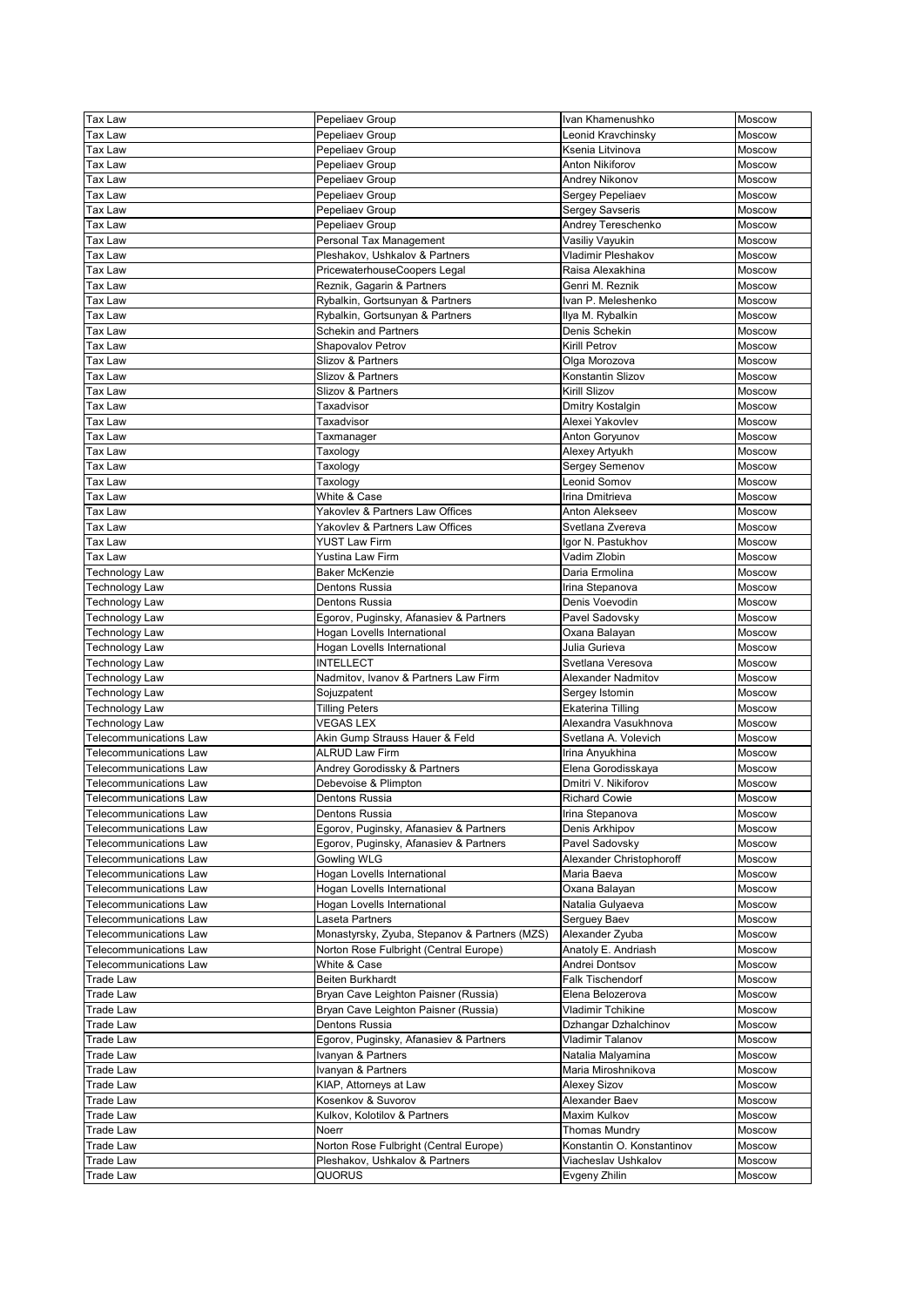| Tax Law | Pepeliaev Group | Ivan Khamenushko | Moscow |
|---|---|---|---|
| Tax Law | Pepeliaev Group | Leonid Kravchinsky | Moscow |
| Tax Law | Pepeliaev Group | Ksenia Litvinova | Moscow |
| Tax Law | Pepeliaev Group | Anton Nikiforov | Moscow |
| Tax Law | Pepeliaev Group | Andrey Nikonov | Moscow |
| Tax Law | Pepeliaev Group | Sergey Pepeliaev | Moscow |
| Tax Law | Pepeliaev Group | Sergey Savseris | Moscow |
| Tax Law | Pepeliaev Group | Andrey Tereschenko | Moscow |
| Tax Law | Personal Tax Management | Vasiliy Vayukin | Moscow |
| Tax Law | Pleshakov, Ushkalov & Partners | Vladimir Pleshakov | Moscow |
| Tax Law | PricewaterhouseCoopers Legal | Raisa Alexakhina | Moscow |
| Tax Law | Reznik, Gagarin & Partners | Genri M. Reznik | Moscow |
| Tax Law | Rybalkin, Gortsunyan & Partners | Ivan P. Meleshenko | Moscow |
| Tax Law | Rybalkin, Gortsunyan & Partners | Ilya M. Rybalkin | Moscow |
| Tax Law | Schekin and Partners | Denis Schekin | Moscow |
| Tax Law | Shapovalov Petrov | Kirill Petrov | Moscow |
| Tax Law | Slizov & Partners | Olga Morozova | Moscow |
| Tax Law | Slizov & Partners | Konstantin Slizov | Moscow |
| Tax Law | Slizov & Partners | Kirill Slizov | Moscow |
| Tax Law | Taxadvisor | Dmitry Kostalgin | Moscow |
| Tax Law | Taxadvisor | Alexei Yakovlev | Moscow |
| Tax Law | Taxmanager | Anton Goryunov | Moscow |
| Tax Law | Taxology | Alexey Artyukh | Moscow |
| Tax Law | Taxology | Sergey Semenov | Moscow |
| Tax Law | Taxology | Leonid Somov | Moscow |
| Tax Law | White & Case | Irina Dmitrieva | Moscow |
| Tax Law | Yakovlev & Partners Law Offices | Anton Alekseev | Moscow |
| Tax Law | Yakovlev & Partners Law Offices | Svetlana Zvereva | Moscow |
| Tax Law | YUST Law Firm | Igor N. Pastukhov | Moscow |
| Tax Law | Yustina Law Firm | Vadim Zlobin | Moscow |
| Technology Law | Baker McKenzie | Daria Ermolina | Moscow |
| Technology Law | Dentons Russia | Irina Stepanova | Moscow |
| Technology Law | Dentons Russia | Denis Voevodin | Moscow |
| Technology Law | Egorov, Puginsky, Afanasiev & Partners | Pavel Sadovsky | Moscow |
| Technology Law | Hogan Lovells International | Oxana Balayan | Moscow |
| Technology Law | Hogan Lovells International | Julia Gurieva | Moscow |
| Technology Law | INTELLECT | Svetlana Veresova | Moscow |
| Technology Law | Nadmitov, Ivanov & Partners Law Firm | Alexander Nadmitov | Moscow |
| Technology Law | Sojuzpatent | Sergey Istomin | Moscow |
| Technology Law | Tilling Peters | Ekaterina Tilling | Moscow |
| Technology Law | VEGAS LEX | Alexandra Vasukhnova | Moscow |
| Telecommunications Law | Akin Gump Strauss Hauer & Feld | Svetlana A. Volevich | Moscow |
| Telecommunications Law | ALRUD Law Firm | Irina Anyukhina | Moscow |
| Telecommunications Law | Andrey Gorodissky & Partners | Elena Gorodisskaya | Moscow |
| Telecommunications Law | Debevoise & Plimpton | Dmitri V. Nikiforov | Moscow |
| Telecommunications Law | Dentons Russia | Richard Cowie | Moscow |
| Telecommunications Law | Dentons Russia | Irina Stepanova | Moscow |
| Telecommunications Law | Egorov, Puginsky, Afanasiev & Partners | Denis Arkhipov | Moscow |
| Telecommunications Law | Egorov, Puginsky, Afanasiev & Partners | Pavel Sadovsky | Moscow |
| Telecommunications Law | Gowling WLG | Alexander Christophoroff | Moscow |
| Telecommunications Law | Hogan Lovells International | Maria Baeva | Moscow |
| Telecommunications Law | Hogan Lovells International | Oxana Balayan | Moscow |
| Telecommunications Law | Hogan Lovells International | Natalia Gulyaeva | Moscow |
| Telecommunications Law | Laseta Partners | Serguey Baev | Moscow |
| Telecommunications Law | Monastyrsky, Zyuba, Stepanov & Partners (MZS) | Alexander Zyuba | Moscow |
| Telecommunications Law | Norton Rose Fulbright (Central Europe) | Anatoly E. Andriash | Moscow |
| Telecommunications Law | White & Case | Andrei Dontsov | Moscow |
| Trade Law | Beiten Burkhardt | Falk Tischendorf | Moscow |
| Trade Law | Bryan Cave Leighton Paisner (Russia) | Elena Belozerova | Moscow |
| Trade Law | Bryan Cave Leighton Paisner (Russia) | Vladimir Tchikine | Moscow |
| Trade Law | Dentons Russia | Dzhangar Dzhalchinov | Moscow |
| Trade Law | Egorov, Puginsky, Afanasiev & Partners | Vladimir Talanov | Moscow |
| Trade Law | Ivanyan & Partners | Natalia Malyamina | Moscow |
| Trade Law | Ivanyan & Partners | Maria Miroshnikova | Moscow |
| Trade Law | KIAP, Attorneys at Law | Alexey Sizov | Moscow |
| Trade Law | Kosenkov & Suvorov | Alexander Baev | Moscow |
| Trade Law | Kulkov, Kolotilov & Partners | Maxim Kulkov | Moscow |
| Trade Law | Noerr | Thomas Mundry | Moscow |
| Trade Law | Norton Rose Fulbright (Central Europe) | Konstantin O. Konstantinov | Moscow |
| Trade Law | Pleshakov, Ushkalov & Partners | Viacheslav Ushkalov | Moscow |
| Trade Law | QUORUS | Evgeny Zhilin | Moscow |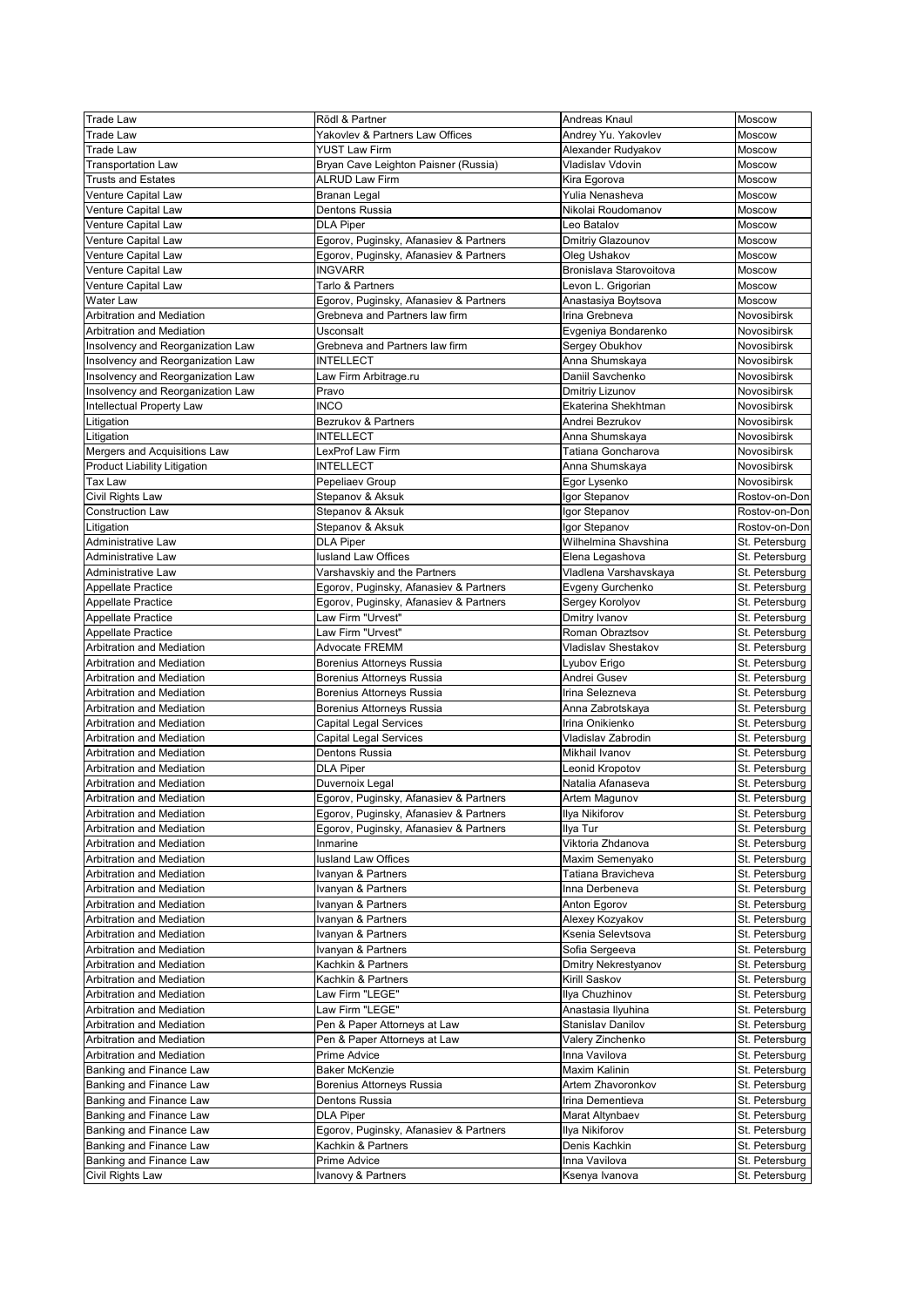| Trade Law | Rödl & Partner | Andreas Knaul | Moscow |
|---|---|---|---|
| Trade Law | Yakovlev & Partners Law Offices | Andrey Yu. Yakovlev | Moscow |
| Trade Law | YUST Law Firm | Alexander Rudyakov | Moscow |
| Transportation Law | Bryan Cave Leighton Paisner (Russia) | Vladislav Vdovin | Moscow |
| Trusts and Estates | ALRUD Law Firm | Kira Egorova | Moscow |
| Venture Capital Law | Branan Legal | Yulia Nenasheva | Moscow |
| Venture Capital Law | Dentons Russia | Nikolai Roudomanov | Moscow |
| Venture Capital Law | DLA Piper | Leo Batalov | Moscow |
| Venture Capital Law | Egorov, Puginsky, Afanasiev & Partners | Dmitriy Glazounov | Moscow |
| Venture Capital Law | Egorov, Puginsky, Afanasiev & Partners | Oleg Ushakov | Moscow |
| Venture Capital Law | INGVARR | Bronislava Starovoitova | Moscow |
| Venture Capital Law | Tarlo & Partners | Levon L. Grigorian | Moscow |
| Water Law | Egorov, Puginsky, Afanasiev & Partners | Anastasiya Boytsova | Moscow |
| Arbitration and Mediation | Grebneva and Partners law firm | Irina Grebneva | Novosibirsk |
| Arbitration and Mediation | Usconsalt | Evgeniya Bondarenko | Novosibirsk |
| Insolvency and Reorganization Law | Grebneva and Partners law firm | Sergey Obukhov | Novosibirsk |
| Insolvency and Reorganization Law | INTELLECT | Anna Shumskaya | Novosibirsk |
| Insolvency and Reorganization Law | Law Firm Arbitrage.ru | Daniil Savchenko | Novosibirsk |
| Insolvency and Reorganization Law | Pravo | Dmitriy Lizunov | Novosibirsk |
| Intellectual Property Law | INCO | Ekaterina Shekhtman | Novosibirsk |
| Litigation | Bezrukov & Partners | Andrei Bezrukov | Novosibirsk |
| Litigation | INTELLECT | Anna Shumskaya | Novosibirsk |
| Mergers and Acquisitions Law | LexProf Law Firm | Tatiana Goncharova | Novosibirsk |
| Product Liability Litigation | INTELLECT | Anna Shumskaya | Novosibirsk |
| Tax Law | Pepeliaev Group | Egor Lysenko | Novosibirsk |
| Civil Rights Law | Stepanov & Aksuk | Igor Stepanov | Rostov-on-Don |
| Construction Law | Stepanov & Aksuk | Igor Stepanov | Rostov-on-Don |
| Litigation | Stepanov & Aksuk | Igor Stepanov | Rostov-on-Don |
| Administrative Law | DLA Piper | Wilhelmina Shavshina | St. Petersburg |
| Administrative Law | Iusland Law Offices | Elena Legashova | St. Petersburg |
| Administrative Law | Varshavskiy and the Partners | Vladlena Varshavskaya | St. Petersburg |
| Appellate Practice | Egorov, Puginsky, Afanasiev & Partners | Evgeny Gurchenko | St. Petersburg |
| Appellate Practice | Egorov, Puginsky, Afanasiev & Partners | Sergey Korolyov | St. Petersburg |
| Appellate Practice | Law Firm "Urvest" | Dmitry Ivanov | St. Petersburg |
| Appellate Practice | Law Firm "Urvest" | Roman Obraztsov | St. Petersburg |
| Arbitration and Mediation | Advocate FREMM | Vladislav Shestakov | St. Petersburg |
| Arbitration and Mediation | Borenius Attorneys Russia | Lyubov Erigo | St. Petersburg |
| Arbitration and Mediation | Borenius Attorneys Russia | Andrei Gusev | St. Petersburg |
| Arbitration and Mediation | Borenius Attorneys Russia | Irina Selezneva | St. Petersburg |
| Arbitration and Mediation | Borenius Attorneys Russia | Anna Zabrotskaya | St. Petersburg |
| Arbitration and Mediation | Capital Legal Services | Irina Onikienko | St. Petersburg |
| Arbitration and Mediation | Capital Legal Services | Vladislav Zabrodin | St. Petersburg |
| Arbitration and Mediation | Dentons Russia | Mikhail Ivanov | St. Petersburg |
| Arbitration and Mediation | DLA Piper | Leonid Kropotov | St. Petersburg |
| Arbitration and Mediation | Duvernoix Legal | Natalia Afanaseva | St. Petersburg |
| Arbitration and Mediation | Egorov, Puginsky, Afanasiev & Partners | Artem Magunov | St. Petersburg |
| Arbitration and Mediation | Egorov, Puginsky, Afanasiev & Partners | Ilya Nikiforov | St. Petersburg |
| Arbitration and Mediation | Egorov, Puginsky, Afanasiev & Partners | Ilya Tur | St. Petersburg |
| Arbitration and Mediation | Inmarine | Viktoria Zhdanova | St. Petersburg |
| Arbitration and Mediation | Iusland Law Offices | Maxim Semenyako | St. Petersburg |
| Arbitration and Mediation | Ivanyan & Partners | Tatiana Bravicheva | St. Petersburg |
| Arbitration and Mediation | Ivanyan & Partners | Inna Derbeneva | St. Petersburg |
| Arbitration and Mediation | Ivanyan & Partners | Anton Egorov | St. Petersburg |
| Arbitration and Mediation | Ivanyan & Partners | Alexey Kozyakov | St. Petersburg |
| Arbitration and Mediation | Ivanyan & Partners | Ksenia Selevtsova | St. Petersburg |
| Arbitration and Mediation | Ivanyan & Partners | Sofia Sergeeva | St. Petersburg |
| Arbitration and Mediation | Kachkin & Partners | Dmitry Nekrestyanov | St. Petersburg |
| Arbitration and Mediation | Kachkin & Partners | Kirill Saskov | St. Petersburg |
| Arbitration and Mediation | Law Firm "LEGE" | Ilya Chuzhinov | St. Petersburg |
| Arbitration and Mediation | Law Firm "LEGE" | Anastasia Ilyuhina | St. Petersburg |
| Arbitration and Mediation | Pen & Paper Attorneys at Law | Stanislav Danilov | St. Petersburg |
| Arbitration and Mediation | Pen & Paper Attorneys at Law | Valery Zinchenko | St. Petersburg |
| Arbitration and Mediation | Prime Advice | Inna Vavilova | St. Petersburg |
| Banking and Finance Law | Baker McKenzie | Maxim Kalinin | St. Petersburg |
| Banking and Finance Law | Borenius Attorneys Russia | Artem Zhavoronkov | St. Petersburg |
| Banking and Finance Law | Dentons Russia | Irina Dementieva | St. Petersburg |
| Banking and Finance Law | DLA Piper | Marat Altynbaev | St. Petersburg |
| Banking and Finance Law | Egorov, Puginsky, Afanasiev & Partners | Ilya Nikiforov | St. Petersburg |
| Banking and Finance Law | Kachkin & Partners | Denis Kachkin | St. Petersburg |
| Banking and Finance Law | Prime Advice | Inna Vavilova | St. Petersburg |
| Civil Rights Law | Ivanovy & Partners | Ksenya Ivanova | St. Petersburg |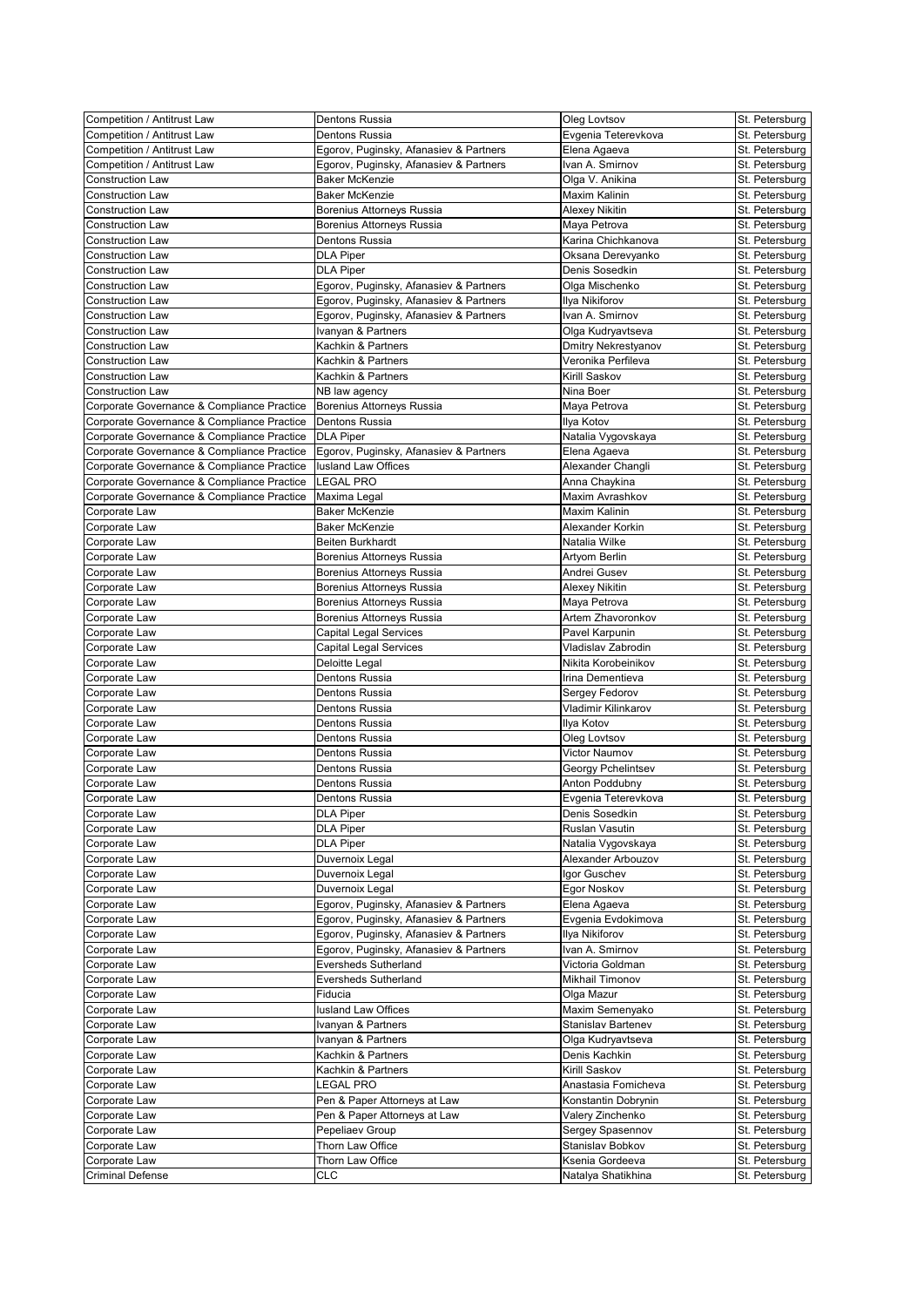| Competition / Antitrust Law | Dentons Russia | Oleg Lovtsov | St. Petersburg |
|---|---|---|---|
| Competition / Antitrust Law | Dentons Russia | Evgenia Teterevkova | St. Petersburg |
| Competition / Antitrust Law | Egorov, Puginsky, Afanasiev & Partners | Elena Agaeva | St. Petersburg |
| Competition / Antitrust Law | Egorov, Puginsky, Afanasiev & Partners | Ivan A. Smirnov | St. Petersburg |
| Construction Law | Baker McKenzie | Olga V. Anikina | St. Petersburg |
| Construction Law | Baker McKenzie | Maxim Kalinin | St. Petersburg |
| Construction Law | Borenius Attorneys Russia | Alexey Nikitin | St. Petersburg |
| Construction Law | Borenius Attorneys Russia | Maya Petrova | St. Petersburg |
| Construction Law | Dentons Russia | Karina Chichkanova | St. Petersburg |
| Construction Law | DLA Piper | Oksana Derevyanko | St. Petersburg |
| Construction Law | DLA Piper | Denis Sosedkin | St. Petersburg |
| Construction Law | Egorov, Puginsky, Afanasiev & Partners | Olga Mischenko | St. Petersburg |
| Construction Law | Egorov, Puginsky, Afanasiev & Partners | Ilya Nikiforov | St. Petersburg |
| Construction Law | Egorov, Puginsky, Afanasiev & Partners | Ivan A. Smirnov | St. Petersburg |
| Construction Law | Ivanyan & Partners | Olga Kudryavtseva | St. Petersburg |
| Construction Law | Kachkin & Partners | Dmitry Nekrestyanov | St. Petersburg |
| Construction Law | Kachkin & Partners | Veronika Perfileva | St. Petersburg |
| Construction Law | Kachkin & Partners | Kirill Saskov | St. Petersburg |
| Construction Law | NB law agency | Nina Boer | St. Petersburg |
| Corporate Governance & Compliance Practice | Borenius Attorneys Russia | Maya Petrova | St. Petersburg |
| Corporate Governance & Compliance Practice | Dentons Russia | Ilya Kotov | St. Petersburg |
| Corporate Governance & Compliance Practice | DLA Piper | Natalia Vygovskaya | St. Petersburg |
| Corporate Governance & Compliance Practice | Egorov, Puginsky, Afanasiev & Partners | Elena Agaeva | St. Petersburg |
| Corporate Governance & Compliance Practice | Iusland Law Offices | Alexander Changli | St. Petersburg |
| Corporate Governance & Compliance Practice | LEGAL PRO | Anna Chaykina | St. Petersburg |
| Corporate Governance & Compliance Practice | Maxima Legal | Maxim Avrashkov | St. Petersburg |
| Corporate Law | Baker McKenzie | Maxim Kalinin | St. Petersburg |
| Corporate Law | Baker McKenzie | Alexander Korkin | St. Petersburg |
| Corporate Law | Beiten Burkhardt | Natalia Wilke | St. Petersburg |
| Corporate Law | Borenius Attorneys Russia | Artyom Berlin | St. Petersburg |
| Corporate Law | Borenius Attorneys Russia | Andrei Gusev | St. Petersburg |
| Corporate Law | Borenius Attorneys Russia | Alexey Nikitin | St. Petersburg |
| Corporate Law | Borenius Attorneys Russia | Maya Petrova | St. Petersburg |
| Corporate Law | Borenius Attorneys Russia | Artem Zhavoronkov | St. Petersburg |
| Corporate Law | Capital Legal Services | Pavel Karpunin | St. Petersburg |
| Corporate Law | Capital Legal Services | Vladislav Zabrodin | St. Petersburg |
| Corporate Law | Deloitte Legal | Nikita Korobeinikov | St. Petersburg |
| Corporate Law | Dentons Russia | Irina Dementieva | St. Petersburg |
| Corporate Law | Dentons Russia | Sergey Fedorov | St. Petersburg |
| Corporate Law | Dentons Russia | Vladimir Kilinkarov | St. Petersburg |
| Corporate Law | Dentons Russia | Ilya Kotov | St. Petersburg |
| Corporate Law | Dentons Russia | Oleg Lovtsov | St. Petersburg |
| Corporate Law | Dentons Russia | Victor Naumov | St. Petersburg |
| Corporate Law | Dentons Russia | Georgy Pchelintsev | St. Petersburg |
| Corporate Law | Dentons Russia | Anton Poddubny | St. Petersburg |
| Corporate Law | Dentons Russia | Evgenia Teterevkova | St. Petersburg |
| Corporate Law | DLA Piper | Denis Sosedkin | St. Petersburg |
| Corporate Law | DLA Piper | Ruslan Vasutin | St. Petersburg |
| Corporate Law | DLA Piper | Natalia Vygovskaya | St. Petersburg |
| Corporate Law | Duvernoix Legal | Alexander Arbouzov | St. Petersburg |
| Corporate Law | Duvernoix Legal | Igor Guschev | St. Petersburg |
| Corporate Law | Duvernoix Legal | Egor Noskov | St. Petersburg |
| Corporate Law | Egorov, Puginsky, Afanasiev & Partners | Elena Agaeva | St. Petersburg |
| Corporate Law | Egorov, Puginsky, Afanasiev & Partners | Evgenia Evdokimova | St. Petersburg |
| Corporate Law | Egorov, Puginsky, Afanasiev & Partners | Ilya Nikiforov | St. Petersburg |
| Corporate Law | Egorov, Puginsky, Afanasiev & Partners | Ivan A. Smirnov | St. Petersburg |
| Corporate Law | Eversheds Sutherland | Victoria Goldman | St. Petersburg |
| Corporate Law | Eversheds Sutherland | Mikhail Timonov | St. Petersburg |
| Corporate Law | Fiducia | Olga Mazur | St. Petersburg |
| Corporate Law | Iusland Law Offices | Maxim Semenyako | St. Petersburg |
| Corporate Law | Ivanyan & Partners | Stanislav Bartenev | St. Petersburg |
| Corporate Law | Ivanyan & Partners | Olga Kudryavtseva | St. Petersburg |
| Corporate Law | Kachkin & Partners | Denis Kachkin | St. Petersburg |
| Corporate Law | Kachkin & Partners | Kirill Saskov | St. Petersburg |
| Corporate Law | LEGAL PRO | Anastasia Fomicheva | St. Petersburg |
| Corporate Law | Pen & Paper Attorneys at Law | Konstantin Dobrynin | St. Petersburg |
| Corporate Law | Pen & Paper Attorneys at Law | Valery Zinchenko | St. Petersburg |
| Corporate Law | Pepeliaev Group | Sergey Spasennov | St. Petersburg |
| Corporate Law | Thorn Law Office | Stanislav Bobkov | St. Petersburg |
| Corporate Law | Thorn Law Office | Ksenia Gordeeva | St. Petersburg |
| Criminal Defense | CLC | Natalya Shatikhina | St. Petersburg |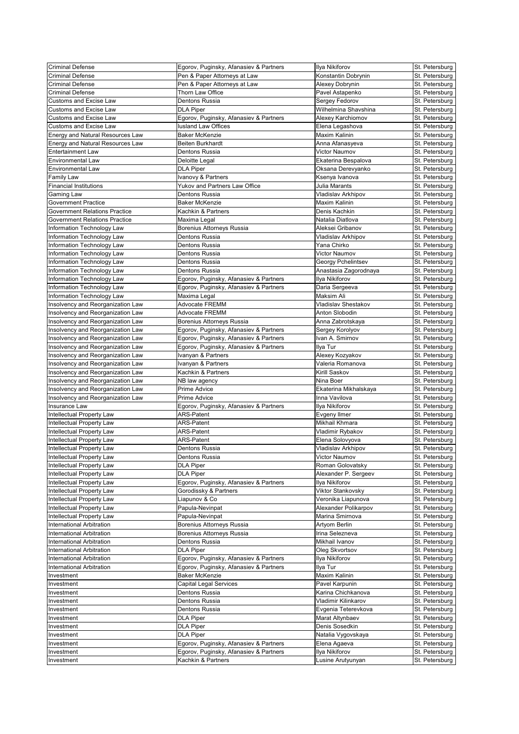| Criminal Defense | Egorov, Puginsky, Afanasiev & Partners | Ilya Nikiforov | St. Petersburg |
|---|---|---|---|
| Criminal Defense | Pen & Paper Attorneys at Law | Konstantin Dobrynin | St. Petersburg |
| Criminal Defense | Pen & Paper Attorneys at Law | Alexey Dobrynin | St. Petersburg |
| Criminal Defense | Thorn Law Office | Pavel Astapenko | St. Petersburg |
| Customs and Excise Law | Dentons Russia | Sergey Fedorov | St. Petersburg |
| Customs and Excise Law | DLA Piper | Wilhelmina Shavshina | St. Petersburg |
| Customs and Excise Law | Egorov, Puginsky, Afanasiev & Partners | Alexey Karchiomov | St. Petersburg |
| Customs and Excise Law | Iusland Law Offices | Elena Legashova | St. Petersburg |
| Energy and Natural Resources Law | Baker McKenzie | Maxim Kalinin | St. Petersburg |
| Energy and Natural Resources Law | Beiten Burkhardt | Anna Afanasyeva | St. Petersburg |
| Entertainment Law | Dentons Russia | Victor Naumov | St. Petersburg |
| Environmental Law | Deloitte Legal | Ekaterina Bespalova | St. Petersburg |
| Environmental Law | DLA Piper | Oksana Derevyanko | St. Petersburg |
| Family Law | Ivanovy & Partners | Ksenya Ivanova | St. Petersburg |
| Financial Institutions | Yukov and Partners Law Office | Julia Marants | St. Petersburg |
| Gaming Law | Dentons Russia | Vladislav Arkhipov | St. Petersburg |
| Government Practice | Baker McKenzie | Maxim Kalinin | St. Petersburg |
| Government Relations Practice | Kachkin & Partners | Denis Kachkin | St. Petersburg |
| Government Relations Practice | Maxima Legal | Natalia Diatlova | St. Petersburg |
| Information Technology Law | Borenius Attorneys Russia | Aleksei Gribanov | St. Petersburg |
| Information Technology Law | Dentons Russia | Vladislav Arkhipov | St. Petersburg |
| Information Technology Law | Dentons Russia | Yana Chirko | St. Petersburg |
| Information Technology Law | Dentons Russia | Victor Naumov | St. Petersburg |
| Information Technology Law | Dentons Russia | Georgy Pchelintsev | St. Petersburg |
| Information Technology Law | Dentons Russia | Anastasia Zagorodnaya | St. Petersburg |
| Information Technology Law | Egorov, Puginsky, Afanasiev & Partners | Ilya Nikiforov | St. Petersburg |
| Information Technology Law | Egorov, Puginsky, Afanasiev & Partners | Daria Sergeeva | St. Petersburg |
| Information Technology Law | Maxima Legal | Maksim Ali | St. Petersburg |
| Insolvency and Reorganization Law | Advocate FREMM | Vladislav Shestakov | St. Petersburg |
| Insolvency and Reorganization Law | Advocate FREMM | Anton Slobodin | St. Petersburg |
| Insolvency and Reorganization Law | Borenius Attorneys Russia | Anna Zabrotskaya | St. Petersburg |
| Insolvency and Reorganization Law | Egorov, Puginsky, Afanasiev & Partners | Sergey Korolyov | St. Petersburg |
| Insolvency and Reorganization Law | Egorov, Puginsky, Afanasiev & Partners | Ivan A. Smirnov | St. Petersburg |
| Insolvency and Reorganization Law | Egorov, Puginsky, Afanasiev & Partners | Ilya Tur | St. Petersburg |
| Insolvency and Reorganization Law | Ivanyan & Partners | Alexey Kozyakov | St. Petersburg |
| Insolvency and Reorganization Law | Ivanyan & Partners | Valeria Romanova | St. Petersburg |
| Insolvency and Reorganization Law | Kachkin & Partners | Kirill Saskov | St. Petersburg |
| Insolvency and Reorganization Law | NB law agency | Nina Boer | St. Petersburg |
| Insolvency and Reorganization Law | Prime Advice | Ekaterina Mikhalskaya | St. Petersburg |
| Insolvency and Reorganization Law | Prime Advice | Inna Vavilova | St. Petersburg |
| Insurance Law | Egorov, Puginsky, Afanasiev & Partners | Ilya Nikiforov | St. Petersburg |
| Intellectual Property Law | ARS-Patent | Evgeny Ilmer | St. Petersburg |
| Intellectual Property Law | ARS-Patent | Mikhail Khmara | St. Petersburg |
| Intellectual Property Law | ARS-Patent | Vladimir Rybakov | St. Petersburg |
| Intellectual Property Law | ARS-Patent | Elena Solovyova | St. Petersburg |
| Intellectual Property Law | Dentons Russia | Vladislav Arkhipov | St. Petersburg |
| Intellectual Property Law | Dentons Russia | Victor Naumov | St. Petersburg |
| Intellectual Property Law | DLA Piper | Roman Golovatsky | St. Petersburg |
| Intellectual Property Law | DLA Piper | Alexander P. Sergeev | St. Petersburg |
| Intellectual Property Law | Egorov, Puginsky, Afanasiev & Partners | Ilya Nikiforov | St. Petersburg |
| Intellectual Property Law | Gorodissky & Partners | Viktor Stankovsky | St. Petersburg |
| Intellectual Property Law | Liapunov & Co | Veronika Liapunova | St. Petersburg |
| Intellectual Property Law | Papula-Nevinpat | Alexander Polikarpov | St. Petersburg |
| Intellectual Property Law | Papula-Nevinpat | Marina Smirnova | St. Petersburg |
| International Arbitration | Borenius Attorneys Russia | Artyom Berlin | St. Petersburg |
| International Arbitration | Borenius Attorneys Russia | Irina Selezneva | St. Petersburg |
| International Arbitration | Dentons Russia | Mikhail Ivanov | St. Petersburg |
| International Arbitration | DLA Piper | Oleg Skvortsov | St. Petersburg |
| International Arbitration | Egorov, Puginsky, Afanasiev & Partners | Ilya Nikiforov | St. Petersburg |
| International Arbitration | Egorov, Puginsky, Afanasiev & Partners | Ilya Tur | St. Petersburg |
| Investment | Baker McKenzie | Maxim Kalinin | St. Petersburg |
| Investment | Capital Legal Services | Pavel Karpunin | St. Petersburg |
| Investment | Dentons Russia | Karina Chichkanova | St. Petersburg |
| Investment | Dentons Russia | Vladimir Kilinkarov | St. Petersburg |
| Investment | Dentons Russia | Evgenia Teterevkova | St. Petersburg |
| Investment | DLA Piper | Marat Altynbaev | St. Petersburg |
| Investment | DLA Piper | Denis Sosedkin | St. Petersburg |
| Investment | DLA Piper | Natalia Vygovskaya | St. Petersburg |
| Investment | Egorov, Puginsky, Afanasiev & Partners | Elena Agaeva | St. Petersburg |
| Investment | Egorov, Puginsky, Afanasiev & Partners | Ilya Nikiforov | St. Petersburg |
| Investment | Kachkin & Partners | Lusine Arutyunyan | St. Petersburg |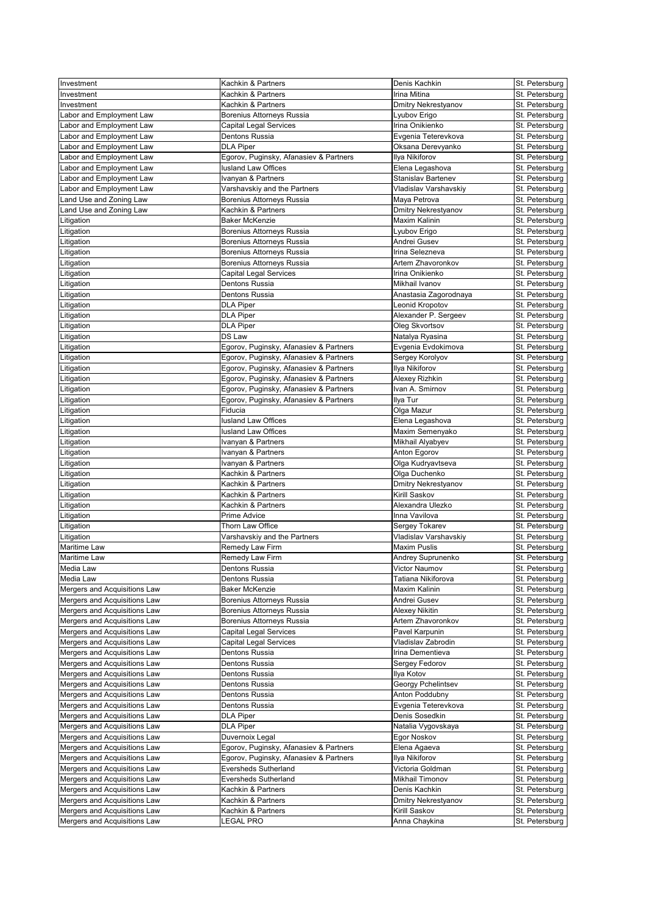| Investment | Kachkin & Partners | Denis Kachkin | St. Petersburg |
|---|---|---|---|
| Investment | Kachkin & Partners | Irina Mitina | St. Petersburg |
| Investment | Kachkin & Partners | Dmitry Nekrestyanov | St. Petersburg |
| Labor and Employment Law | Borenius Attorneys Russia | Lyubov Erigo | St. Petersburg |
| Labor and Employment Law | Capital Legal Services | Irina Onikienko | St. Petersburg |
| Labor and Employment Law | Dentons Russia | Evgenia Teterevkova | St. Petersburg |
| Labor and Employment Law | DLA Piper | Oksana Derevyanko | St. Petersburg |
| Labor and Employment Law | Egorov, Puginsky, Afanasiev & Partners | Ilya Nikiforov | St. Petersburg |
| Labor and Employment Law | Iusland Law Offices | Elena Legashova | St. Petersburg |
| Labor and Employment Law | Ivanyan & Partners | Stanislav Bartenev | St. Petersburg |
| Labor and Employment Law | Varshavskiy and the Partners | Vladislav Varshavskiy | St. Petersburg |
| Land Use and Zoning Law | Borenius Attorneys Russia | Maya Petrova | St. Petersburg |
| Land Use and Zoning Law | Kachkin & Partners | Dmitry Nekrestyanov | St. Petersburg |
| Litigation | Baker McKenzie | Maxim Kalinin | St. Petersburg |
| Litigation | Borenius Attorneys Russia | Lyubov Erigo | St. Petersburg |
| Litigation | Borenius Attorneys Russia | Andrei Gusev | St. Petersburg |
| Litigation | Borenius Attorneys Russia | Irina Selezneva | St. Petersburg |
| Litigation | Borenius Attorneys Russia | Artem Zhavoronkov | St. Petersburg |
| Litigation | Capital Legal Services | Irina Onikienko | St. Petersburg |
| Litigation | Dentons Russia | Mikhail Ivanov | St. Petersburg |
| Litigation | Dentons Russia | Anastasia Zagorodnaya | St. Petersburg |
| Litigation | DLA Piper | Leonid Kropotov | St. Petersburg |
| Litigation | DLA Piper | Alexander P. Sergeev | St. Petersburg |
| Litigation | DLA Piper | Oleg Skvortsov | St. Petersburg |
| Litigation | DS Law | Natalya Ryasina | St. Petersburg |
| Litigation | Egorov, Puginsky, Afanasiev & Partners | Evgenia Evdokimova | St. Petersburg |
| Litigation | Egorov, Puginsky, Afanasiev & Partners | Sergey Korolyov | St. Petersburg |
| Litigation | Egorov, Puginsky, Afanasiev & Partners | Ilya Nikiforov | St. Petersburg |
| Litigation | Egorov, Puginsky, Afanasiev & Partners | Alexey Rizhkin | St. Petersburg |
| Litigation | Egorov, Puginsky, Afanasiev & Partners | Ivan A. Smirnov | St. Petersburg |
| Litigation | Egorov, Puginsky, Afanasiev & Partners | Ilya Tur | St. Petersburg |
| Litigation | Fiducia | Olga Mazur | St. Petersburg |
| Litigation | Iusland Law Offices | Elena Legashova | St. Petersburg |
| Litigation | Iusland Law Offices | Maxim Semenyako | St. Petersburg |
| Litigation | Ivanyan & Partners | Mikhail Alyabyev | St. Petersburg |
| Litigation | Ivanyan & Partners | Anton Egorov | St. Petersburg |
| Litigation | Ivanyan & Partners | Olga Kudryavtseva | St. Petersburg |
| Litigation | Kachkin & Partners | Olga Duchenko | St. Petersburg |
| Litigation | Kachkin & Partners | Dmitry Nekrestyanov | St. Petersburg |
| Litigation | Kachkin & Partners | Kirill Saskov | St. Petersburg |
| Litigation | Kachkin & Partners | Alexandra Ulezko | St. Petersburg |
| Litigation | Prime Advice | Inna Vavilova | St. Petersburg |
| Litigation | Thorn Law Office | Sergey Tokarev | St. Petersburg |
| Litigation | Varshavskiy and the Partners | Vladislav Varshavskiy | St. Petersburg |
| Maritime Law | Remedy Law Firm | Maxim Puslis | St. Petersburg |
| Maritime Law | Remedy Law Firm | Andrey Suprunenko | St. Petersburg |
| Media Law | Dentons Russia | Victor Naumov | St. Petersburg |
| Media Law | Dentons Russia | Tatiana Nikiforova | St. Petersburg |
| Mergers and Acquisitions Law | Baker McKenzie | Maxim Kalinin | St. Petersburg |
| Mergers and Acquisitions Law | Borenius Attorneys Russia | Andrei Gusev | St. Petersburg |
| Mergers and Acquisitions Law | Borenius Attorneys Russia | Alexey Nikitin | St. Petersburg |
| Mergers and Acquisitions Law | Borenius Attorneys Russia | Artem Zhavoronkov | St. Petersburg |
| Mergers and Acquisitions Law | Capital Legal Services | Pavel Karpunin | St. Petersburg |
| Mergers and Acquisitions Law | Capital Legal Services | Vladislav Zabrodin | St. Petersburg |
| Mergers and Acquisitions Law | Dentons Russia | Irina Dementieva | St. Petersburg |
| Mergers and Acquisitions Law | Dentons Russia | Sergey Fedorov | St. Petersburg |
| Mergers and Acquisitions Law | Dentons Russia | Ilya Kotov | St. Petersburg |
| Mergers and Acquisitions Law | Dentons Russia | Georgy Pchelintsev | St. Petersburg |
| Mergers and Acquisitions Law | Dentons Russia | Anton Poddubny | St. Petersburg |
| Mergers and Acquisitions Law | Dentons Russia | Evgenia Teterevkova | St. Petersburg |
| Mergers and Acquisitions Law | DLA Piper | Denis Sosedkin | St. Petersburg |
| Mergers and Acquisitions Law | DLA Piper | Natalia Vygovskaya | St. Petersburg |
| Mergers and Acquisitions Law | Duvernoix Legal | Egor Noskov | St. Petersburg |
| Mergers and Acquisitions Law | Egorov, Puginsky, Afanasiev & Partners | Elena Agaeva | St. Petersburg |
| Mergers and Acquisitions Law | Egorov, Puginsky, Afanasiev & Partners | Ilya Nikiforov | St. Petersburg |
| Mergers and Acquisitions Law | Eversheds Sutherland | Victoria Goldman | St. Petersburg |
| Mergers and Acquisitions Law | Eversheds Sutherland | Mikhail Timonov | St. Petersburg |
| Mergers and Acquisitions Law | Kachkin & Partners | Denis Kachkin | St. Petersburg |
| Mergers and Acquisitions Law | Kachkin & Partners | Dmitry Nekrestyanov | St. Petersburg |
| Mergers and Acquisitions Law | Kachkin & Partners | Kirill Saskov | St. Petersburg |
| Mergers and Acquisitions Law | LEGAL PRO | Anna Chaykina | St. Petersburg |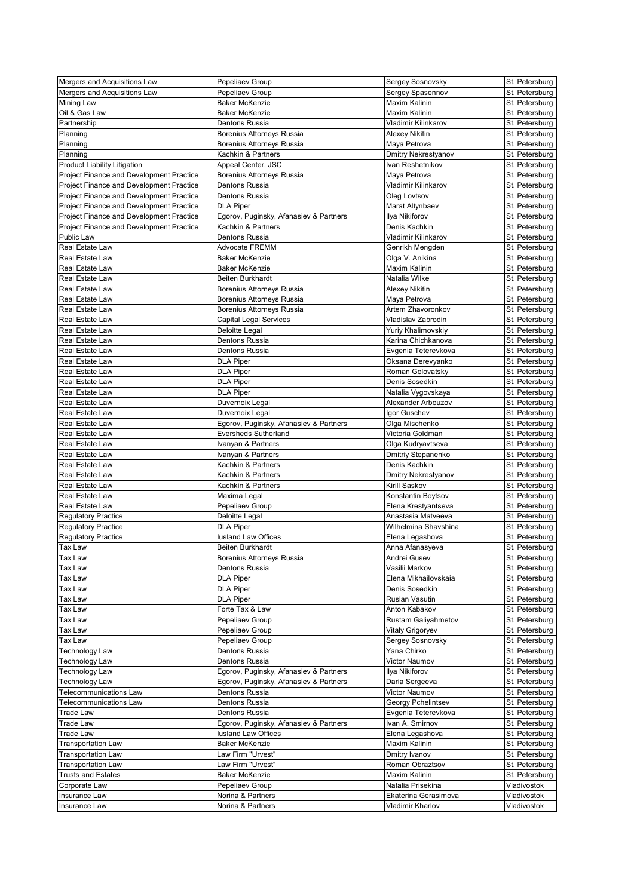| Mergers and Acquisitions Law | Pepeliaev Group | Sergey Sosnovsky | St. Petersburg |
|---|---|---|---|
| Mergers and Acquisitions Law | Pepeliaev Group | Sergey Spasennov | St. Petersburg |
| Mining Law | Baker McKenzie | Maxim Kalinin | St. Petersburg |
| Oil & Gas Law | Baker McKenzie | Maxim Kalinin | St. Petersburg |
| Partnership | Dentons Russia | Vladimir Kilinkarov | St. Petersburg |
| Planning | Borenius Attorneys Russia | Alexey Nikitin | St. Petersburg |
| Planning | Borenius Attorneys Russia | Maya Petrova | St. Petersburg |
| Planning | Kachkin & Partners | Dmitry Nekrestyanov | St. Petersburg |
| Product Liability Litigation | Appeal Center, JSC | Ivan Reshetnikov | St. Petersburg |
| Project Finance and Development Practice | Borenius Attorneys Russia | Maya Petrova | St. Petersburg |
| Project Finance and Development Practice | Dentons Russia | Vladimir Kilinkarov | St. Petersburg |
| Project Finance and Development Practice | Dentons Russia | Oleg Lovtsov | St. Petersburg |
| Project Finance and Development Practice | DLA Piper | Marat Altynbaev | St. Petersburg |
| Project Finance and Development Practice | Egorov, Puginsky, Afanasiev & Partners | Ilya Nikiforov | St. Petersburg |
| Project Finance and Development Practice | Kachkin & Partners | Denis Kachkin | St. Petersburg |
| Public Law | Dentons Russia | Vladimir Kilinkarov | St. Petersburg |
| Real Estate Law | Advocate FREMM | Genrikh Mengden | St. Petersburg |
| Real Estate Law | Baker McKenzie | Olga V. Anikina | St. Petersburg |
| Real Estate Law | Baker McKenzie | Maxim Kalinin | St. Petersburg |
| Real Estate Law | Beiten Burkhardt | Natalia Wilke | St. Petersburg |
| Real Estate Law | Borenius Attorneys Russia | Alexey Nikitin | St. Petersburg |
| Real Estate Law | Borenius Attorneys Russia | Maya Petrova | St. Petersburg |
| Real Estate Law | Borenius Attorneys Russia | Artem Zhavoronkov | St. Petersburg |
| Real Estate Law | Capital Legal Services | Vladislav Zabrodin | St. Petersburg |
| Real Estate Law | Deloitte Legal | Yuriy Khalimovskiy | St. Petersburg |
| Real Estate Law | Dentons Russia | Karina Chichkanova | St. Petersburg |
| Real Estate Law | Dentons Russia | Evgenia Teterevkova | St. Petersburg |
| Real Estate Law | DLA Piper | Oksana Derevyanko | St. Petersburg |
| Real Estate Law | DLA Piper | Roman Golovatsky | St. Petersburg |
| Real Estate Law | DLA Piper | Denis Sosedkin | St. Petersburg |
| Real Estate Law | DLA Piper | Natalia Vygovskaya | St. Petersburg |
| Real Estate Law | Duvernoix Legal | Alexander Arbouzov | St. Petersburg |
| Real Estate Law | Duvernoix Legal | Igor Guschev | St. Petersburg |
| Real Estate Law | Egorov, Puginsky, Afanasiev & Partners | Olga Mischenko | St. Petersburg |
| Real Estate Law | Eversheds Sutherland | Victoria Goldman | St. Petersburg |
| Real Estate Law | Ivanyan & Partners | Olga Kudryavtseva | St. Petersburg |
| Real Estate Law | Ivanyan & Partners | Dmitriy Stepanenko | St. Petersburg |
| Real Estate Law | Kachkin & Partners | Denis Kachkin | St. Petersburg |
| Real Estate Law | Kachkin & Partners | Dmitry Nekrestyanov | St. Petersburg |
| Real Estate Law | Kachkin & Partners | Kirill Saskov | St. Petersburg |
| Real Estate Law | Maxima Legal | Konstantin Boytsov | St. Petersburg |
| Real Estate Law | Pepeliaev Group | Elena Krestyantseva | St. Petersburg |
| Regulatory Practice | Deloitte Legal | Anastasia Matveeva | St. Petersburg |
| Regulatory Practice | DLA Piper | Wilhelmina Shavshina | St. Petersburg |
| Regulatory Practice | Iusland Law Offices | Elena Legashova | St. Petersburg |
| Tax Law | Beiten Burkhardt | Anna Afanasyeva | St. Petersburg |
| Tax Law | Borenius Attorneys Russia | Andrei Gusev | St. Petersburg |
| Tax Law | Dentons Russia | Vasilii Markov | St. Petersburg |
| Tax Law | DLA Piper | Elena Mikhailovskaia | St. Petersburg |
| Tax Law | DLA Piper | Denis Sosedkin | St. Petersburg |
| Tax Law | DLA Piper | Ruslan Vasutin | St. Petersburg |
| Tax Law | Forte Tax & Law | Anton Kabakov | St. Petersburg |
| Tax Law | Pepeliaev Group | Rustam Galiyahmetov | St. Petersburg |
| Tax Law | Pepeliaev Group | Vitaly Grigoryev | St. Petersburg |
| Tax Law | Pepeliaev Group | Sergey Sosnovsky | St. Petersburg |
| Technology Law | Dentons Russia | Yana Chirko | St. Petersburg |
| Technology Law | Dentons Russia | Victor Naumov | St. Petersburg |
| Technology Law | Egorov, Puginsky, Afanasiev & Partners | Ilya Nikiforov | St. Petersburg |
| Technology Law | Egorov, Puginsky, Afanasiev & Partners | Daria Sergeeva | St. Petersburg |
| Telecommunications Law | Dentons Russia | Victor Naumov | St. Petersburg |
| Telecommunications Law | Dentons Russia | Georgy Pchelintsev | St. Petersburg |
| Trade Law | Dentons Russia | Evgenia Teterevkova | St. Petersburg |
| Trade Law | Egorov, Puginsky, Afanasiev & Partners | Ivan A. Smirnov | St. Petersburg |
| Trade Law | Iusland Law Offices | Elena Legashova | St. Petersburg |
| Transportation Law | Baker McKenzie | Maxim Kalinin | St. Petersburg |
| Transportation Law | Law Firm "Urvest" | Dmitry Ivanov | St. Petersburg |
| Transportation Law | Law Firm "Urvest" | Roman Obraztsov | St. Petersburg |
| Trusts and Estates | Baker McKenzie | Maxim Kalinin | St. Petersburg |
| Corporate Law | Pepeliaev Group | Natalia Prisekina | Vladivostok |
| Insurance Law | Norina & Partners | Ekaterina Gerasimova | Vladivostok |
| Insurance Law | Norina & Partners | Vladimir Kharlov | Vladivostok |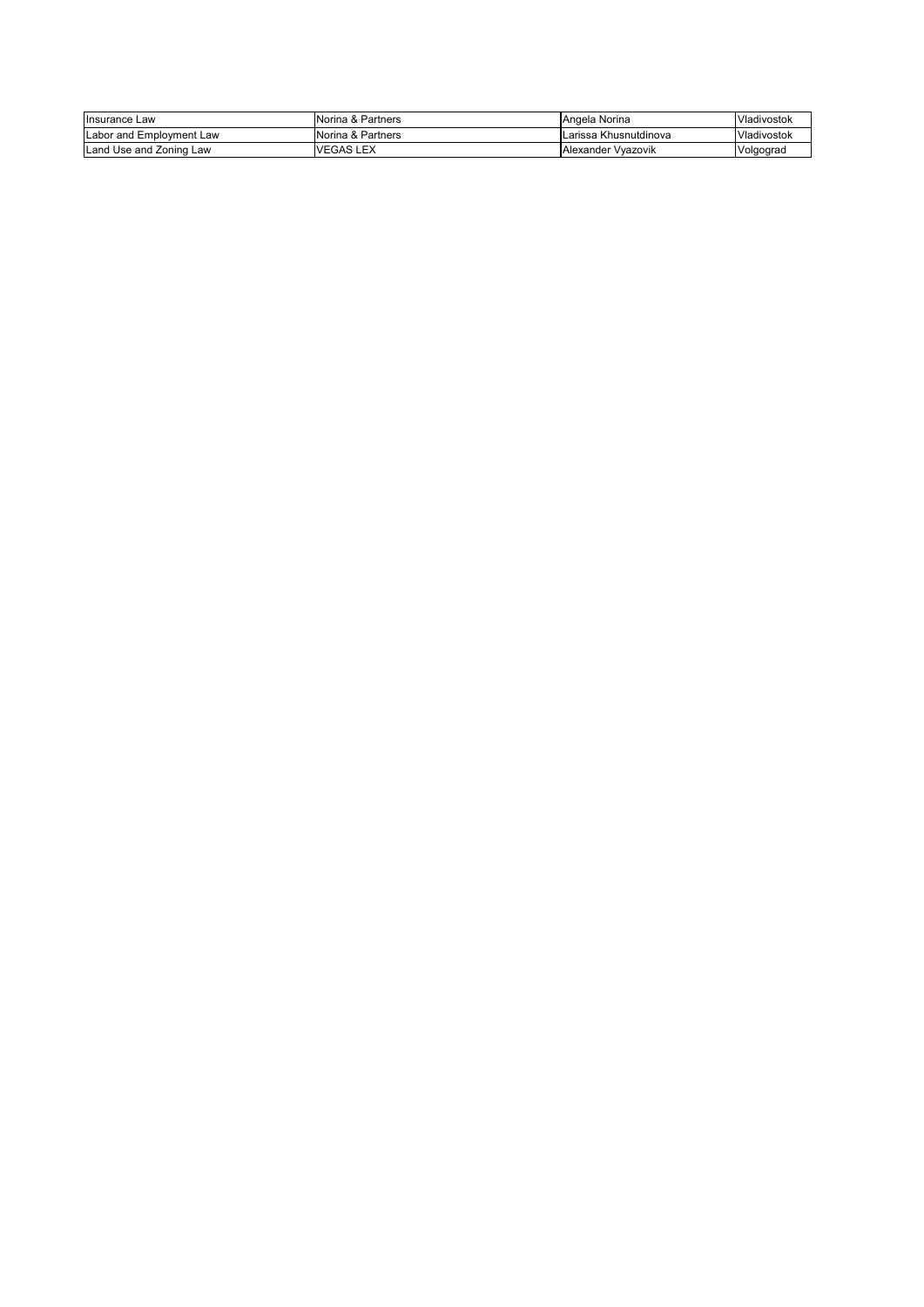| | | | |
|---|---|---|---|
| Insurance Law | Norina & Partners | Angela Norina | Vladivostok |
| Labor and Employment Law | Norina & Partners | Larissa Khusnutdinova | Vladivostok |
| Land Use and Zoning Law | VEGAS LEX | Alexander Vyazovik | Volgograd |